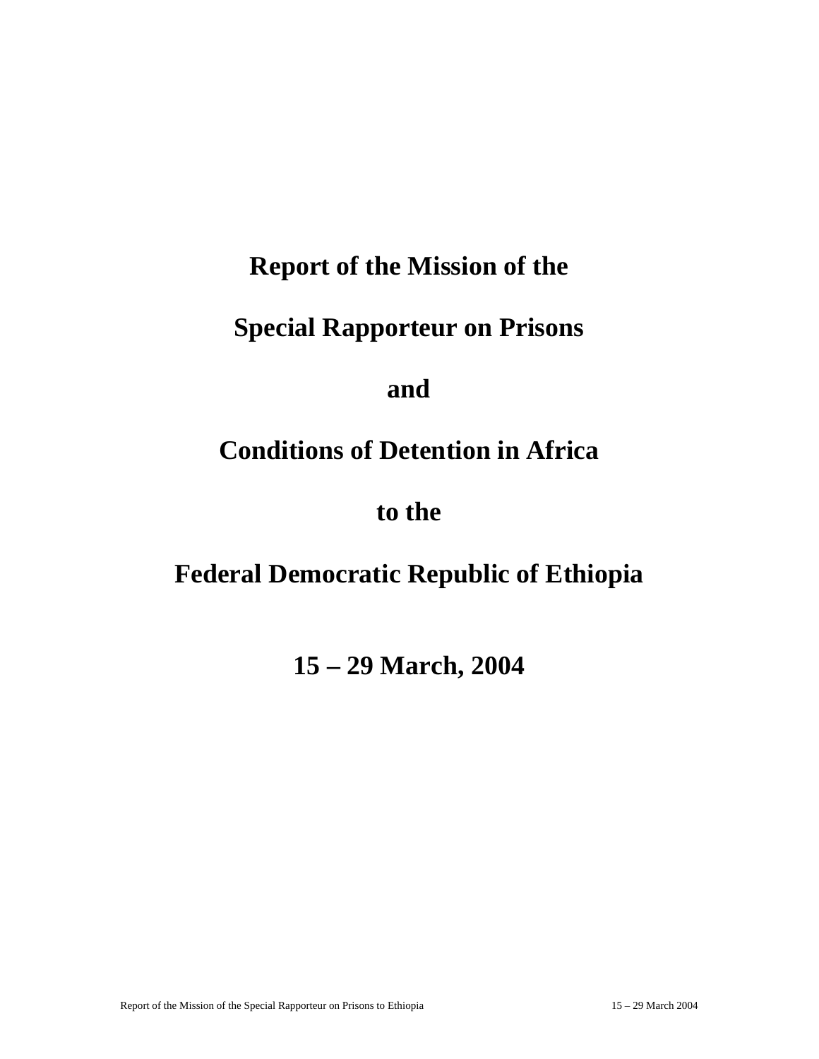# Report of the Mission of the

# Special Rapporteur on Prisons

# and

# Conditions of Detention in Africa

# to the

# Federal Democratic Republic of Ethiopia

# 15 – 29 March, 2004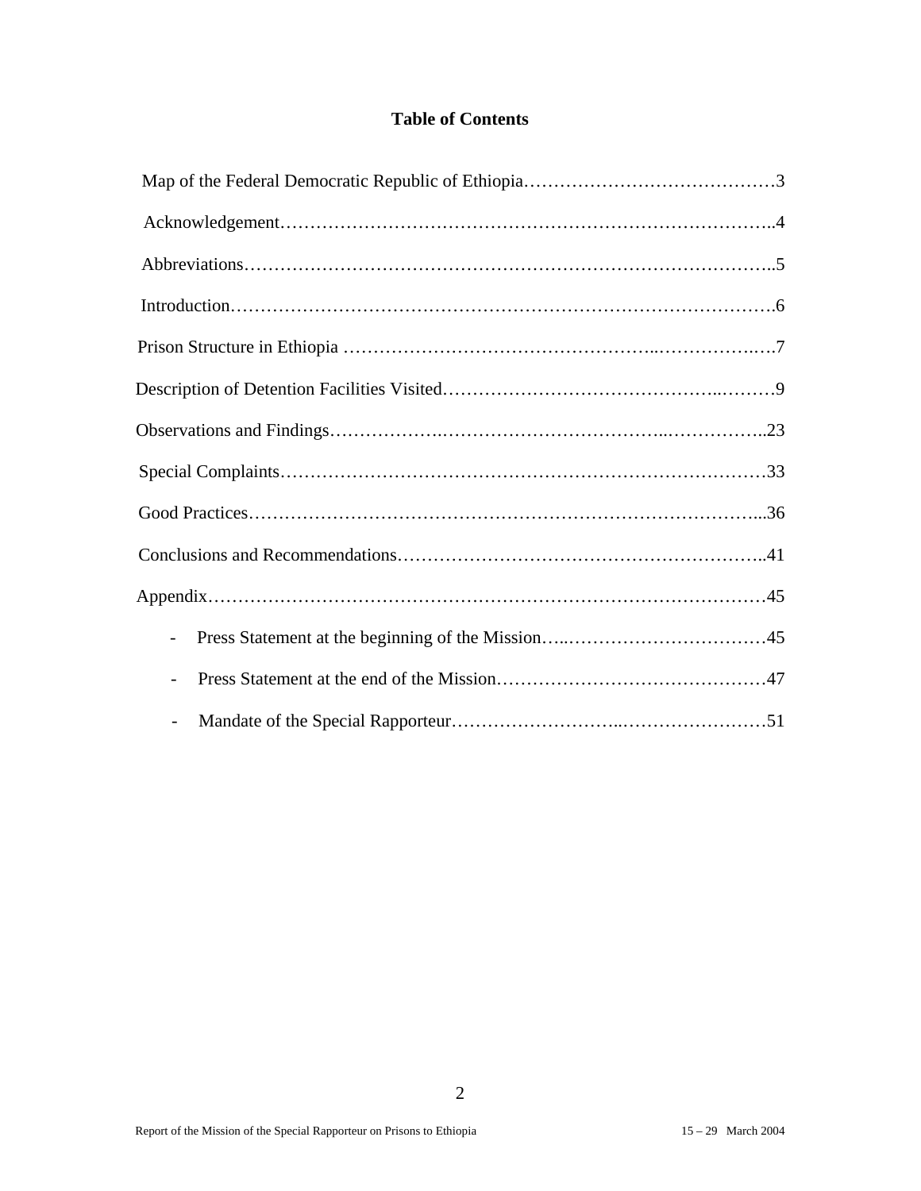# Table of Contents

Map of the Federal Democratic Republic of Ethiopia……………………………………3

Acknowledgement………………………………………………………………………..4

Abbreviations……………………………………………………………………………..5

Introduction……………………………………………………………………………….6

Prison Structure in Ethiopia ……………………………………………..…………….….7

Description of Detention Facilities Visited……………………………………..………9

Observations and Findings……………….……………………………..……………..23

Special Complaints………………………………………………………………………33

Good Practices…………………………………………………………………………...36

Conclusions and Recommendations…………………………………………………..41

Appendix…………………………………………………………………………………45

- Press Statement at the beginning of the Mission…..……………………………45
- Press Statement at the end of the Mission………………………………………47
- Mandate of the Special Rapporteur……………………..……………………51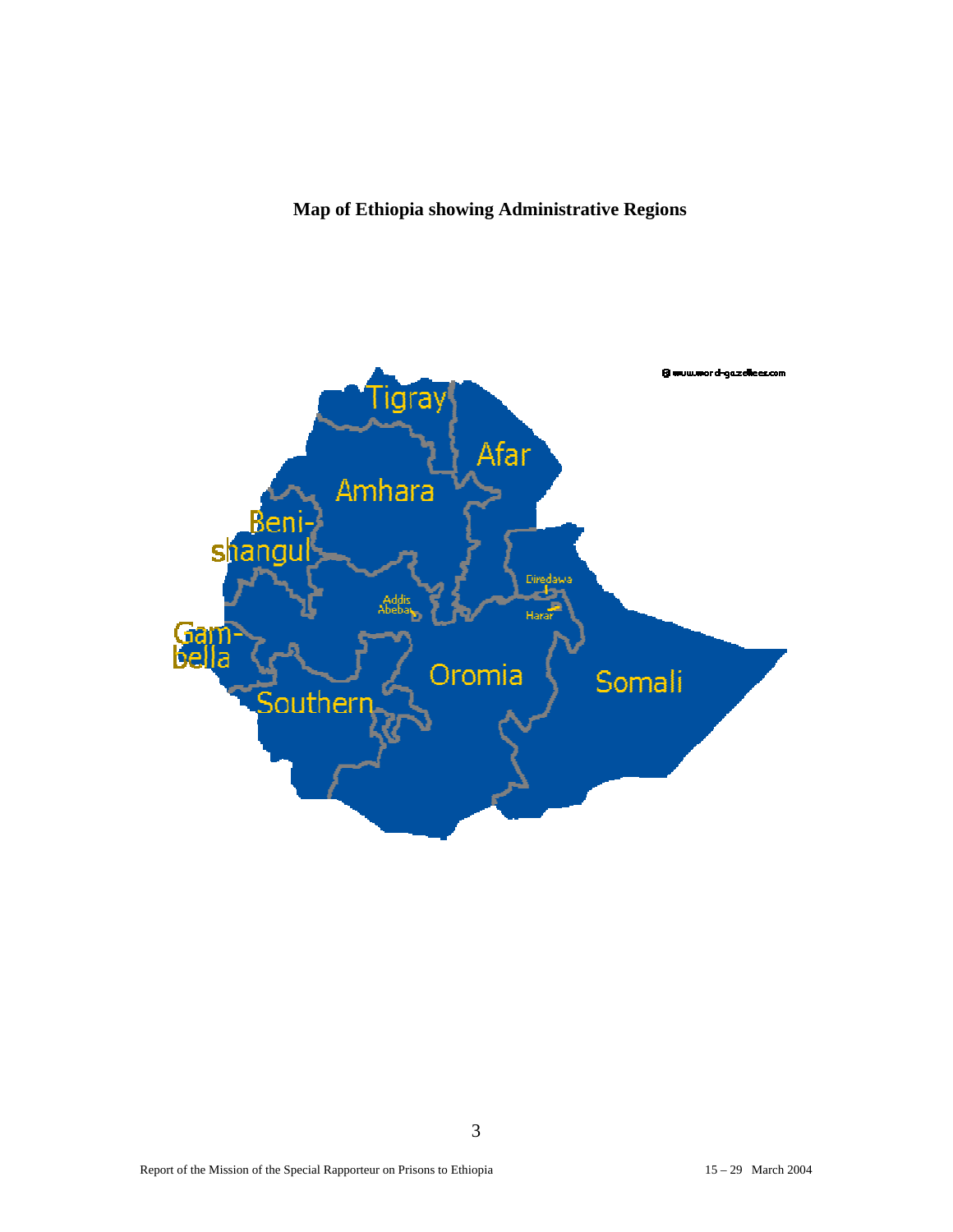**Map of Ethiopia showing Administrative Regions**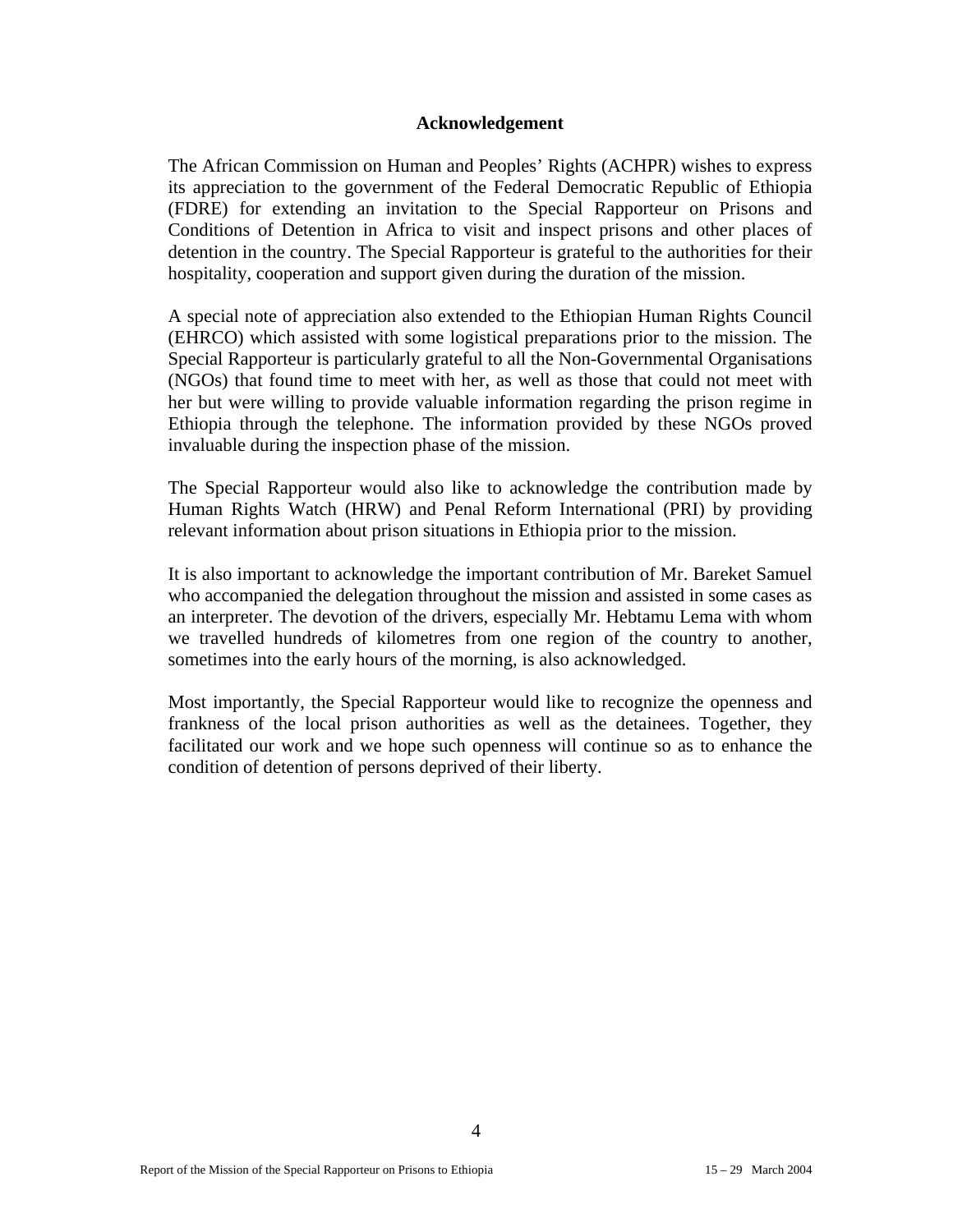## Acknowledgement

The African Commission on Human and Peoples' Rights (ACHPR) wishes to express its appreciation to the government of the Federal Democratic Republic of Ethiopia (FDRE) for extending an invitation to the Special Rapporteur on Prisons and Conditions of Detention in Africa to visit and inspect prisons and other places of detention in the country. The Special Rapporteur is grateful to the authorities for their hospitality, cooperation and support given during the duration of the mission.

A special note of appreciation also extended to the Ethiopian Human Rights Council (EHRCO) which assisted with some logistical preparations prior to the mission. The Special Rapporteur is particularly grateful to all the Non-Governmental Organisations (NGOs) that found time to meet with her, as well as those that could not meet with her but were willing to provide valuable information regarding the prison regime in Ethiopia through the telephone. The information provided by these NGOs proved invaluable during the inspection phase of the mission.

The Special Rapporteur would also like to acknowledge the contribution made by Human Rights Watch (HRW) and Penal Reform International (PRI) by providing relevant information about prison situations in Ethiopia prior to the mission.

It is also important to acknowledge the important contribution of Mr. Bareket Samuel who accompanied the delegation throughout the mission and assisted in some cases as an interpreter. The devotion of the drivers, especially Mr. Hebtamu Lema with whom we travelled hundreds of kilometres from one region of the country to another, sometimes into the early hours of the morning, is also acknowledged.

Most importantly, the Special Rapporteur would like to recognize the openness and frankness of the local prison authorities as well as the detainees. Together, they facilitated our work and we hope such openness will continue so as to enhance the condition of detention of persons deprived of their liberty.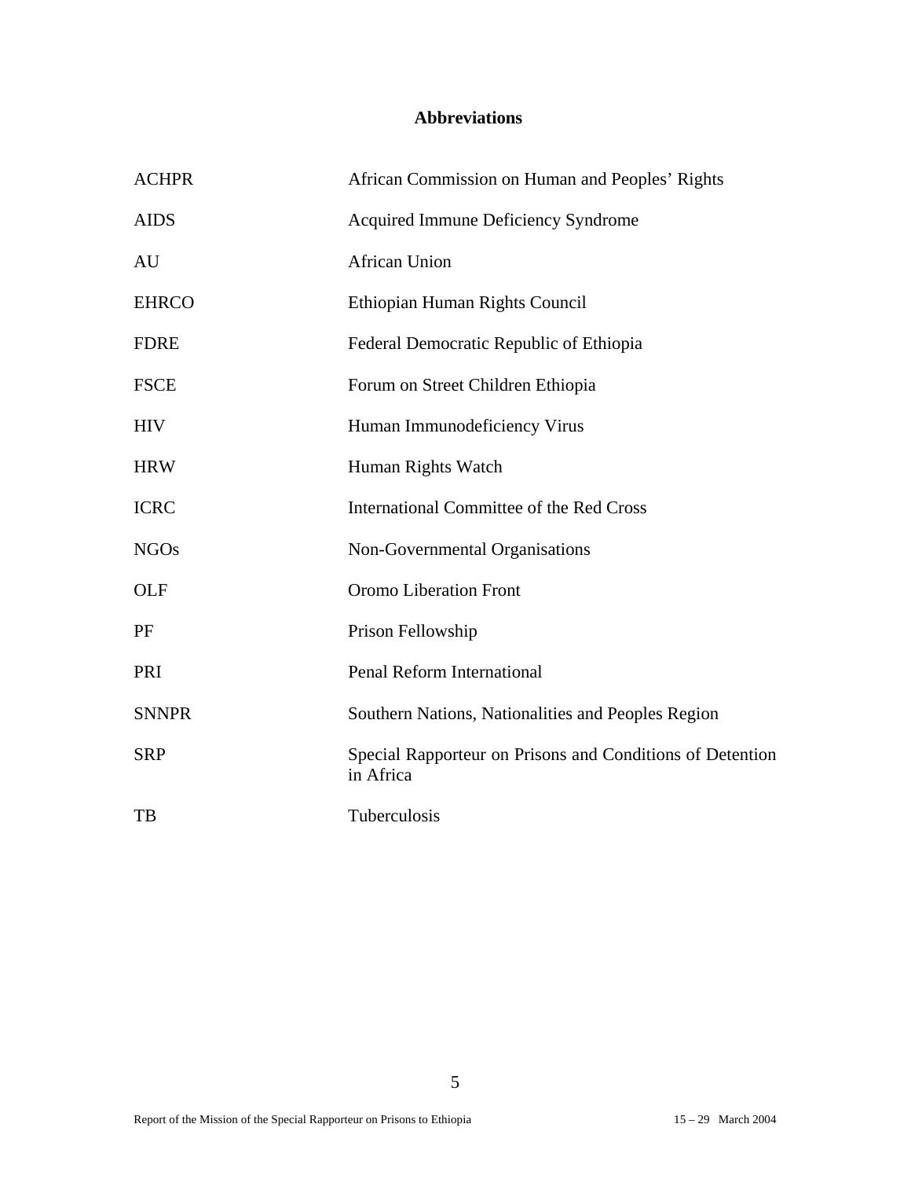## Abbreviations

| | |
|---|---|
| ACHPR | African Commission on Human and Peoples' Rights |
| AIDS | Acquired Immune Deficiency Syndrome |
| AU | African Union |
| EHRCO | Ethiopian Human Rights Council |
| FDRE | Federal Democratic Republic of Ethiopia |
| FSCE | Forum on Street Children Ethiopia |
| HIV | Human Immunodeficiency Virus |
| HRW | Human Rights Watch |
| ICRC | International Committee of the Red Cross |
| NGOs | Non-Governmental Organisations |
| OLF | Oromo Liberation Front |
| PF | Prison Fellowship |
| PRI | Penal Reform International |
| SNNPR | Southern Nations, Nationalities and Peoples Region |
| SRP | Special Rapporteur on Prisons and Conditions of Detention in Africa |
| TB | Tuberculosis |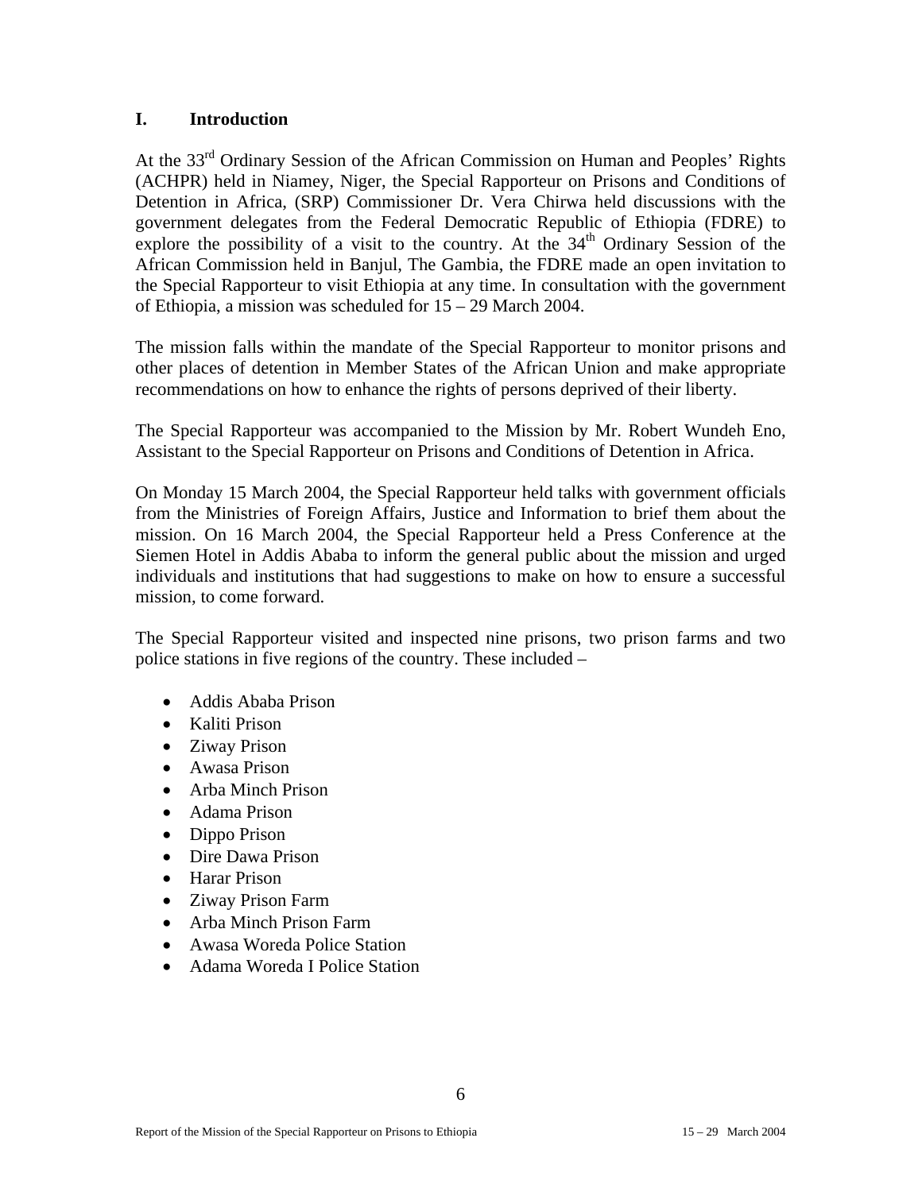## I. Introduction

At the 33rd Ordinary Session of the African Commission on Human and Peoples' Rights (ACHPR) held in Niamey, Niger, the Special Rapporteur on Prisons and Conditions of Detention in Africa, (SRP) Commissioner Dr. Vera Chirwa held discussions with the government delegates from the Federal Democratic Republic of Ethiopia (FDRE) to explore the possibility of a visit to the country. At the 34th Ordinary Session of the African Commission held in Banjul, The Gambia, the FDRE made an open invitation to the Special Rapporteur to visit Ethiopia at any time. In consultation with the government of Ethiopia, a mission was scheduled for 15 – 29 March 2004.

The mission falls within the mandate of the Special Rapporteur to monitor prisons and other places of detention in Member States of the African Union and make appropriate recommendations on how to enhance the rights of persons deprived of their liberty.

The Special Rapporteur was accompanied to the Mission by Mr. Robert Wundeh Eno, Assistant to the Special Rapporteur on Prisons and Conditions of Detention in Africa.

On Monday 15 March 2004, the Special Rapporteur held talks with government officials from the Ministries of Foreign Affairs, Justice and Information to brief them about the mission. On 16 March 2004, the Special Rapporteur held a Press Conference at the Siemen Hotel in Addis Ababa to inform the general public about the mission and urged individuals and institutions that had suggestions to make on how to ensure a successful mission, to come forward.

The Special Rapporteur visited and inspected nine prisons, two prison farms and two police stations in five regions of the country. These included –

- Addis Ababa Prison
- Kaliti Prison
- Ziway Prison
- Awasa Prison
- Arba Minch Prison
- Adama Prison
- Dippo Prison
- Dire Dawa Prison
- Harar Prison
- Ziway Prison Farm
- Arba Minch Prison Farm
- Awasa Woreda Police Station
- Adama Woreda I Police Station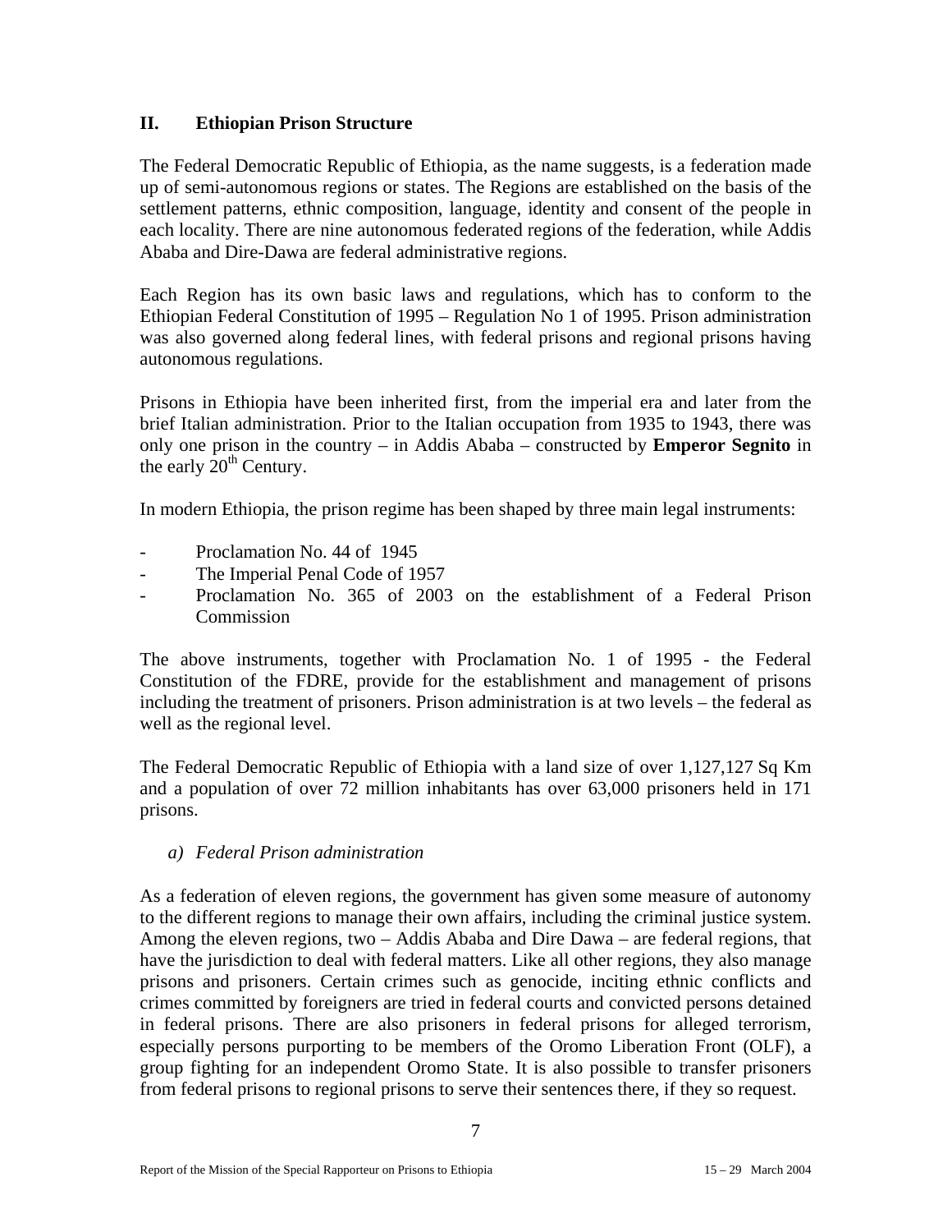## II. Ethiopian Prison Structure

The Federal Democratic Republic of Ethiopia, as the name suggests, is a federation made up of semi-autonomous regions or states. The Regions are established on the basis of the settlement patterns, ethnic composition, language, identity and consent of the people in each locality. There are nine autonomous federated regions of the federation, while Addis Ababa and Dire-Dawa are federal administrative regions.

Each Region has its own basic laws and regulations, which has to conform to the Ethiopian Federal Constitution of 1995 – Regulation No 1 of 1995. Prison administration was also governed along federal lines, with federal prisons and regional prisons having autonomous regulations.

Prisons in Ethiopia have been inherited first, from the imperial era and later from the brief Italian administration. Prior to the Italian occupation from 1935 to 1943, there was only one prison in the country – in Addis Ababa – constructed by **Emperor Segnito** in the early 20th Century.

In modern Ethiopia, the prison regime has been shaped by three main legal instruments:

- Proclamation No. 44 of 1945
- The Imperial Penal Code of 1957
- Proclamation No. 365 of 2003 on the establishment of a Federal Prison Commission

The above instruments, together with Proclamation No. 1 of 1995 - the Federal Constitution of the FDRE, provide for the establishment and management of prisons including the treatment of prisoners. Prison administration is at two levels – the federal as well as the regional level.

The Federal Democratic Republic of Ethiopia with a land size of over 1,127,127 Sq Km and a population of over 72 million inhabitants has over 63,000 prisoners held in 171 prisons.

### a) *Federal Prison administration*

As a federation of eleven regions, the government has given some measure of autonomy to the different regions to manage their own affairs, including the criminal justice system. Among the eleven regions, two – Addis Ababa and Dire Dawa – are federal regions, that have the jurisdiction to deal with federal matters. Like all other regions, they also manage prisons and prisoners. Certain crimes such as genocide, inciting ethnic conflicts and crimes committed by foreigners are tried in federal courts and convicted persons detained in federal prisons. There are also prisoners in federal prisons for alleged terrorism, especially persons purporting to be members of the Oromo Liberation Front (OLF), a group fighting for an independent Oromo State. It is also possible to transfer prisoners from federal prisons to regional prisons to serve their sentences there, if they so request.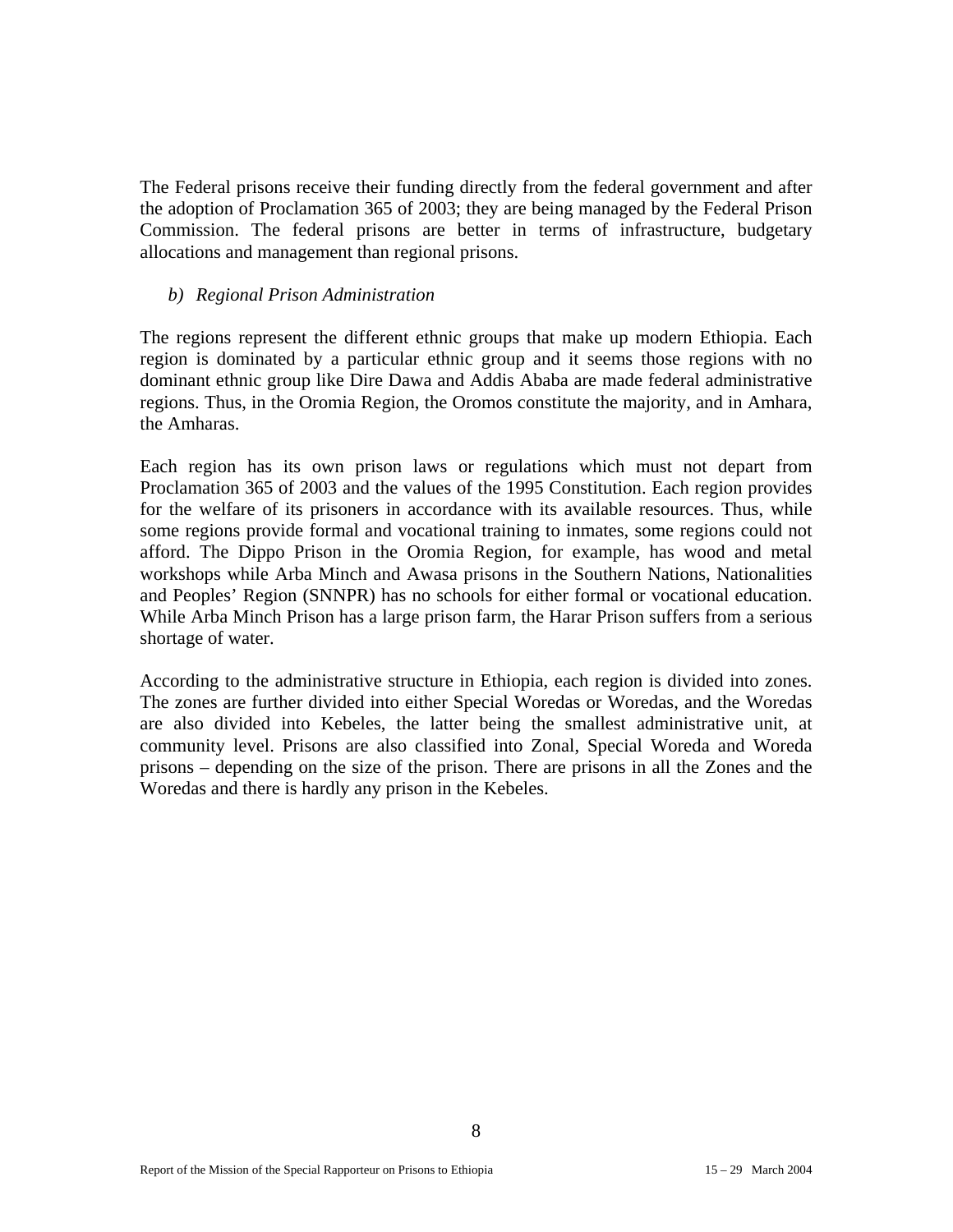The Federal prisons receive their funding directly from the federal government and after the adoption of Proclamation 365 of 2003; they are being managed by the Federal Prison Commission. The federal prisons are better in terms of infrastructure, budgetary allocations and management than regional prisons.

### *b) Regional Prison Administration*

The regions represent the different ethnic groups that make up modern Ethiopia. Each region is dominated by a particular ethnic group and it seems those regions with no dominant ethnic group like Dire Dawa and Addis Ababa are made federal administrative regions. Thus, in the Oromia Region, the Oromos constitute the majority, and in Amhara, the Amharas.

Each region has its own prison laws or regulations which must not depart from Proclamation 365 of 2003 and the values of the 1995 Constitution. Each region provides for the welfare of its prisoners in accordance with its available resources. Thus, while some regions provide formal and vocational training to inmates, some regions could not afford. The Dippo Prison in the Oromia Region, for example, has wood and metal workshops while Arba Minch and Awasa prisons in the Southern Nations, Nationalities and Peoples' Region (SNNPR) has no schools for either formal or vocational education. While Arba Minch Prison has a large prison farm, the Harar Prison suffers from a serious shortage of water.

According to the administrative structure in Ethiopia, each region is divided into zones. The zones are further divided into either Special Woredas or Woredas, and the Woredas are also divided into Kebeles, the latter being the smallest administrative unit, at community level. Prisons are also classified into Zonal, Special Woreda and Woreda prisons – depending on the size of the prison. There are prisons in all the Zones and the Woredas and there is hardly any prison in the Kebeles.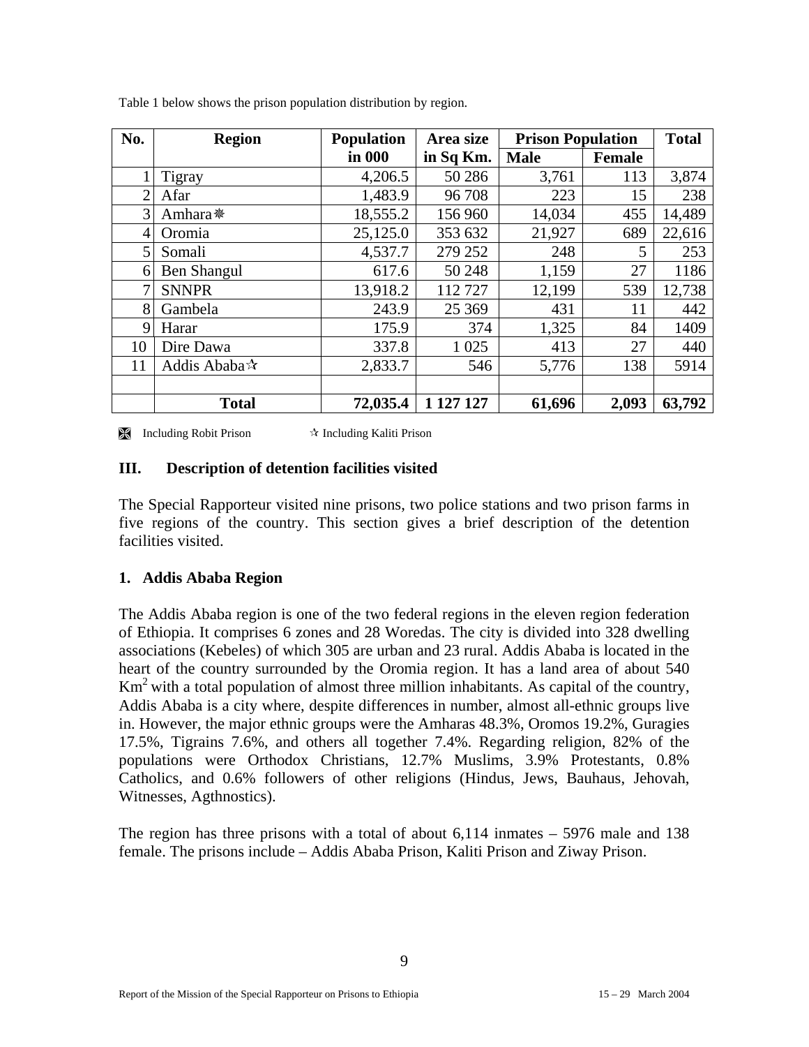Table 1 below shows the prison population distribution by region.

| No. | Region | Population in 000 | Area size in Sq Km. | Prison Population | | Total |
|---|---|---|---|---|---|---|
| | | | | Male | Female | |
| 1 | Tigray | 4,206.5 | 50 286 | 3,761 | 113 | 3,874 |
| 2 | Afar | 1,483.9 | 96 708 | 223 | 15 | 238 |
| 3 | Amhara ❋ | 18,555.2 | 156 960 | 14,034 | 455 | 14,489 |
| 4 | Oromia | 25,125.0 | 353 632 | 21,927 | 689 | 22,616 |
| 5 | Somali | 4,537.7 | 279 252 | 248 | 5 | 253 |
| 6 | Ben Shangul | 617.6 | 50 248 | 1,159 | 27 | 1186 |
| 7 | SNNPR | 13,918.2 | 112 727 | 12,199 | 539 | 12,738 |
| 8 | Gambela | 243.9 | 25 369 | 431 | 11 | 442 |
| 9 | Harar | 175.9 | 374 | 1,325 | 84 | 1409 |
| 10 | Dire Dawa | 337.8 | 1 025 | 413 | 27 | 440 |
| 11 | Addis Ababa ✫ | 2,833.7 | 546 | 5,776 | 138 | 5914 |
| | | | | | | |
| | **Total** | **72,035.4** | **1 127 127** | **61,696** | **2,093** | **63,792** |

❋ Including Robit Prison ✫ Including Kaliti Prison

## III. Description of detention facilities visited

The Special Rapporteur visited nine prisons, two police stations and two prison farms in five regions of the country. This section gives a brief description of the detention facilities visited.

### 1. Addis Ababa Region

The Addis Ababa region is one of the two federal regions in the eleven region federation of Ethiopia. It comprises 6 zones and 28 Woredas. The city is divided into 328 dwelling associations (Kebeles) of which 305 are urban and 23 rural. Addis Ababa is located in the heart of the country surrounded by the Oromia region. It has a land area of about 540 $Km^2$ with a total population of almost three million inhabitants. As capital of the country, Addis Ababa is a city where, despite differences in number, almost all-ethnic groups live in. However, the major ethnic groups were the Amharas 48.3%, Oromos 19.2%, Guragies 17.5%, Tigrains 7.6%, and others all together 7.4%. Regarding religion, 82% of the populations were Orthodox Christians, 12.7% Muslims, 3.9% Protestants, 0.8% Catholics, and 0.6% followers of other religions (Hindus, Jews, Bauhaus, Jehovah, Witnesses, Agthnostics).

The region has three prisons with a total of about 6,114 inmates – 5976 male and 138 female. The prisons include – Addis Ababa Prison, Kaliti Prison and Ziway Prison.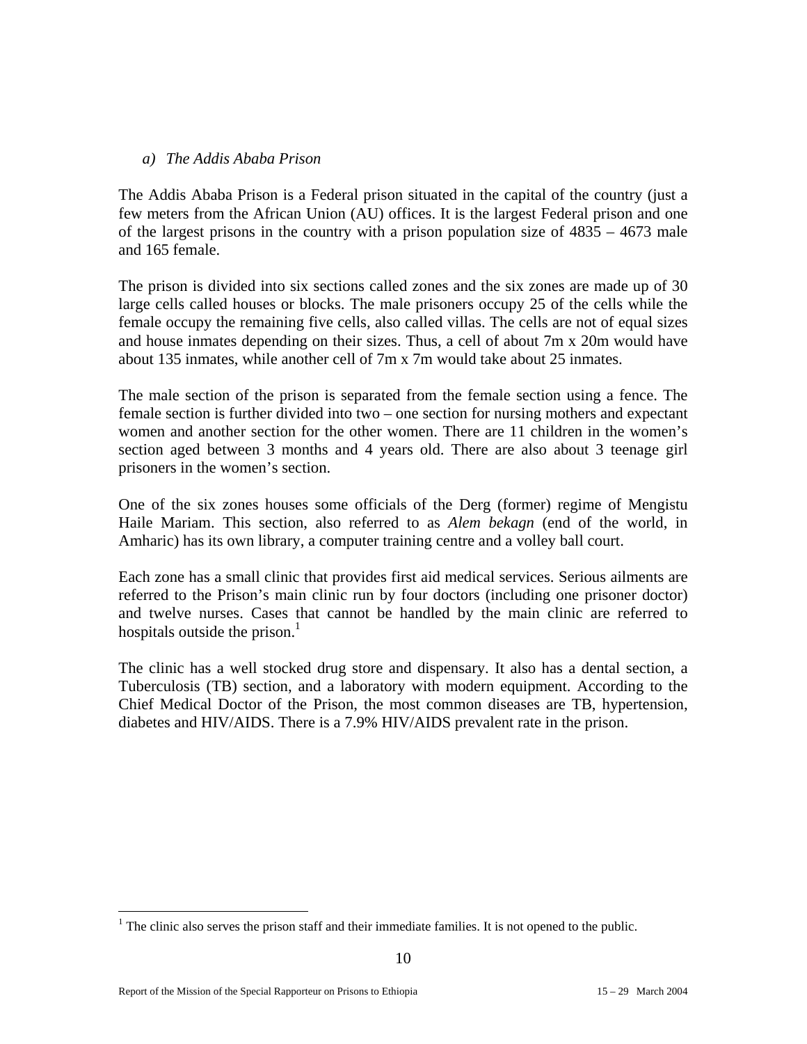*a) The Addis Ababa Prison*

The Addis Ababa Prison is a Federal prison situated in the capital of the country (just a few meters from the African Union (AU) offices. It is the largest Federal prison and one of the largest prisons in the country with a prison population size of 4835 – 4673 male and 165 female.

The prison is divided into six sections called zones and the six zones are made up of 30 large cells called houses or blocks. The male prisoners occupy 25 of the cells while the female occupy the remaining five cells, also called villas. The cells are not of equal sizes and house inmates depending on their sizes. Thus, a cell of about 7m x 20m would have about 135 inmates, while another cell of 7m x 7m would take about 25 inmates.

The male section of the prison is separated from the female section using a fence. The female section is further divided into two – one section for nursing mothers and expectant women and another section for the other women. There are 11 children in the women's section aged between 3 months and 4 years old. There are also about 3 teenage girl prisoners in the women's section.

One of the six zones houses some officials of the Derg (former) regime of Mengistu Haile Mariam. This section, also referred to as *Alem bekagn* (end of the world, in Amharic) has its own library, a computer training centre and a volley ball court.

Each zone has a small clinic that provides first aid medical services. Serious ailments are referred to the Prison's main clinic run by four doctors (including one prisoner doctor) and twelve nurses. Cases that cannot be handled by the main clinic are referred to hospitals outside the prison.[1]

The clinic has a well stocked drug store and dispensary. It also has a dental section, a Tuberculosis (TB) section, and a laboratory with modern equipment. According to the Chief Medical Doctor of the Prison, the most common diseases are TB, hypertension, diabetes and HIV/AIDS. There is a 7.9% HIV/AIDS prevalent rate in the prison.

---

[1] The clinic also serves the prison staff and their immediate families. It is not opened to the public.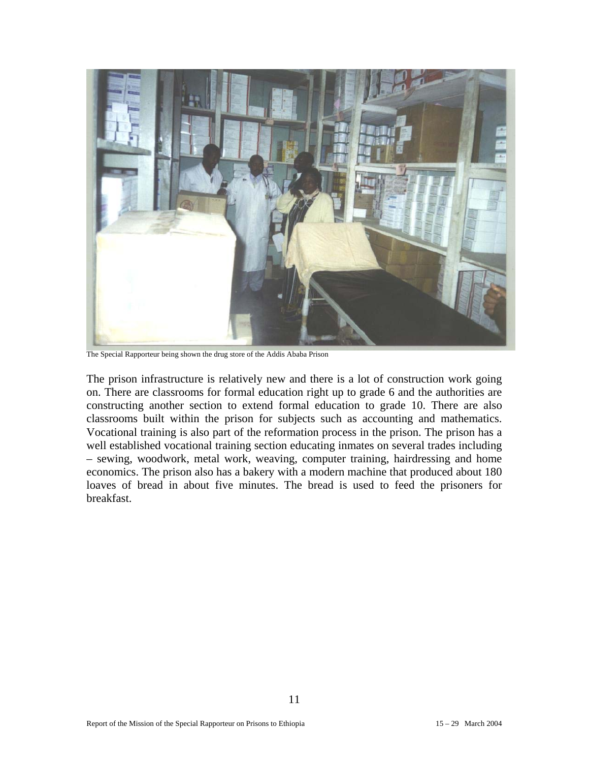The Special Rapporteur being shown the drug store of the Addis Ababa Prison

The prison infrastructure is relatively new and there is a lot of construction work going on. There are classrooms for formal education right up to grade 6 and the authorities are constructing another section to extend formal education to grade 10. There are also classrooms built within the prison for subjects such as accounting and mathematics. Vocational training is also part of the reformation process in the prison. The prison has a well established vocational training section educating inmates on several trades including – sewing, woodwork, metal work, weaving, computer training, hairdressing and home economics. The prison also has a bakery with a modern machine that produced about 180 loaves of bread in about five minutes. The bread is used to feed the prisoners for breakfast.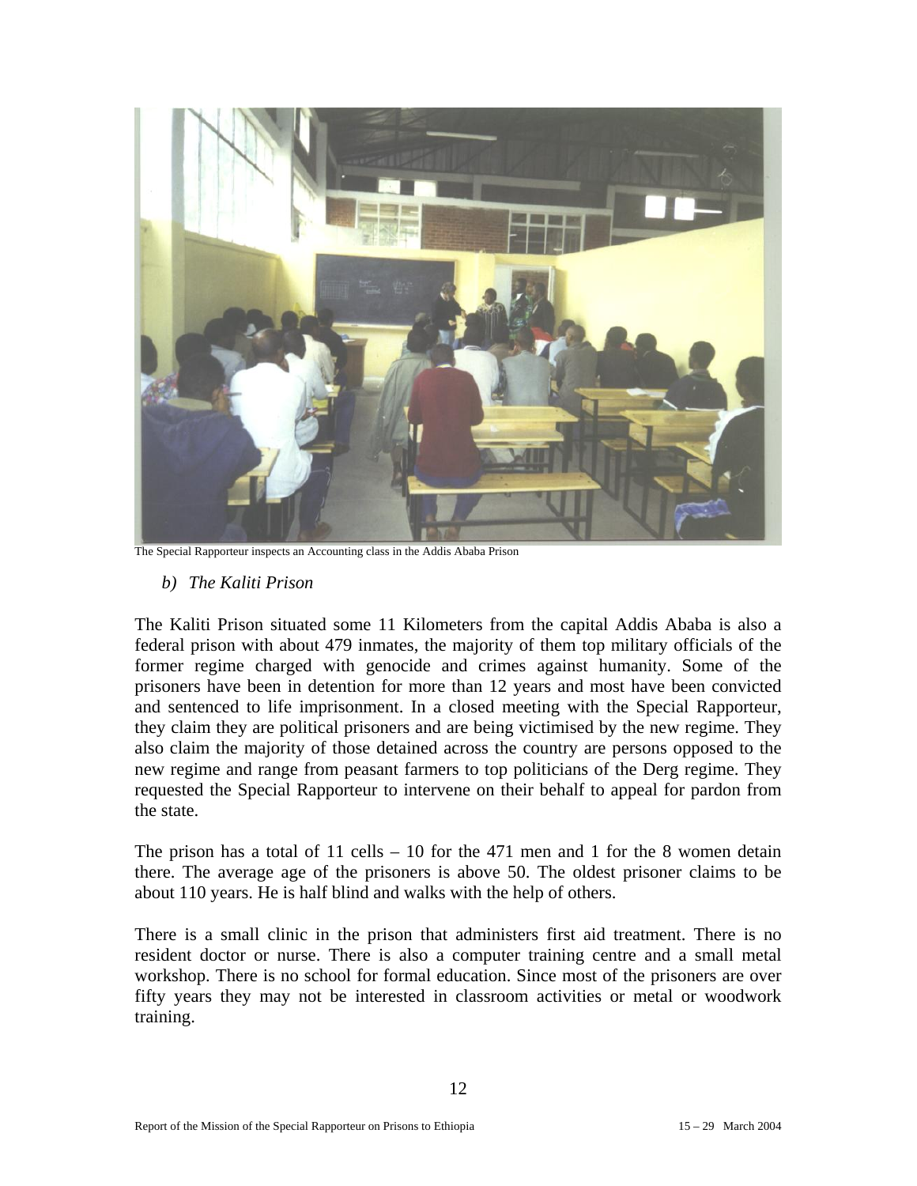The Special Rapporteur inspects an Accounting class in the Addis Ababa Prison

### *b) The Kaliti Prison*

The Kaliti Prison situated some 11 Kilometers from the capital Addis Ababa is also a federal prison with about 479 inmates, the majority of them top military officials of the former regime charged with genocide and crimes against humanity. Some of the prisoners have been in detention for more than 12 years and most have been convicted and sentenced to life imprisonment. In a closed meeting with the Special Rapporteur, they claim they are political prisoners and are being victimised by the new regime. They also claim the majority of those detained across the country are persons opposed to the new regime and range from peasant farmers to top politicians of the Derg regime. They requested the Special Rapporteur to intervene on their behalf to appeal for pardon from the state.

The prison has a total of 11 cells – 10 for the 471 men and 1 for the 8 women detain there. The average age of the prisoners is above 50. The oldest prisoner claims to be about 110 years. He is half blind and walks with the help of others.

There is a small clinic in the prison that administers first aid treatment. There is no resident doctor or nurse. There is also a computer training centre and a small metal workshop. There is no school for formal education. Since most of the prisoners are over fifty years they may not be interested in classroom activities or metal or woodwork training.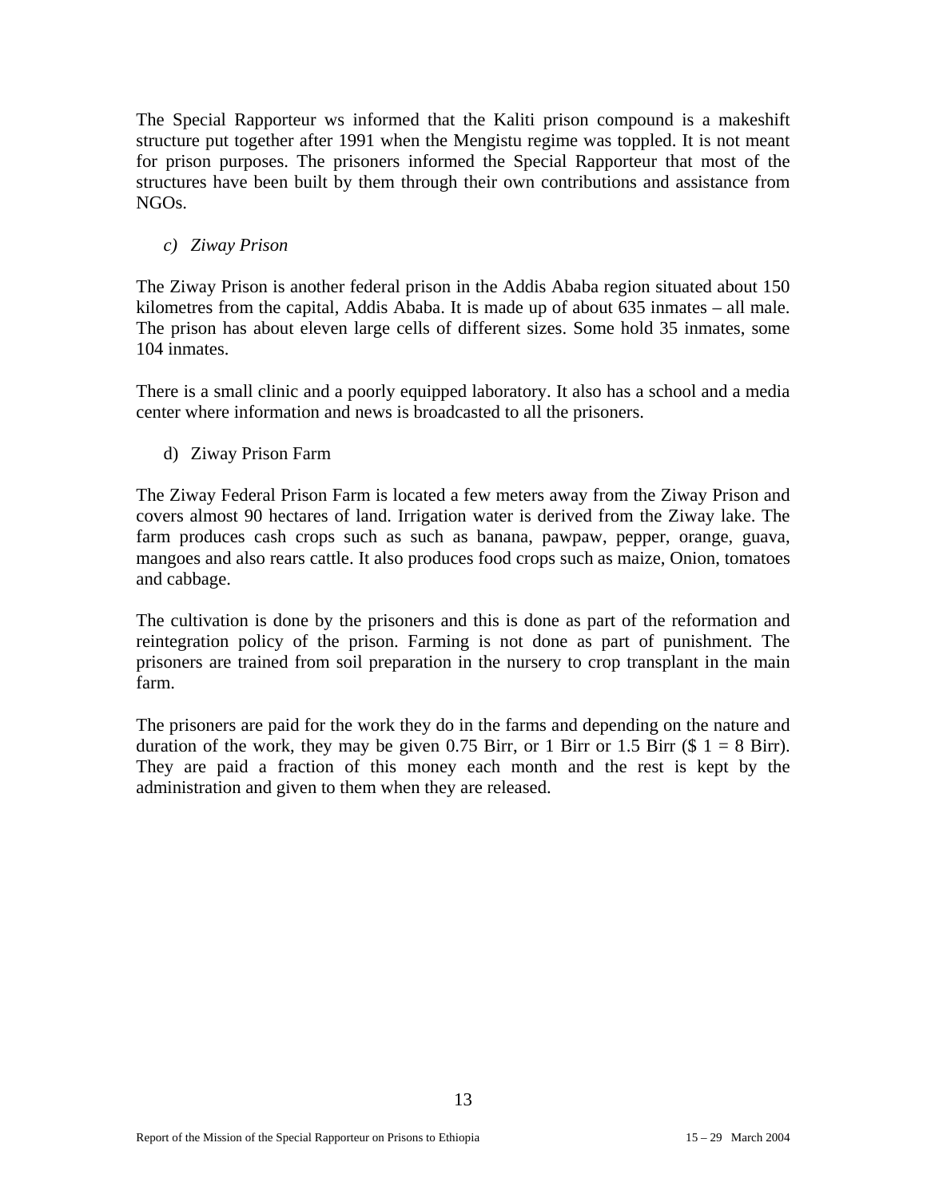The Special Rapporteur ws informed that the Kaliti prison compound is a makeshift structure put together after 1991 when the Mengistu regime was toppled. It is not meant for prison purposes. The prisoners informed the Special Rapporteur that most of the structures have been built by them through their own contributions and assistance from NGOs.

### *c) Ziway Prison*

The Ziway Prison is another federal prison in the Addis Ababa region situated about 150 kilometres from the capital, Addis Ababa. It is made up of about 635 inmates – all male. The prison has about eleven large cells of different sizes. Some hold 35 inmates, some 104 inmates.

There is a small clinic and a poorly equipped laboratory. It also has a school and a media center where information and news is broadcasted to all the prisoners.

### d) Ziway Prison Farm

The Ziway Federal Prison Farm is located a few meters away from the Ziway Prison and covers almost 90 hectares of land. Irrigation water is derived from the Ziway lake. The farm produces cash crops such as such as banana, pawpaw, pepper, orange, guava, mangoes and also rears cattle. It also produces food crops such as maize, Onion, tomatoes and cabbage.

The cultivation is done by the prisoners and this is done as part of the reformation and reintegration policy of the prison. Farming is not done as part of punishment. The prisoners are trained from soil preparation in the nursery to crop transplant in the main farm.

The prisoners are paid for the work they do in the farms and depending on the nature and duration of the work, they may be given 0.75 Birr, or 1 Birr or 1.5 Birr ($ 1 = 8 Birr). They are paid a fraction of this money each month and the rest is kept by the administration and given to them when they are released.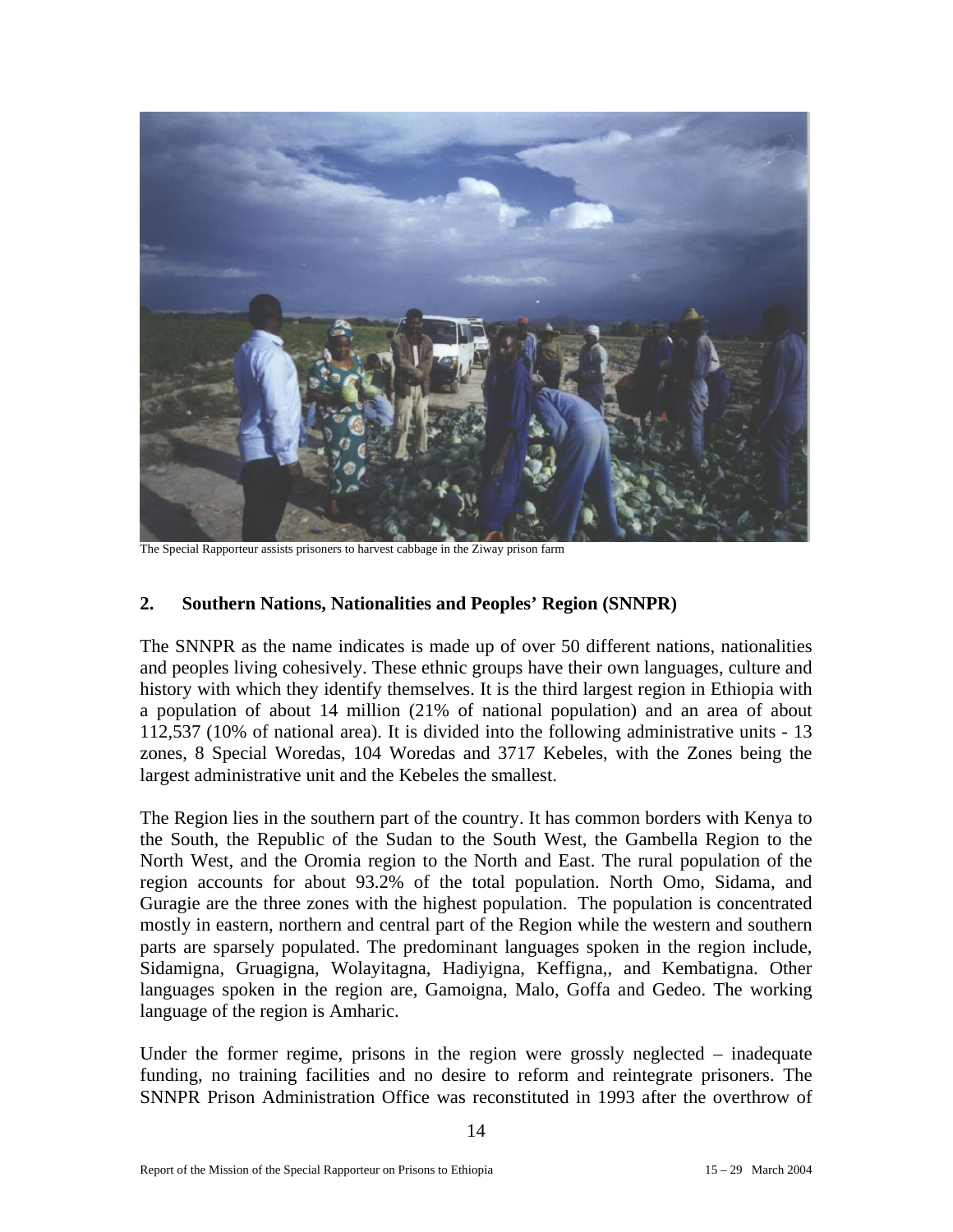The Special Rapporteur assists prisoners to harvest cabbage in the Ziway prison farm

## 2. Southern Nations, Nationalities and Peoples' Region (SNNPR)

The SNNPR as the name indicates is made up of over 50 different nations, nationalities and peoples living cohesively. These ethnic groups have their own languages, culture and history with which they identify themselves. It is the third largest region in Ethiopia with a population of about 14 million (21% of national population) and an area of about 112,537 (10% of national area). It is divided into the following administrative units - 13 zones, 8 Special Woredas, 104 Woredas and 3717 Kebeles, with the Zones being the largest administrative unit and the Kebeles the smallest.

The Region lies in the southern part of the country. It has common borders with Kenya to the South, the Republic of the Sudan to the South West, the Gambella Region to the North West, and the Oromia region to the North and East. The rural population of the region accounts for about 93.2% of the total population. North Omo, Sidama, and Guragie are the three zones with the highest population. The population is concentrated mostly in eastern, northern and central part of the Region while the western and southern parts are sparsely populated. The predominant languages spoken in the region include, Sidamigna, Gruagigna, Wolayitagna, Hadiyigna, Keffigna,, and Kembatigna. Other languages spoken in the region are, Gamoigna, Malo, Goffa and Gedeo. The working language of the region is Amharic.

Under the former regime, prisons in the region were grossly neglected – inadequate funding, no training facilities and no desire to reform and reintegrate prisoners. The SNNPR Prison Administration Office was reconstituted in 1993 after the overthrow of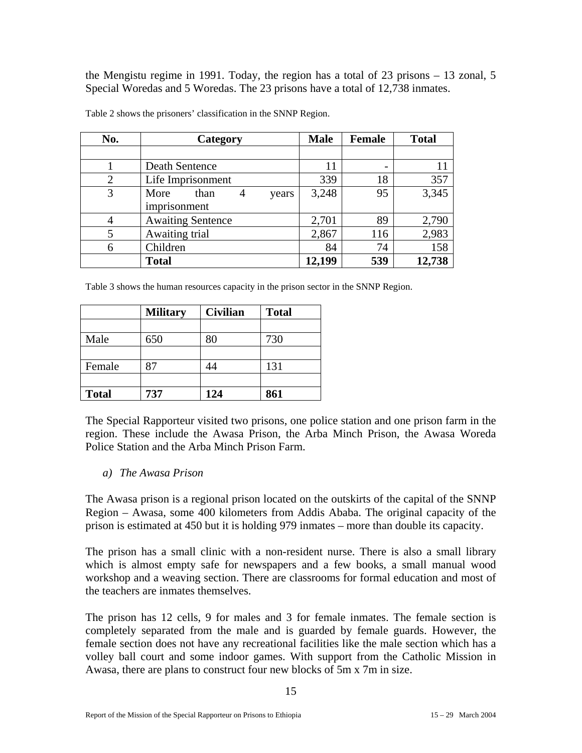the Mengistu regime in 1991. Today, the region has a total of 23 prisons – 13 zonal, 5 Special Woredas and 5 Woredas. The 23 prisons have a total of 12,738 inmates.

Table 2 shows the prisoners' classification in the SNNP Region.

| No. | Category | Male | Female | Total |
|---|---|---|---|---|
| | | | | |
| 1 | Death Sentence | 11 | - | 11 |
| 2 | Life Imprisonment | 339 | 18 | 357 |
| 3 | More than 4 years imprisonment | 3,248 | 95 | 3,345 |
| 4 | Awaiting Sentence | 2,701 | 89 | 2,790 |
| 5 | Awaiting trial | 2,867 | 116 | 2,983 |
| 6 | Children | 84 | 74 | 158 |
| | **Total** | **12,199** | **539** | **12,738** |

Table 3 shows the human resources capacity in the prison sector in the SNNP Region.

| | Military | Civilian | Total |
|---|---|---|---|
| | | | |
| Male | 650 | 80 | 730 |
| | | | |
| Female | 87 | 44 | 131 |
| | | | |
| **Total** | **737** | **124** | **861** |

The Special Rapporteur visited two prisons, one police station and one prison farm in the region. These include the Awasa Prison, the Arba Minch Prison, the Awasa Woreda Police Station and the Arba Minch Prison Farm.

*a) The Awasa Prison*

The Awasa prison is a regional prison located on the outskirts of the capital of the SNNP Region – Awasa, some 400 kilometers from Addis Ababa. The original capacity of the prison is estimated at 450 but it is holding 979 inmates – more than double its capacity.

The prison has a small clinic with a non-resident nurse. There is also a small library which is almost empty safe for newspapers and a few books, a small manual wood workshop and a weaving section. There are classrooms for formal education and most of the teachers are inmates themselves.

The prison has 12 cells, 9 for males and 3 for female inmates. The female section is completely separated from the male and is guarded by female guards. However, the female section does not have any recreational facilities like the male section which has a volley ball court and some indoor games. With support from the Catholic Mission in Awasa, there are plans to construct four new blocks of 5m x 7m in size.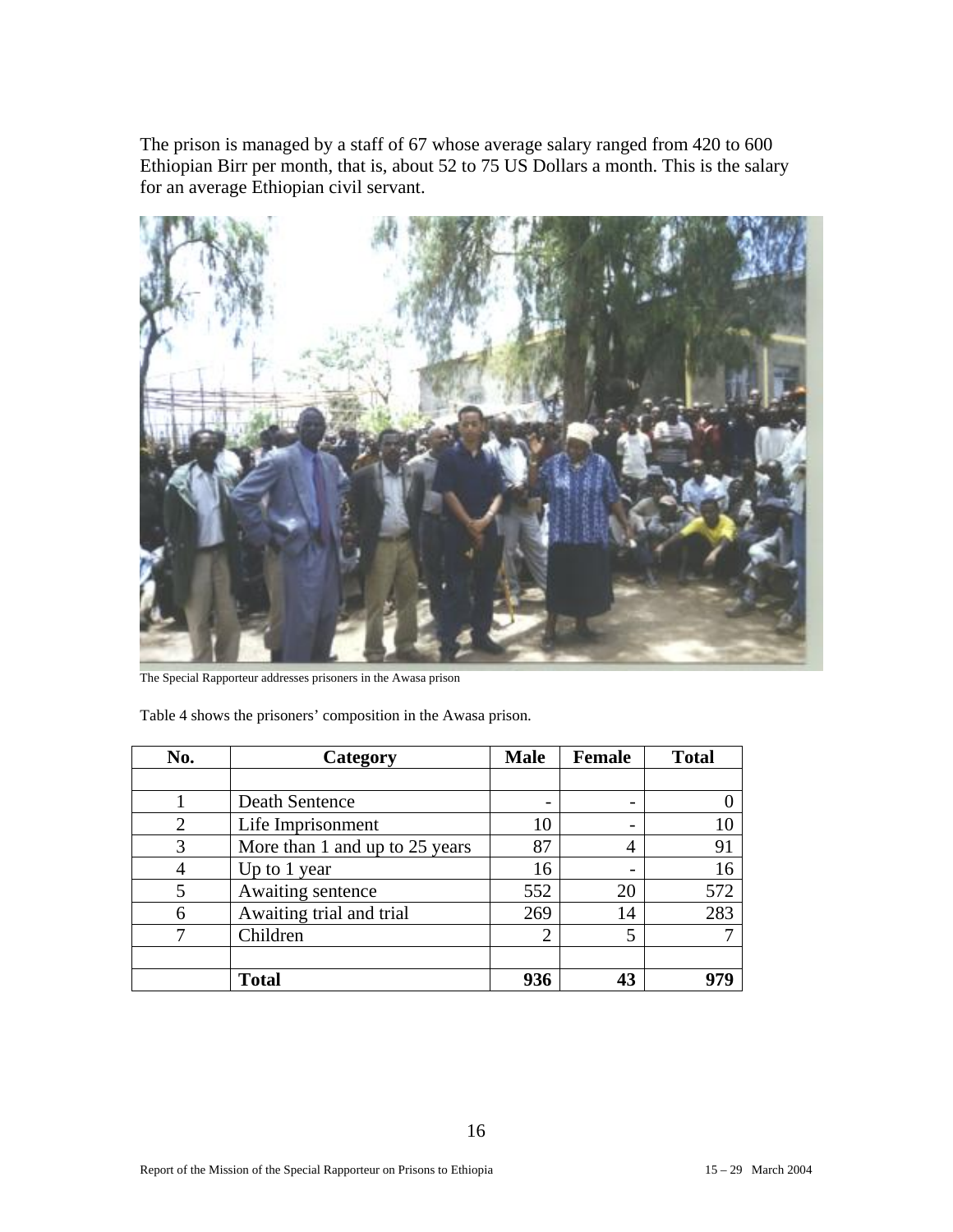The prison is managed by a staff of 67 whose average salary ranged from 420 to 600 Ethiopian Birr per month, that is, about 52 to 75 US Dollars a month. This is the salary for an average Ethiopian civil servant.

The Special Rapporteur addresses prisoners in the Awasa prison

Table 4 shows the prisoners' composition in the Awasa prison.

| No. | Category | Male | Female | Total |
|---|---|---|---|---|
| | | | | |
| 1 | Death Sentence | - | - | 0 |
| 2 | Life Imprisonment | 10 | - | 10 |
| 3 | More than 1 and up to 25 years | 87 | 4 | 91 |
| 4 | Up to 1 year | 16 | - | 16 |
| 5 | Awaiting sentence | 552 | 20 | 572 |
| 6 | Awaiting trial and trial | 269 | 14 | 283 |
| 7 | Children | 2 | 5 | 7 |
| | | | | |
| | **Total** | **936** | **43** | **979** |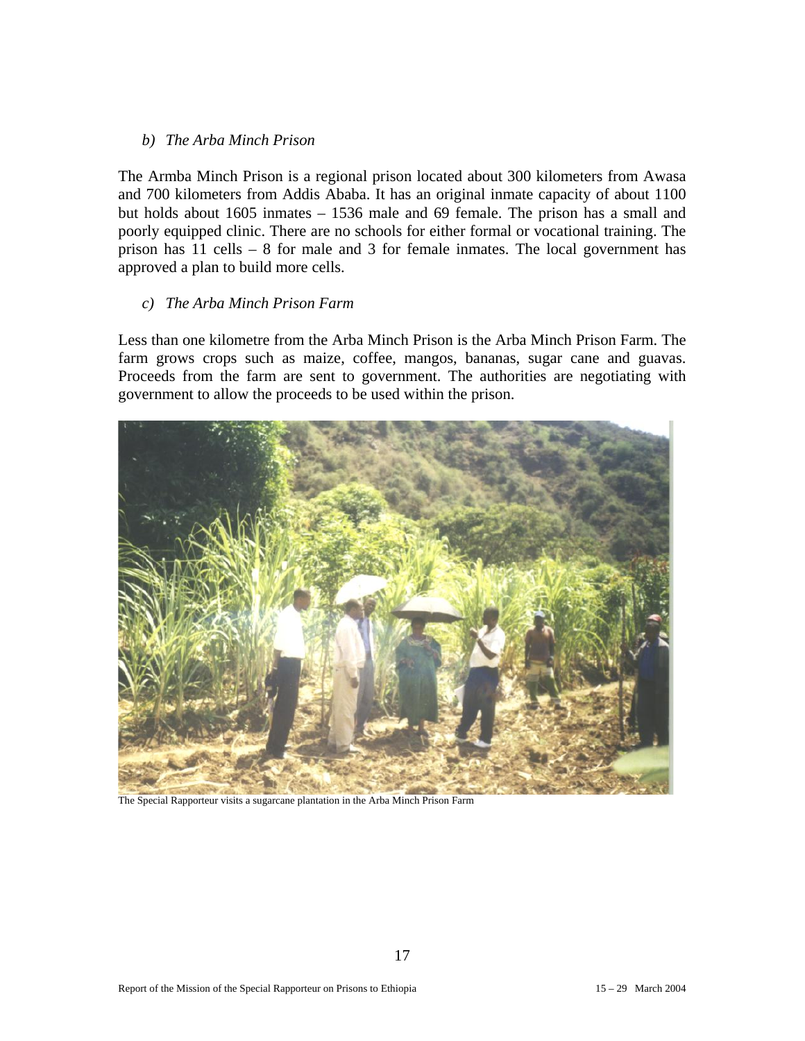*b) The Arba Minch Prison*

The Armba Minch Prison is a regional prison located about 300 kilometers from Awasa and 700 kilometers from Addis Ababa. It has an original inmate capacity of about 1100 but holds about 1605 inmates – 1536 male and 69 female. The prison has a small and poorly equipped clinic. There are no schools for either formal or vocational training. The prison has 11 cells – 8 for male and 3 for female inmates. The local government has approved a plan to build more cells.

*c) The Arba Minch Prison Farm*

Less than one kilometre from the Arba Minch Prison is the Arba Minch Prison Farm. The farm grows crops such as maize, coffee, mangos, bananas, sugar cane and guavas. Proceeds from the farm are sent to government. The authorities are negotiating with government to allow the proceeds to be used within the prison.

The Special Rapporteur visits a sugarcane plantation in the Arba Minch Prison Farm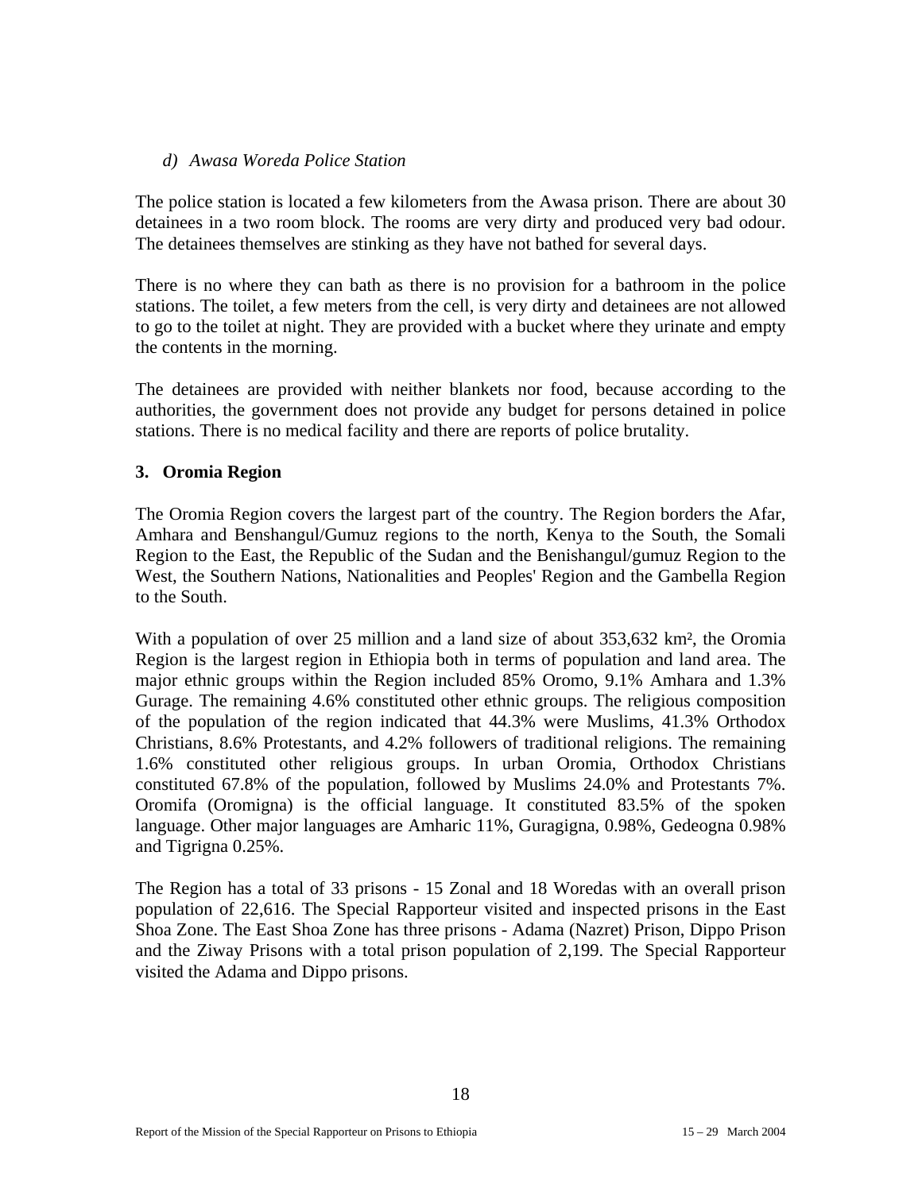*d) Awasa Woreda Police Station*

The police station is located a few kilometers from the Awasa prison. There are about 30 detainees in a two room block. The rooms are very dirty and produced very bad odour. The detainees themselves are stinking as they have not bathed for several days.

There is no where they can bath as there is no provision for a bathroom in the police stations. The toilet, a few meters from the cell, is very dirty and detainees are not allowed to go to the toilet at night. They are provided with a bucket where they urinate and empty the contents in the morning.

The detainees are provided with neither blankets nor food, because according to the authorities, the government does not provide any budget for persons detained in police stations. There is no medical facility and there are reports of police brutality.

## 3. Oromia Region

The Oromia Region covers the largest part of the country. The Region borders the Afar, Amhara and Benshangul/Gumuz regions to the north, Kenya to the South, the Somali Region to the East, the Republic of the Sudan and the Benishangul/gumuz Region to the West, the Southern Nations, Nationalities and Peoples' Region and the Gambella Region to the South.

With a population of over 25 million and a land size of about 353,632 km², the Oromia Region is the largest region in Ethiopia both in terms of population and land area. The major ethnic groups within the Region included 85% Oromo, 9.1% Amhara and 1.3% Gurage. The remaining 4.6% constituted other ethnic groups. The religious composition of the population of the region indicated that 44.3% were Muslims, 41.3% Orthodox Christians, 8.6% Protestants, and 4.2% followers of traditional religions. The remaining 1.6% constituted other religious groups. In urban Oromia, Orthodox Christians constituted 67.8% of the population, followed by Muslims 24.0% and Protestants 7%. Oromifa (Oromigna) is the official language. It constituted 83.5% of the spoken language. Other major languages are Amharic 11%, Guragigna, 0.98%, Gedeogna 0.98% and Tigrigna 0.25%.

The Region has a total of 33 prisons - 15 Zonal and 18 Woredas with an overall prison population of 22,616. The Special Rapporteur visited and inspected prisons in the East Shoa Zone. The East Shoa Zone has three prisons - Adama (Nazret) Prison, Dippo Prison and the Ziway Prisons with a total prison population of 2,199. The Special Rapporteur visited the Adama and Dippo prisons.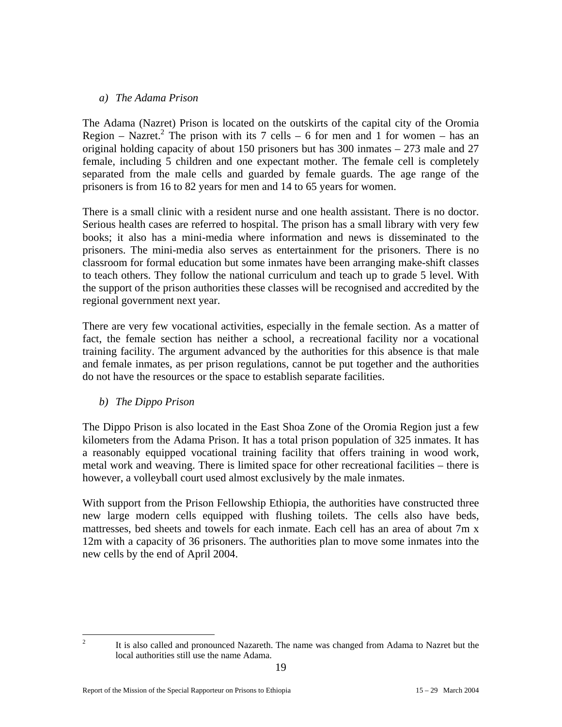### *a) The Adama Prison*

The Adama (Nazret) Prison is located on the outskirts of the capital city of the Oromia Region – Nazret.[2] The prison with its 7 cells – 6 for men and 1 for women – has an original holding capacity of about 150 prisoners but has 300 inmates – 273 male and 27 female, including 5 children and one expectant mother. The female cell is completely separated from the male cells and guarded by female guards. The age range of the prisoners is from 16 to 82 years for men and 14 to 65 years for women.

There is a small clinic with a resident nurse and one health assistant. There is no doctor. Serious health cases are referred to hospital. The prison has a small library with very few books; it also has a mini-media where information and news is disseminated to the prisoners. The mini-media also serves as entertainment for the prisoners. There is no classroom for formal education but some inmates have been arranging make-shift classes to teach others. They follow the national curriculum and teach up to grade 5 level. With the support of the prison authorities these classes will be recognised and accredited by the regional government next year.

There are very few vocational activities, especially in the female section. As a matter of fact, the female section has neither a school, a recreational facility nor a vocational training facility. The argument advanced by the authorities for this absence is that male and female inmates, as per prison regulations, cannot be put together and the authorities do not have the resources or the space to establish separate facilities.

### *b) The Dippo Prison*

The Dippo Prison is also located in the East Shoa Zone of the Oromia Region just a few kilometers from the Adama Prison. It has a total prison population of 325 inmates. It has a reasonably equipped vocational training facility that offers training in wood work, metal work and weaving. There is limited space for other recreational facilities – there is however, a volleyball court used almost exclusively by the male inmates.

With support from the Prison Fellowship Ethiopia, the authorities have constructed three new large modern cells equipped with flushing toilets. The cells also have beds, mattresses, bed sheets and towels for each inmate. Each cell has an area of about 7m x 12m with a capacity of 36 prisoners. The authorities plan to move some inmates into the new cells by the end of April 2004.

---

[2] It is also called and pronounced Nazareth. The name was changed from Adama to Nazret but the local authorities still use the name Adama.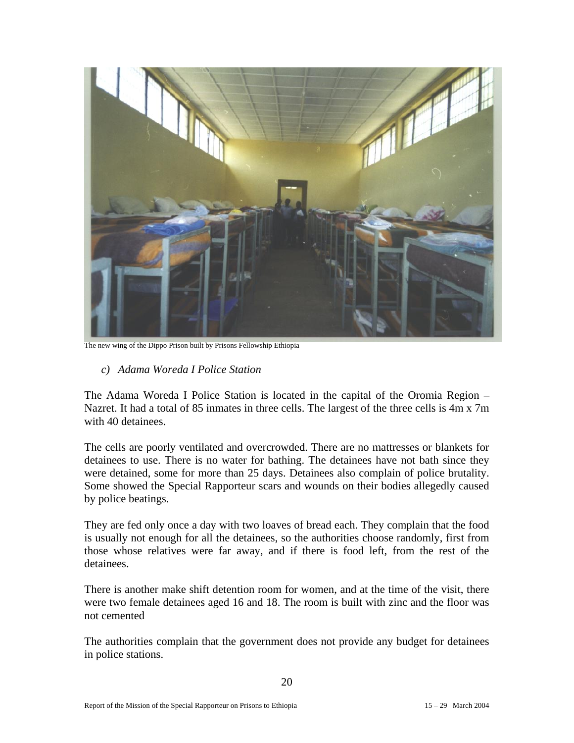The new wing of the Dippo Prison built by Prisons Fellowship Ethiopia

### *c) Adama Woreda I Police Station*

The Adama Woreda I Police Station is located in the capital of the Oromia Region – Nazret. It had a total of 85 inmates in three cells. The largest of the three cells is 4m x 7m with 40 detainees.

The cells are poorly ventilated and overcrowded. There are no mattresses or blankets for detainees to use. There is no water for bathing. The detainees have not bath since they were detained, some for more than 25 days. Detainees also complain of police brutality. Some showed the Special Rapporteur scars and wounds on their bodies allegedly caused by police beatings.

They are fed only once a day with two loaves of bread each. They complain that the food is usually not enough for all the detainees, so the authorities choose randomly, first from those whose relatives were far away, and if there is food left, from the rest of the detainees.

There is another make shift detention room for women, and at the time of the visit, there were two female detainees aged 16 and 18. The room is built with zinc and the floor was not cemented

The authorities complain that the government does not provide any budget for detainees in police stations.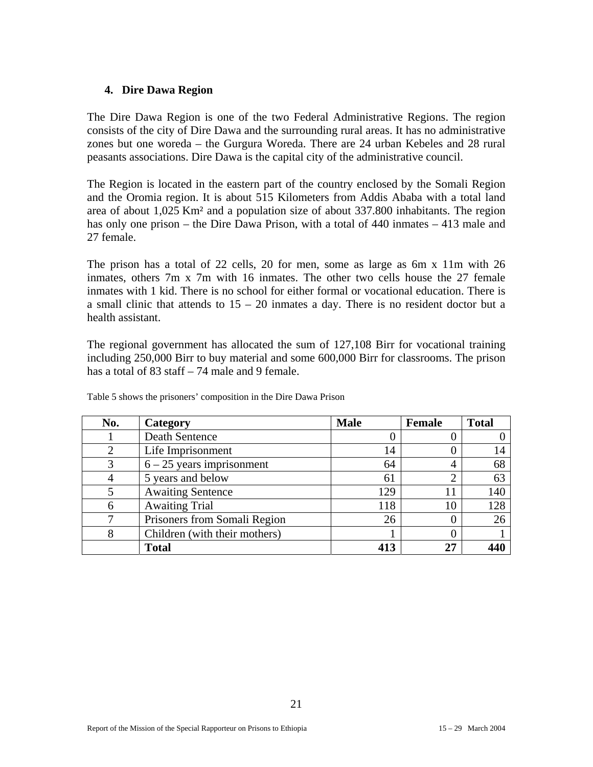### 4. Dire Dawa Region

The Dire Dawa Region is one of the two Federal Administrative Regions. The region consists of the city of Dire Dawa and the surrounding rural areas. It has no administrative zones but one woreda – the Gurgura Woreda. There are 24 urban Kebeles and 28 rural peasants associations. Dire Dawa is the capital city of the administrative council.

The Region is located in the eastern part of the country enclosed by the Somali Region and the Oromia region. It is about 515 Kilometers from Addis Ababa with a total land area of about 1,025 Km² and a population size of about 337.800 inhabitants. The region has only one prison – the Dire Dawa Prison, with a total of 440 inmates – 413 male and 27 female.

The prison has a total of 22 cells, 20 for men, some as large as 6m x 11m with 26 inmates, others 7m x 7m with 16 inmates. The other two cells house the 27 female inmates with 1 kid. There is no school for either formal or vocational education. There is a small clinic that attends to 15 – 20 inmates a day. There is no resident doctor but a health assistant.

The regional government has allocated the sum of 127,108 Birr for vocational training including 250,000 Birr to buy material and some 600,000 Birr for classrooms. The prison has a total of 83 staff – 74 male and 9 female.

Table 5 shows the prisoners' composition in the Dire Dawa Prison

| No. | Category | Male | Female | Total |
|---|---|---|---|---|
| 1 | Death Sentence | 0 | 0 | 0 |
| 2 | Life Imprisonment | 14 | 0 | 14 |
| 3 | 6 – 25 years imprisonment | 64 | 4 | 68 |
| 4 | 5 years and below | 61 | 2 | 63 |
| 5 | Awaiting Sentence | 129 | 11 | 140 |
| 6 | Awaiting Trial | 118 | 10 | 128 |
| 7 | Prisoners from Somali Region | 26 | 0 | 26 |
| 8 | Children (with their mothers) | 1 | 0 | 1 |
| | **Total** | **413** | **27** | **440** |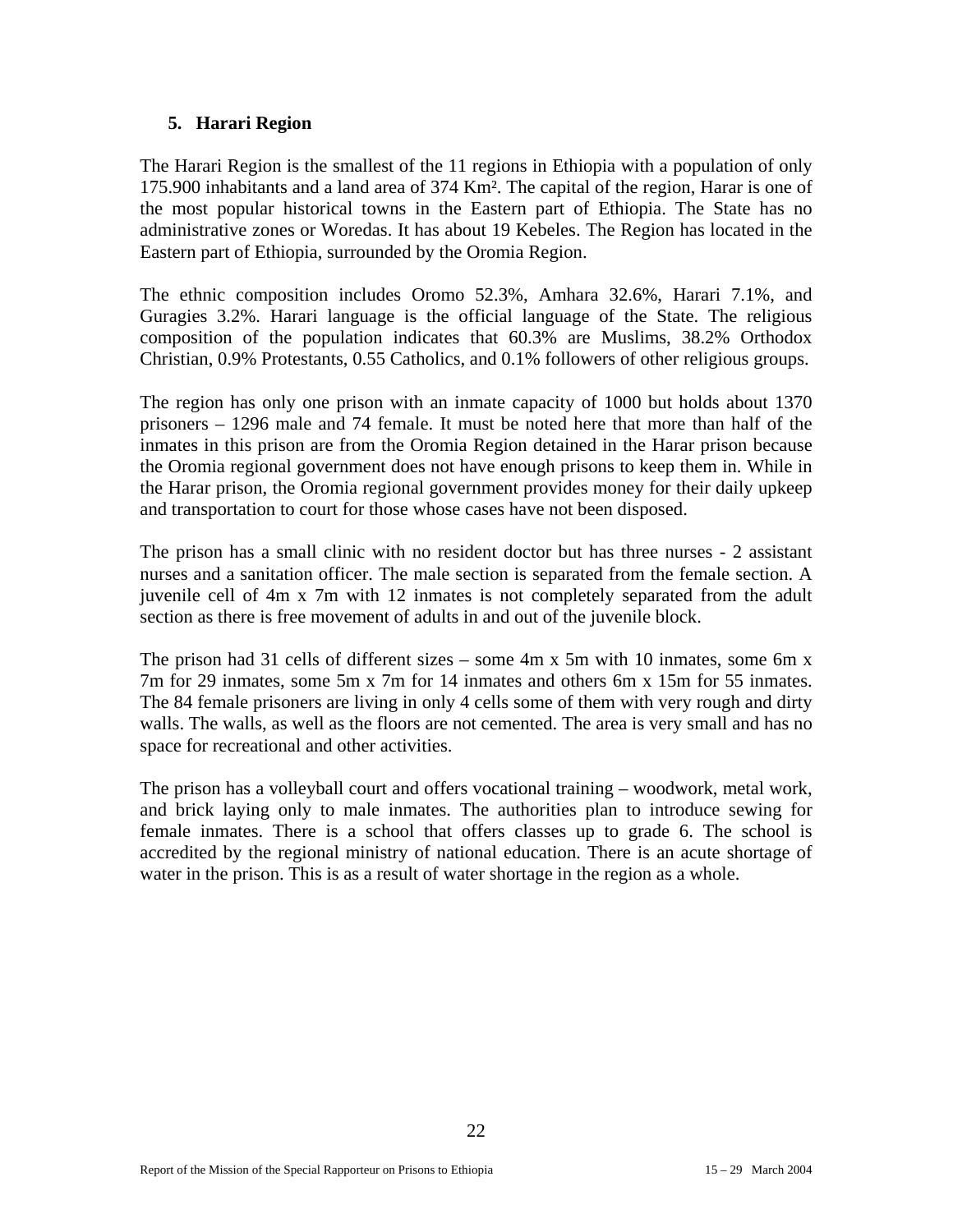### 5. Harari Region

The Harari Region is the smallest of the 11 regions in Ethiopia with a population of only 175.900 inhabitants and a land area of 374 Km². The capital of the region, Harar is one of the most popular historical towns in the Eastern part of Ethiopia. The State has no administrative zones or Woredas. It has about 19 Kebeles. The Region has located in the Eastern part of Ethiopia, surrounded by the Oromia Region.

The ethnic composition includes Oromo 52.3%, Amhara 32.6%, Harari 7.1%, and Guragies 3.2%. Harari language is the official language of the State. The religious composition of the population indicates that 60.3% are Muslims, 38.2% Orthodox Christian, 0.9% Protestants, 0.55 Catholics, and 0.1% followers of other religious groups.

The region has only one prison with an inmate capacity of 1000 but holds about 1370 prisoners – 1296 male and 74 female. It must be noted here that more than half of the inmates in this prison are from the Oromia Region detained in the Harar prison because the Oromia regional government does not have enough prisons to keep them in. While in the Harar prison, the Oromia regional government provides money for their daily upkeep and transportation to court for those whose cases have not been disposed.

The prison has a small clinic with no resident doctor but has three nurses - 2 assistant nurses and a sanitation officer. The male section is separated from the female section. A juvenile cell of 4m x 7m with 12 inmates is not completely separated from the adult section as there is free movement of adults in and out of the juvenile block.

The prison had 31 cells of different sizes – some 4m x 5m with 10 inmates, some 6m x 7m for 29 inmates, some 5m x 7m for 14 inmates and others 6m x 15m for 55 inmates. The 84 female prisoners are living in only 4 cells some of them with very rough and dirty walls. The walls, as well as the floors are not cemented. The area is very small and has no space for recreational and other activities.

The prison has a volleyball court and offers vocational training – woodwork, metal work, and brick laying only to male inmates. The authorities plan to introduce sewing for female inmates. There is a school that offers classes up to grade 6. The school is accredited by the regional ministry of national education. There is an acute shortage of water in the prison. This is as a result of water shortage in the region as a whole.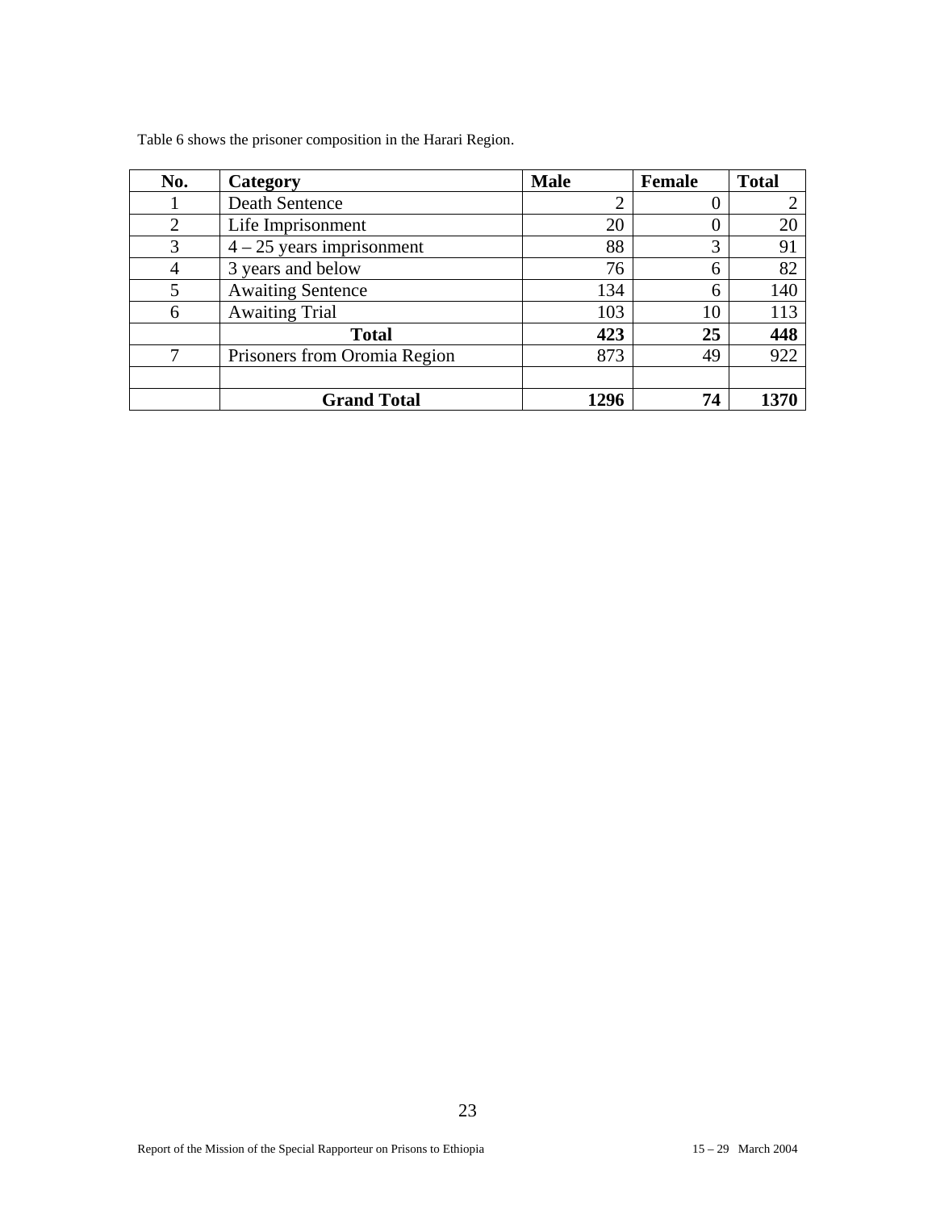Table 6 shows the prisoner composition in the Harari Region.

| No. | Category | Male | Female | Total |
|---|---|---|---|---|
| 1 | Death Sentence | 2 | 0 | 2 |
| 2 | Life Imprisonment | 20 | 0 | 20 |
| 3 | 4 – 25 years imprisonment | 88 | 3 | 91 |
| 4 | 3 years and below | 76 | 6 | 82 |
| 5 | Awaiting Sentence | 134 | 6 | 140 |
| 6 | Awaiting Trial | 103 | 10 | 113 |
| | **Total** | **423** | **25** | **448** |
| 7 | Prisoners from Oromia Region | 873 | 49 | 922 |
| | | | | |
| | **Grand Total** | **1296** | **74** | **1370** |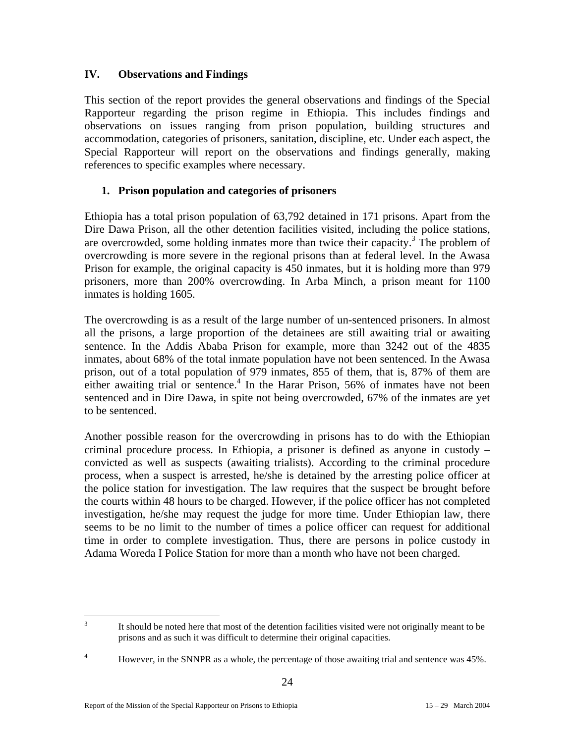## IV. Observations and Findings

This section of the report provides the general observations and findings of the Special Rapporteur regarding the prison regime in Ethiopia. This includes findings and observations on issues ranging from prison population, building structures and accommodation, categories of prisoners, sanitation, discipline, etc. Under each aspect, the Special Rapporteur will report on the observations and findings generally, making references to specific examples where necessary.

### 1. Prison population and categories of prisoners

Ethiopia has a total prison population of 63,792 detained in 171 prisons. Apart from the Dire Dawa Prison, all the other detention facilities visited, including the police stations, are overcrowded, some holding inmates more than twice their capacity.[3] The problem of overcrowding is more severe in the regional prisons than at federal level. In the Awasa Prison for example, the original capacity is 450 inmates, but it is holding more than 979 prisoners, more than 200% overcrowding. In Arba Minch, a prison meant for 1100 inmates is holding 1605.

The overcrowding is as a result of the large number of un-sentenced prisoners. In almost all the prisons, a large proportion of the detainees are still awaiting trial or awaiting sentence. In the Addis Ababa Prison for example, more than 3242 out of the 4835 inmates, about 68% of the total inmate population have not been sentenced. In the Awasa prison, out of a total population of 979 inmates, 855 of them, that is, 87% of them are either awaiting trial or sentence.[4] In the Harar Prison, 56% of inmates have not been sentenced and in Dire Dawa, in spite not being overcrowded, 67% of the inmates are yet to be sentenced.

Another possible reason for the overcrowding in prisons has to do with the Ethiopian criminal procedure process. In Ethiopia, a prisoner is defined as anyone in custody – convicted as well as suspects (awaiting trialists). According to the criminal procedure process, when a suspect is arrested, he/she is detained by the arresting police officer at the police station for investigation. The law requires that the suspect be brought before the courts within 48 hours to be charged. However, if the police officer has not completed investigation, he/she may request the judge for more time. Under Ethiopian law, there seems to be no limit to the number of times a police officer can request for additional time in order to complete investigation. Thus, there are persons in police custody in Adama Woreda I Police Station for more than a month who have not been charged.

---

[3] It should be noted here that most of the detention facilities visited were not originally meant to be prisons and as such it was difficult to determine their original capacities.

[4] However, in the SNNPR as a whole, the percentage of those awaiting trial and sentence was 45%.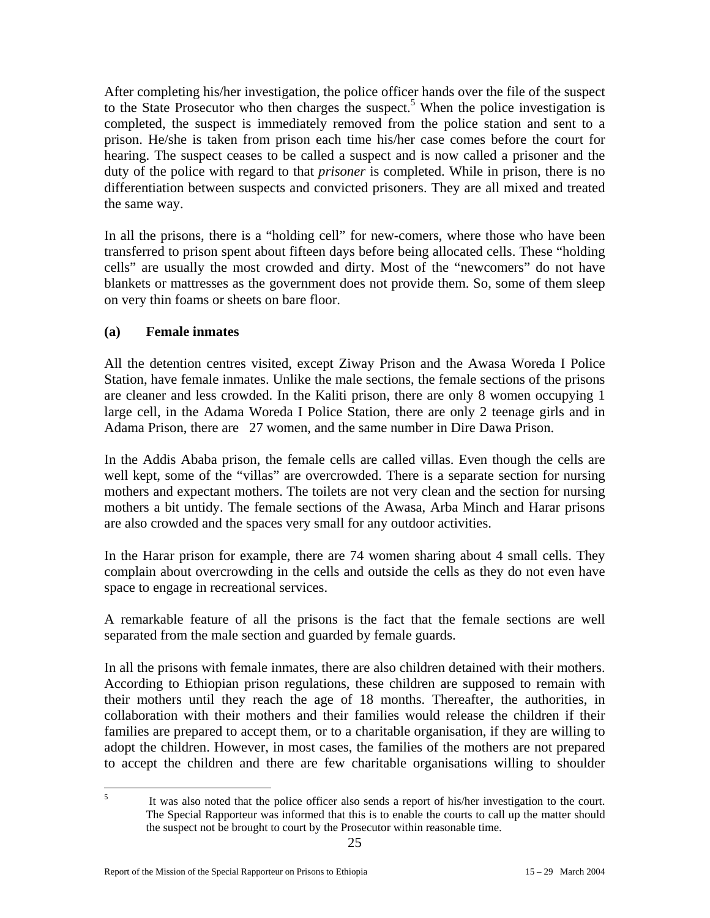After completing his/her investigation, the police officer hands over the file of the suspect to the State Prosecutor who then charges the suspect.[5] When the police investigation is completed, the suspect is immediately removed from the police station and sent to a prison. He/she is taken from prison each time his/her case comes before the court for hearing. The suspect ceases to be called a suspect and is now called a prisoner and the duty of the police with regard to that *prisoner* is completed. While in prison, there is no differentiation between suspects and convicted prisoners. They are all mixed and treated the same way.

In all the prisons, there is a "holding cell" for new-comers, where those who have been transferred to prison spent about fifteen days before being allocated cells. These "holding cells" are usually the most crowded and dirty. Most of the "newcomers" do not have blankets or mattresses as the government does not provide them. So, some of them sleep on very thin foams or sheets on bare floor.

### (a) Female inmates

All the detention centres visited, except Ziway Prison and the Awasa Woreda I Police Station, have female inmates. Unlike the male sections, the female sections of the prisons are cleaner and less crowded. In the Kaliti prison, there are only 8 women occupying 1 large cell, in the Adama Woreda I Police Station, there are only 2 teenage girls and in Adama Prison, there are 27 women, and the same number in Dire Dawa Prison.

In the Addis Ababa prison, the female cells are called villas. Even though the cells are well kept, some of the "villas" are overcrowded. There is a separate section for nursing mothers and expectant mothers. The toilets are not very clean and the section for nursing mothers a bit untidy. The female sections of the Awasa, Arba Minch and Harar prisons are also crowded and the spaces very small for any outdoor activities.

In the Harar prison for example, there are 74 women sharing about 4 small cells. They complain about overcrowding in the cells and outside the cells as they do not even have space to engage in recreational services.

A remarkable feature of all the prisons is the fact that the female sections are well separated from the male section and guarded by female guards.

In all the prisons with female inmates, there are also children detained with their mothers. According to Ethiopian prison regulations, these children are supposed to remain with their mothers until they reach the age of 18 months. Thereafter, the authorities, in collaboration with their mothers and their families would release the children if their families are prepared to accept them, or to a charitable organisation, if they are willing to adopt the children. However, in most cases, the families of the mothers are not prepared to accept the children and there are few charitable organisations willing to shoulder

---

[5] It was also noted that the police officer also sends a report of his/her investigation to the court. The Special Rapporteur was informed that this is to enable the courts to call up the matter should the suspect not be brought to court by the Prosecutor within reasonable time.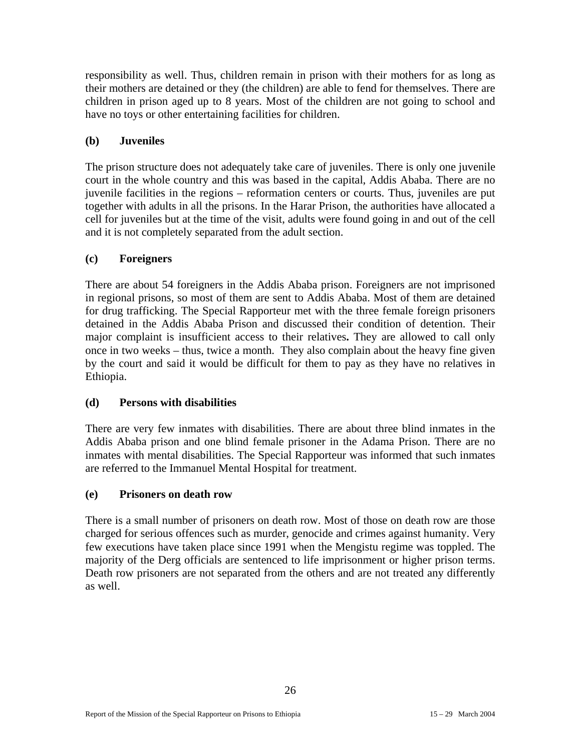responsibility as well. Thus, children remain in prison with their mothers for as long as their mothers are detained or they (the children) are able to fend for themselves. There are children in prison aged up to 8 years. Most of the children are not going to school and have no toys or other entertaining facilities for children.

### (b) Juveniles

The prison structure does not adequately take care of juveniles. There is only one juvenile court in the whole country and this was based in the capital, Addis Ababa. There are no juvenile facilities in the regions – reformation centers or courts. Thus, juveniles are put together with adults in all the prisons. In the Harar Prison, the authorities have allocated a cell for juveniles but at the time of the visit, adults were found going in and out of the cell and it is not completely separated from the adult section.

### (c) Foreigners

There are about 54 foreigners in the Addis Ababa prison. Foreigners are not imprisoned in regional prisons, so most of them are sent to Addis Ababa. Most of them are detained for drug trafficking. The Special Rapporteur met with the three female foreign prisoners detained in the Addis Ababa Prison and discussed their condition of detention. Their major complaint is insufficient access to their relatives**.** They are allowed to call only once in two weeks – thus, twice a month. They also complain about the heavy fine given by the court and said it would be difficult for them to pay as they have no relatives in Ethiopia.

### (d) Persons with disabilities

There are very few inmates with disabilities. There are about three blind inmates in the Addis Ababa prison and one blind female prisoner in the Adama Prison. There are no inmates with mental disabilities. The Special Rapporteur was informed that such inmates are referred to the Immanuel Mental Hospital for treatment.

### (e) Prisoners on death row

There is a small number of prisoners on death row. Most of those on death row are those charged for serious offences such as murder, genocide and crimes against humanity. Very few executions have taken place since 1991 when the Mengistu regime was toppled. The majority of the Derg officials are sentenced to life imprisonment or higher prison terms. Death row prisoners are not separated from the others and are not treated any differently as well.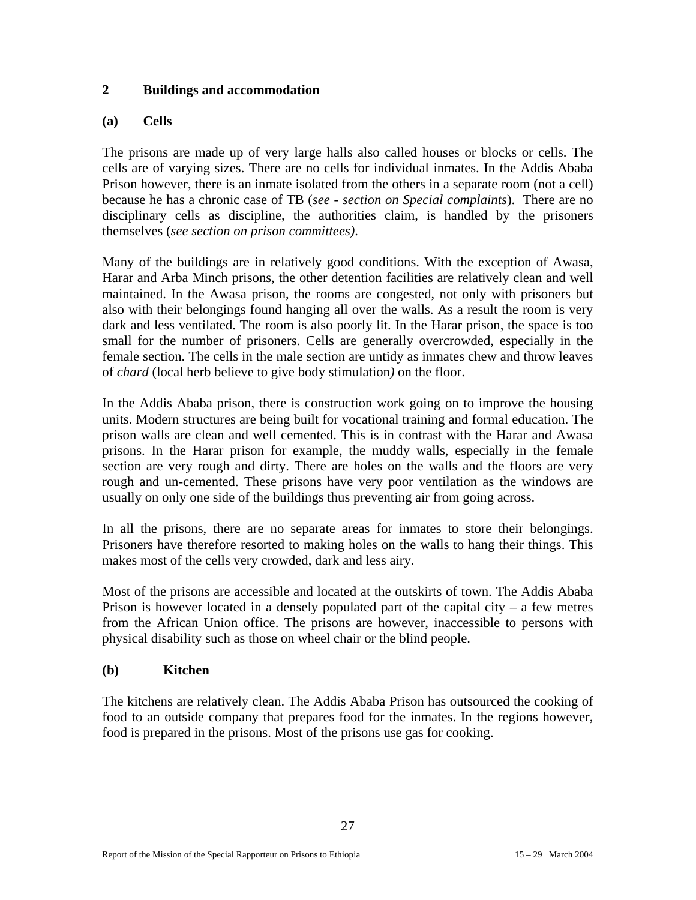## 2 Buildings and accommodation

### (a) Cells

The prisons are made up of very large halls also called houses or blocks or cells. The cells are of varying sizes. There are no cells for individual inmates. In the Addis Ababa Prison however, there is an inmate isolated from the others in a separate room (not a cell) because he has a chronic case of TB (*see - section on Special complaints*). There are no disciplinary cells as discipline, the authorities claim, is handled by the prisoners themselves (*see section on prison committees)*.

Many of the buildings are in relatively good conditions. With the exception of Awasa, Harar and Arba Minch prisons, the other detention facilities are relatively clean and well maintained. In the Awasa prison, the rooms are congested, not only with prisoners but also with their belongings found hanging all over the walls. As a result the room is very dark and less ventilated. The room is also poorly lit. In the Harar prison, the space is too small for the number of prisoners. Cells are generally overcrowded, especially in the female section. The cells in the male section are untidy as inmates chew and throw leaves of *chard* (local herb believe to give body stimulation*)* on the floor.

In the Addis Ababa prison, there is construction work going on to improve the housing units. Modern structures are being built for vocational training and formal education. The prison walls are clean and well cemented. This is in contrast with the Harar and Awasa prisons. In the Harar prison for example, the muddy walls, especially in the female section are very rough and dirty. There are holes on the walls and the floors are very rough and un-cemented. These prisons have very poor ventilation as the windows are usually on only one side of the buildings thus preventing air from going across.

In all the prisons, there are no separate areas for inmates to store their belongings. Prisoners have therefore resorted to making holes on the walls to hang their things. This makes most of the cells very crowded, dark and less airy.

Most of the prisons are accessible and located at the outskirts of town. The Addis Ababa Prison is however located in a densely populated part of the capital city – a few metres from the African Union office. The prisons are however, inaccessible to persons with physical disability such as those on wheel chair or the blind people.

### (b) Kitchen

The kitchens are relatively clean. The Addis Ababa Prison has outsourced the cooking of food to an outside company that prepares food for the inmates. In the regions however, food is prepared in the prisons. Most of the prisons use gas for cooking.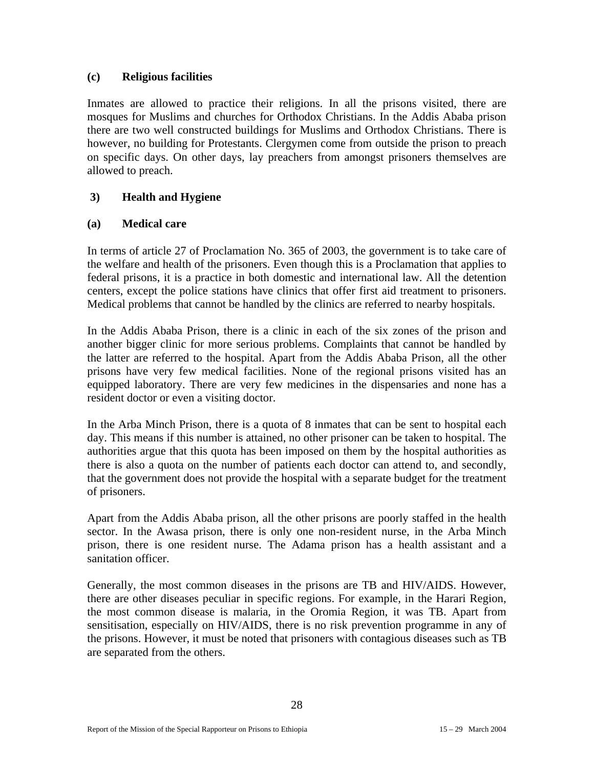### (c) Religious facilities

Inmates are allowed to practice their religions. In all the prisons visited, there are mosques for Muslims and churches for Orthodox Christians. In the Addis Ababa prison there are two well constructed buildings for Muslims and Orthodox Christians. There is however, no building for Protestants. Clergymen come from outside the prison to preach on specific days. On other days, lay preachers from amongst prisoners themselves are allowed to preach.

## 3) Health and Hygiene

### (a) Medical care

In terms of article 27 of Proclamation No. 365 of 2003, the government is to take care of the welfare and health of the prisoners. Even though this is a Proclamation that applies to federal prisons, it is a practice in both domestic and international law. All the detention centers, except the police stations have clinics that offer first aid treatment to prisoners. Medical problems that cannot be handled by the clinics are referred to nearby hospitals.

In the Addis Ababa Prison, there is a clinic in each of the six zones of the prison and another bigger clinic for more serious problems. Complaints that cannot be handled by the latter are referred to the hospital. Apart from the Addis Ababa Prison, all the other prisons have very few medical facilities. None of the regional prisons visited has an equipped laboratory. There are very few medicines in the dispensaries and none has a resident doctor or even a visiting doctor.

In the Arba Minch Prison, there is a quota of 8 inmates that can be sent to hospital each day. This means if this number is attained, no other prisoner can be taken to hospital. The authorities argue that this quota has been imposed on them by the hospital authorities as there is also a quota on the number of patients each doctor can attend to, and secondly, that the government does not provide the hospital with a separate budget for the treatment of prisoners.

Apart from the Addis Ababa prison, all the other prisons are poorly staffed in the health sector. In the Awasa prison, there is only one non-resident nurse, in the Arba Minch prison, there is one resident nurse. The Adama prison has a health assistant and a sanitation officer.

Generally, the most common diseases in the prisons are TB and HIV/AIDS. However, there are other diseases peculiar in specific regions. For example, in the Harari Region, the most common disease is malaria, in the Oromia Region, it was TB. Apart from sensitisation, especially on HIV/AIDS, there is no risk prevention programme in any of the prisons. However, it must be noted that prisoners with contagious diseases such as TB are separated from the others.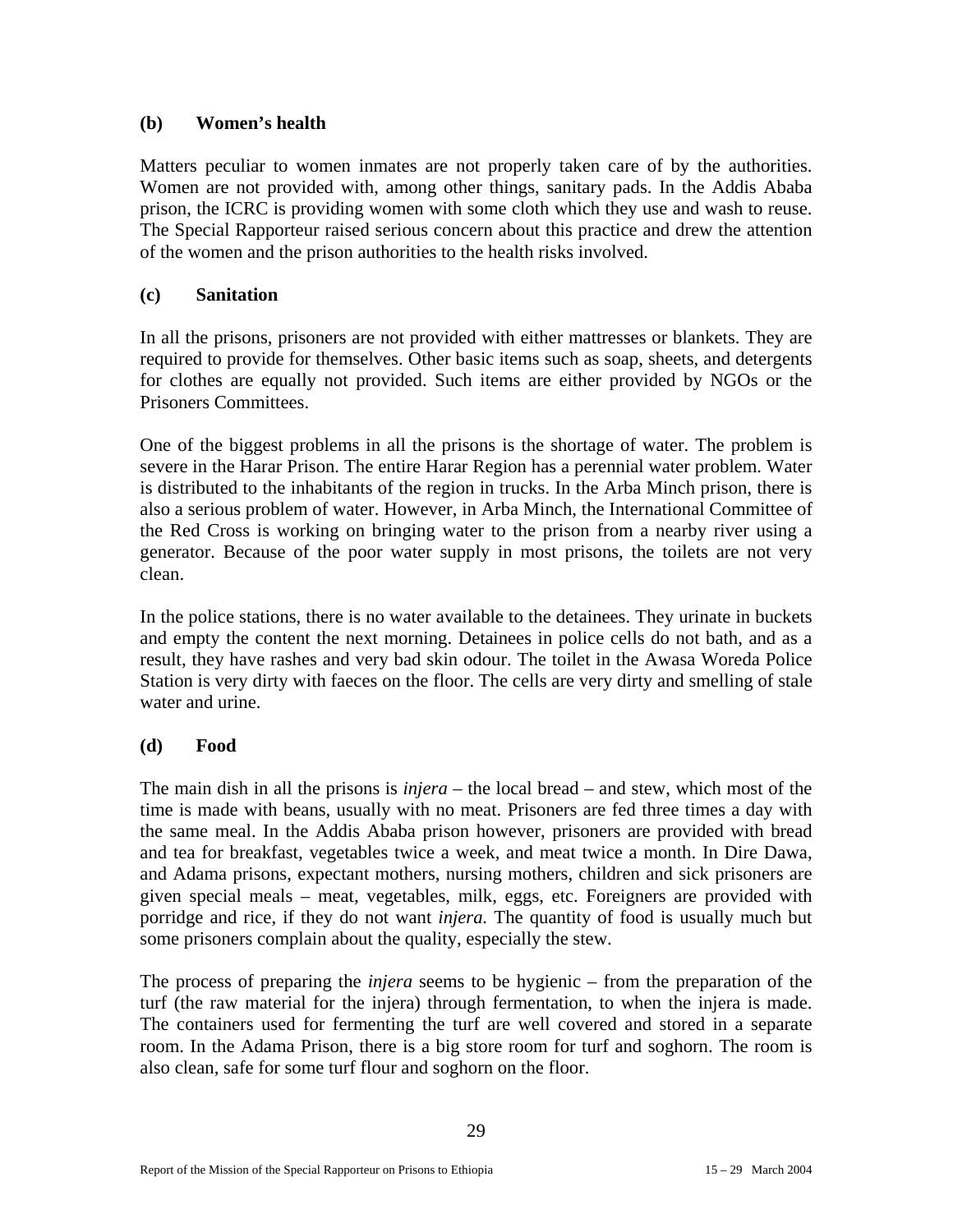### (b) Women's health

Matters peculiar to women inmates are not properly taken care of by the authorities. Women are not provided with, among other things, sanitary pads. In the Addis Ababa prison, the ICRC is providing women with some cloth which they use and wash to reuse. The Special Rapporteur raised serious concern about this practice and drew the attention of the women and the prison authorities to the health risks involved.

### (c) Sanitation

In all the prisons, prisoners are not provided with either mattresses or blankets. They are required to provide for themselves. Other basic items such as soap, sheets, and detergents for clothes are equally not provided. Such items are either provided by NGOs or the Prisoners Committees.

One of the biggest problems in all the prisons is the shortage of water. The problem is severe in the Harar Prison. The entire Harar Region has a perennial water problem. Water is distributed to the inhabitants of the region in trucks. In the Arba Minch prison, there is also a serious problem of water. However, in Arba Minch, the International Committee of the Red Cross is working on bringing water to the prison from a nearby river using a generator. Because of the poor water supply in most prisons, the toilets are not very clean.

In the police stations, there is no water available to the detainees. They urinate in buckets and empty the content the next morning. Detainees in police cells do not bath, and as a result, they have rashes and very bad skin odour. The toilet in the Awasa Woreda Police Station is very dirty with faeces on the floor. The cells are very dirty and smelling of stale water and urine.

### (d) Food

The main dish in all the prisons is *injera* – the local bread – and stew, which most of the time is made with beans, usually with no meat. Prisoners are fed three times a day with the same meal. In the Addis Ababa prison however, prisoners are provided with bread and tea for breakfast, vegetables twice a week, and meat twice a month. In Dire Dawa, and Adama prisons, expectant mothers, nursing mothers, children and sick prisoners are given special meals – meat, vegetables, milk, eggs, etc. Foreigners are provided with porridge and rice, if they do not want *injera.* The quantity of food is usually much but some prisoners complain about the quality, especially the stew.

The process of preparing the *injera* seems to be hygienic – from the preparation of the turf (the raw material for the injera) through fermentation, to when the injera is made. The containers used for fermenting the turf are well covered and stored in a separate room. In the Adama Prison, there is a big store room for turf and soghorn. The room is also clean, safe for some turf flour and soghorn on the floor.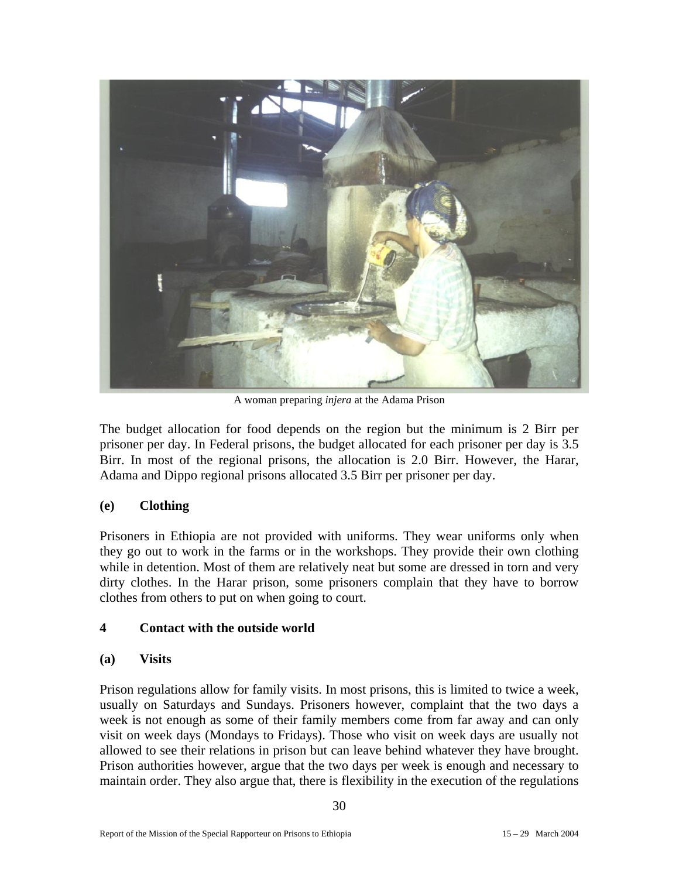A woman preparing *injera* at the Adama Prison

The budget allocation for food depends on the region but the minimum is 2 Birr per prisoner per day. In Federal prisons, the budget allocated for each prisoner per day is 3.5 Birr. In most of the regional prisons, the allocation is 2.0 Birr. However, the Harar, Adama and Dippo regional prisons allocated 3.5 Birr per prisoner per day.

### (e) Clothing

Prisoners in Ethiopia are not provided with uniforms. They wear uniforms only when they go out to work in the farms or in the workshops. They provide their own clothing while in detention. Most of them are relatively neat but some are dressed in torn and very dirty clothes. In the Harar prison, some prisoners complain that they have to borrow clothes from others to put on when going to court.

## 4 Contact with the outside world

### (a) Visits

Prison regulations allow for family visits. In most prisons, this is limited to twice a week, usually on Saturdays and Sundays. Prisoners however, complaint that the two days a week is not enough as some of their family members come from far away and can only visit on week days (Mondays to Fridays). Those who visit on week days are usually not allowed to see their relations in prison but can leave behind whatever they have brought. Prison authorities however, argue that the two days per week is enough and necessary to maintain order. They also argue that, there is flexibility in the execution of the regulations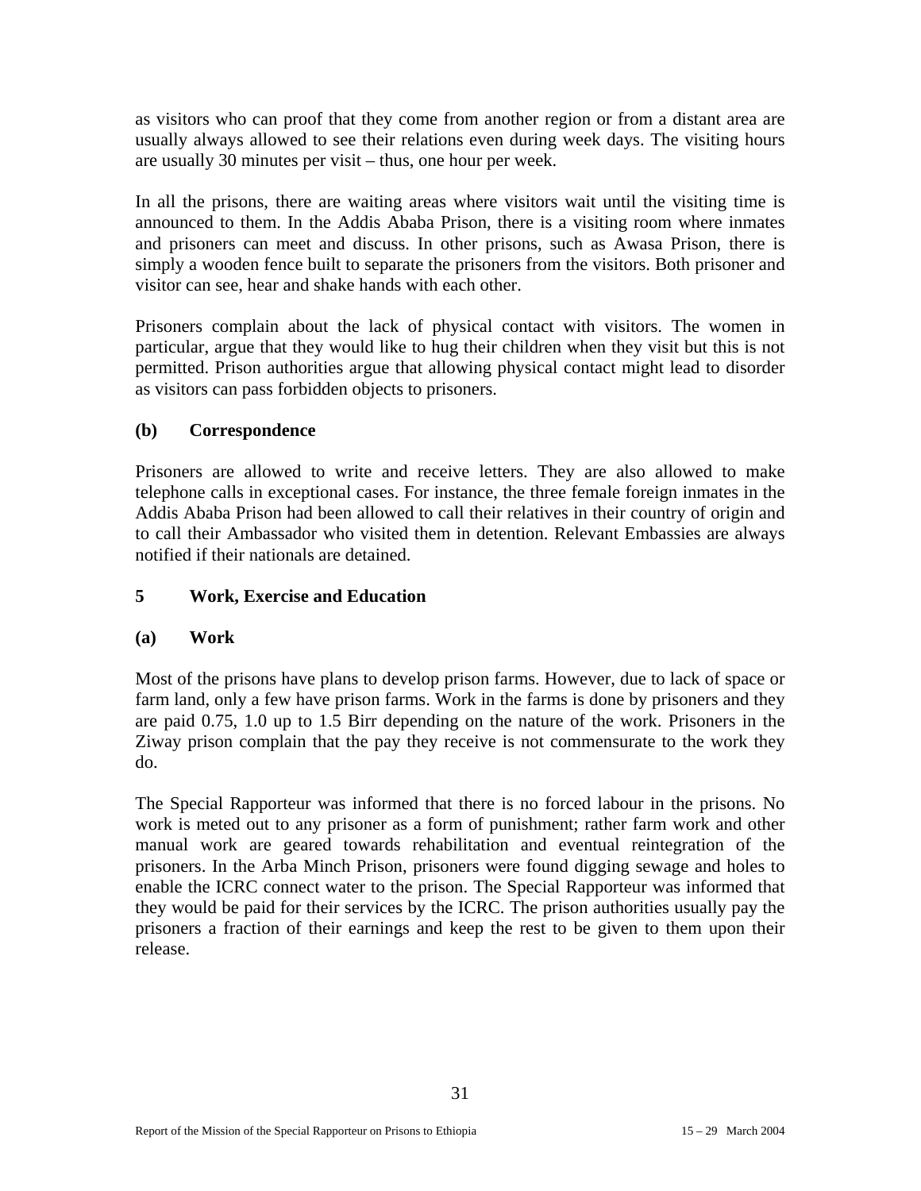as visitors who can proof that they come from another region or from a distant area are usually always allowed to see their relations even during week days. The visiting hours are usually 30 minutes per visit – thus, one hour per week.

In all the prisons, there are waiting areas where visitors wait until the visiting time is announced to them. In the Addis Ababa Prison, there is a visiting room where inmates and prisoners can meet and discuss. In other prisons, such as Awasa Prison, there is simply a wooden fence built to separate the prisoners from the visitors. Both prisoner and visitor can see, hear and shake hands with each other.

Prisoners complain about the lack of physical contact with visitors. The women in particular, argue that they would like to hug their children when they visit but this is not permitted. Prison authorities argue that allowing physical contact might lead to disorder as visitors can pass forbidden objects to prisoners.

### (b) Correspondence

Prisoners are allowed to write and receive letters. They are also allowed to make telephone calls in exceptional cases. For instance, the three female foreign inmates in the Addis Ababa Prison had been allowed to call their relatives in their country of origin and to call their Ambassador who visited them in detention. Relevant Embassies are always notified if their nationals are detained.

## 5 Work, Exercise and Education

### (a) Work

Most of the prisons have plans to develop prison farms. However, due to lack of space or farm land, only a few have prison farms. Work in the farms is done by prisoners and they are paid 0.75, 1.0 up to 1.5 Birr depending on the nature of the work. Prisoners in the Ziway prison complain that the pay they receive is not commensurate to the work they do.

The Special Rapporteur was informed that there is no forced labour in the prisons. No work is meted out to any prisoner as a form of punishment; rather farm work and other manual work are geared towards rehabilitation and eventual reintegration of the prisoners. In the Arba Minch Prison, prisoners were found digging sewage and holes to enable the ICRC connect water to the prison. The Special Rapporteur was informed that they would be paid for their services by the ICRC. The prison authorities usually pay the prisoners a fraction of their earnings and keep the rest to be given to them upon their release.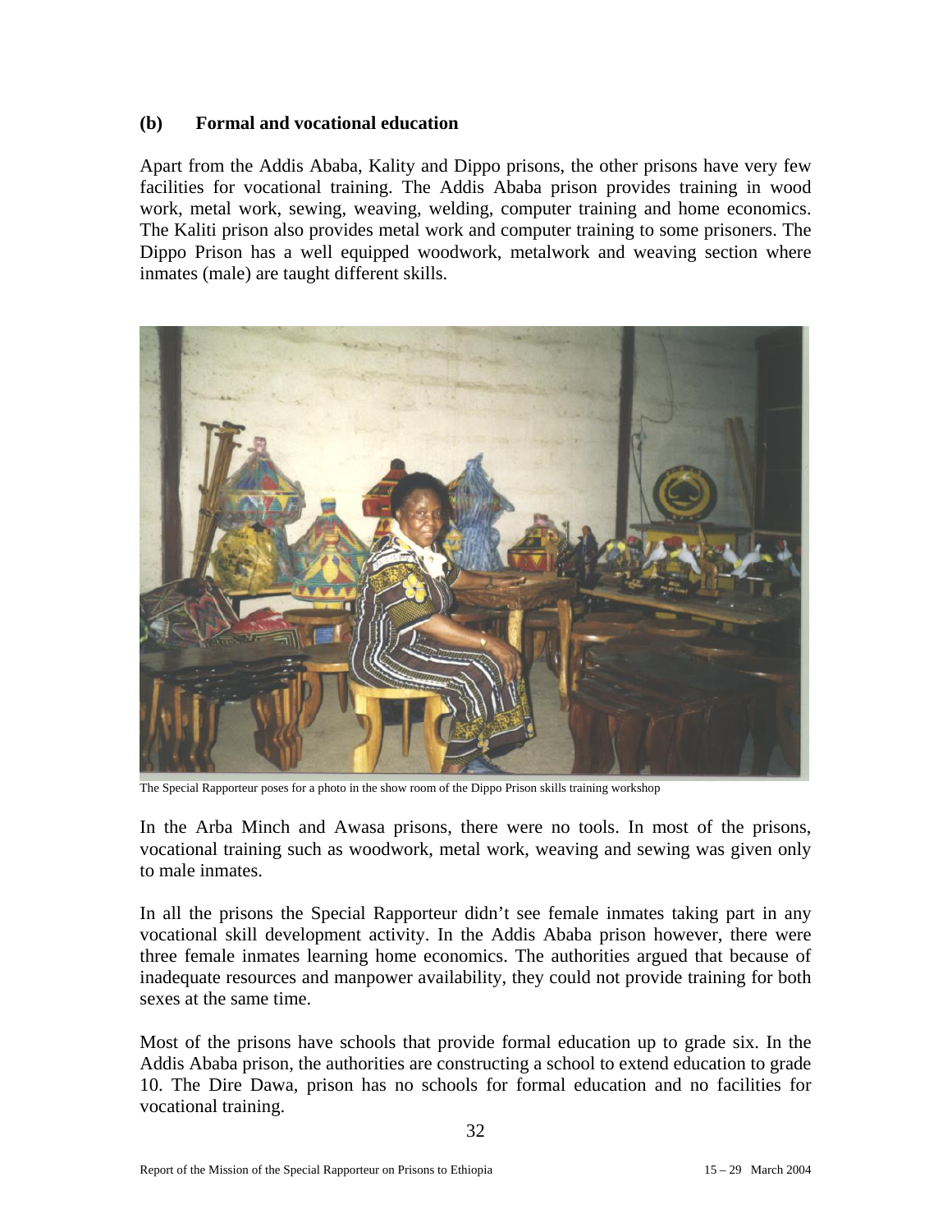### (b) Formal and vocational education

Apart from the Addis Ababa, Kality and Dippo prisons, the other prisons have very few facilities for vocational training. The Addis Ababa prison provides training in wood work, metal work, sewing, weaving, welding, computer training and home economics. The Kaliti prison also provides metal work and computer training to some prisoners. The Dippo Prison has a well equipped woodwork, metalwork and weaving section where inmates (male) are taught different skills.

The Special Rapporteur poses for a photo in the show room of the Dippo Prison skills training workshop

In the Arba Minch and Awasa prisons, there were no tools. In most of the prisons, vocational training such as woodwork, metal work, weaving and sewing was given only to male inmates.

In all the prisons the Special Rapporteur didn't see female inmates taking part in any vocational skill development activity. In the Addis Ababa prison however, there were three female inmates learning home economics. The authorities argued that because of inadequate resources and manpower availability, they could not provide training for both sexes at the same time.

Most of the prisons have schools that provide formal education up to grade six. In the Addis Ababa prison, the authorities are constructing a school to extend education to grade 10. The Dire Dawa, prison has no schools for formal education and no facilities for vocational training.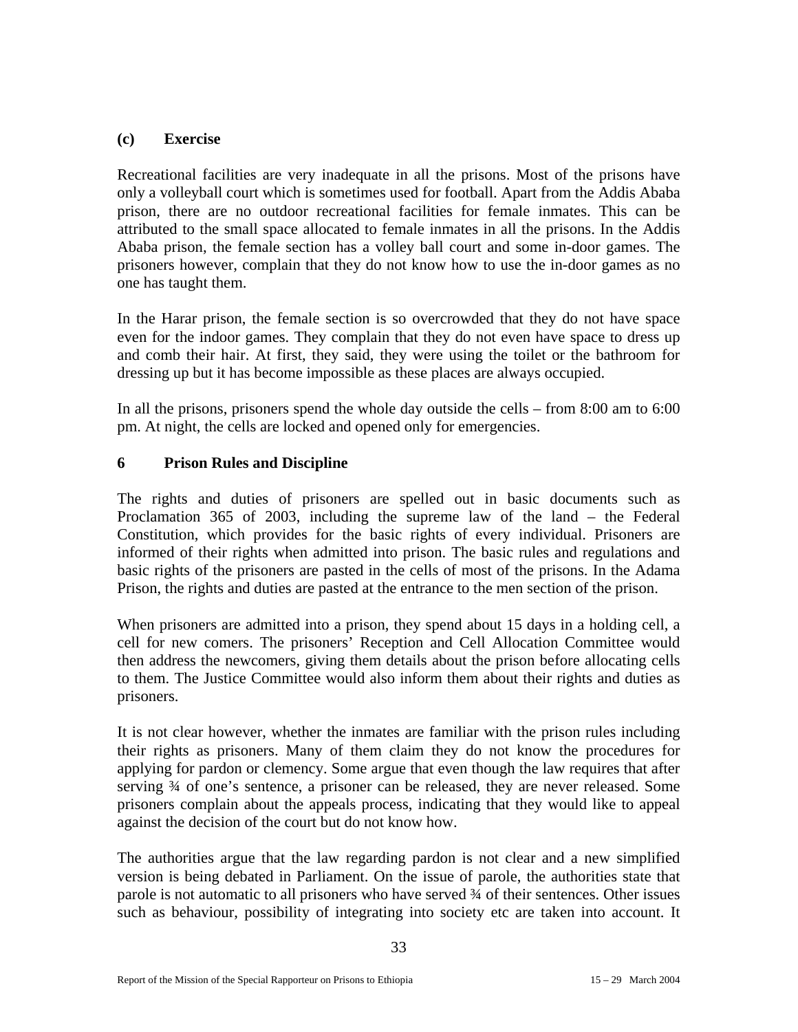### (c) Exercise

Recreational facilities are very inadequate in all the prisons. Most of the prisons have only a volleyball court which is sometimes used for football. Apart from the Addis Ababa prison, there are no outdoor recreational facilities for female inmates. This can be attributed to the small space allocated to female inmates in all the prisons. In the Addis Ababa prison, the female section has a volley ball court and some in-door games. The prisoners however, complain that they do not know how to use the in-door games as no one has taught them.

In the Harar prison, the female section is so overcrowded that they do not have space even for the indoor games. They complain that they do not even have space to dress up and comb their hair. At first, they said, they were using the toilet or the bathroom for dressing up but it has become impossible as these places are always occupied.

In all the prisons, prisoners spend the whole day outside the cells – from 8:00 am to 6:00 pm. At night, the cells are locked and opened only for emergencies.

## 6 Prison Rules and Discipline

The rights and duties of prisoners are spelled out in basic documents such as Proclamation 365 of 2003, including the supreme law of the land – the Federal Constitution, which provides for the basic rights of every individual. Prisoners are informed of their rights when admitted into prison. The basic rules and regulations and basic rights of the prisoners are pasted in the cells of most of the prisons. In the Adama Prison, the rights and duties are pasted at the entrance to the men section of the prison.

When prisoners are admitted into a prison, they spend about 15 days in a holding cell, a cell for new comers. The prisoners' Reception and Cell Allocation Committee would then address the newcomers, giving them details about the prison before allocating cells to them. The Justice Committee would also inform them about their rights and duties as prisoners.

It is not clear however, whether the inmates are familiar with the prison rules including their rights as prisoners. Many of them claim they do not know the procedures for applying for pardon or clemency. Some argue that even though the law requires that after serving ¾ of one's sentence, a prisoner can be released, they are never released. Some prisoners complain about the appeals process, indicating that they would like to appeal against the decision of the court but do not know how.

The authorities argue that the law regarding pardon is not clear and a new simplified version is being debated in Parliament. On the issue of parole, the authorities state that parole is not automatic to all prisoners who have served ¾ of their sentences. Other issues such as behaviour, possibility of integrating into society etc are taken into account. It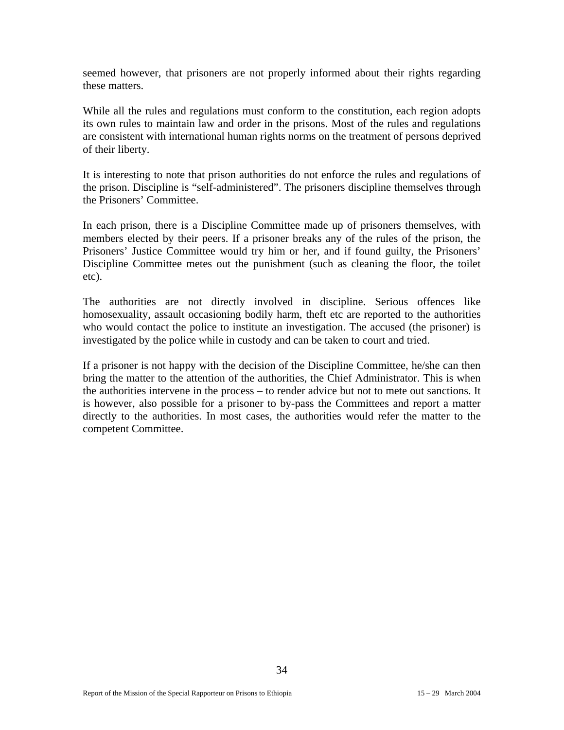seemed however, that prisoners are not properly informed about their rights regarding these matters.

While all the rules and regulations must conform to the constitution, each region adopts its own rules to maintain law and order in the prisons. Most of the rules and regulations are consistent with international human rights norms on the treatment of persons deprived of their liberty.

It is interesting to note that prison authorities do not enforce the rules and regulations of the prison. Discipline is "self-administered". The prisoners discipline themselves through the Prisoners' Committee.

In each prison, there is a Discipline Committee made up of prisoners themselves, with members elected by their peers. If a prisoner breaks any of the rules of the prison, the Prisoners' Justice Committee would try him or her, and if found guilty, the Prisoners' Discipline Committee metes out the punishment (such as cleaning the floor, the toilet etc).

The authorities are not directly involved in discipline. Serious offences like homosexuality, assault occasioning bodily harm, theft etc are reported to the authorities who would contact the police to institute an investigation. The accused (the prisoner) is investigated by the police while in custody and can be taken to court and tried.

If a prisoner is not happy with the decision of the Discipline Committee, he/she can then bring the matter to the attention of the authorities, the Chief Administrator. This is when the authorities intervene in the process – to render advice but not to mete out sanctions. It is however, also possible for a prisoner to by-pass the Committees and report a matter directly to the authorities. In most cases, the authorities would refer the matter to the competent Committee.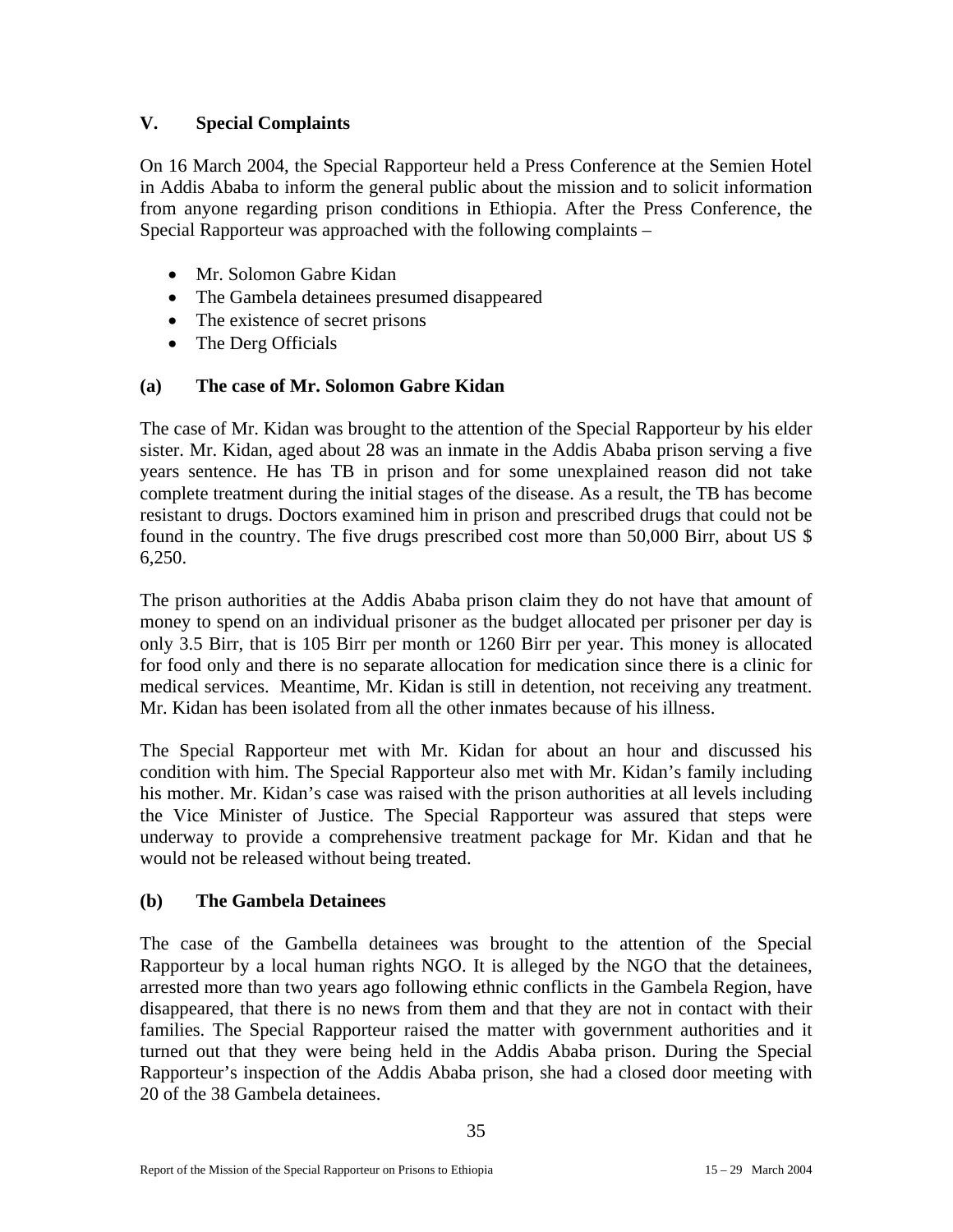## V. Special Complaints

On 16 March 2004, the Special Rapporteur held a Press Conference at the Semien Hotel in Addis Ababa to inform the general public about the mission and to solicit information from anyone regarding prison conditions in Ethiopia. After the Press Conference, the Special Rapporteur was approached with the following complaints –

- Mr. Solomon Gabre Kidan
- The Gambela detainees presumed disappeared
- The existence of secret prisons
- The Derg Officials

### (a) The case of Mr. Solomon Gabre Kidan

The case of Mr. Kidan was brought to the attention of the Special Rapporteur by his elder sister. Mr. Kidan, aged about 28 was an inmate in the Addis Ababa prison serving a five years sentence. He has TB in prison and for some unexplained reason did not take complete treatment during the initial stages of the disease. As a result, the TB has become resistant to drugs. Doctors examined him in prison and prescribed drugs that could not be found in the country. The five drugs prescribed cost more than 50,000 Birr, about US $ 6,250.

The prison authorities at the Addis Ababa prison claim they do not have that amount of money to spend on an individual prisoner as the budget allocated per prisoner per day is only 3.5 Birr, that is 105 Birr per month or 1260 Birr per year. This money is allocated for food only and there is no separate allocation for medication since there is a clinic for medical services. Meantime, Mr. Kidan is still in detention, not receiving any treatment. Mr. Kidan has been isolated from all the other inmates because of his illness.

The Special Rapporteur met with Mr. Kidan for about an hour and discussed his condition with him. The Special Rapporteur also met with Mr. Kidan's family including his mother. Mr. Kidan's case was raised with the prison authorities at all levels including the Vice Minister of Justice. The Special Rapporteur was assured that steps were underway to provide a comprehensive treatment package for Mr. Kidan and that he would not be released without being treated.

### (b) The Gambela Detainees

The case of the Gambella detainees was brought to the attention of the Special Rapporteur by a local human rights NGO. It is alleged by the NGO that the detainees, arrested more than two years ago following ethnic conflicts in the Gambela Region, have disappeared, that there is no news from them and that they are not in contact with their families. The Special Rapporteur raised the matter with government authorities and it turned out that they were being held in the Addis Ababa prison. During the Special Rapporteur's inspection of the Addis Ababa prison, she had a closed door meeting with 20 of the 38 Gambela detainees.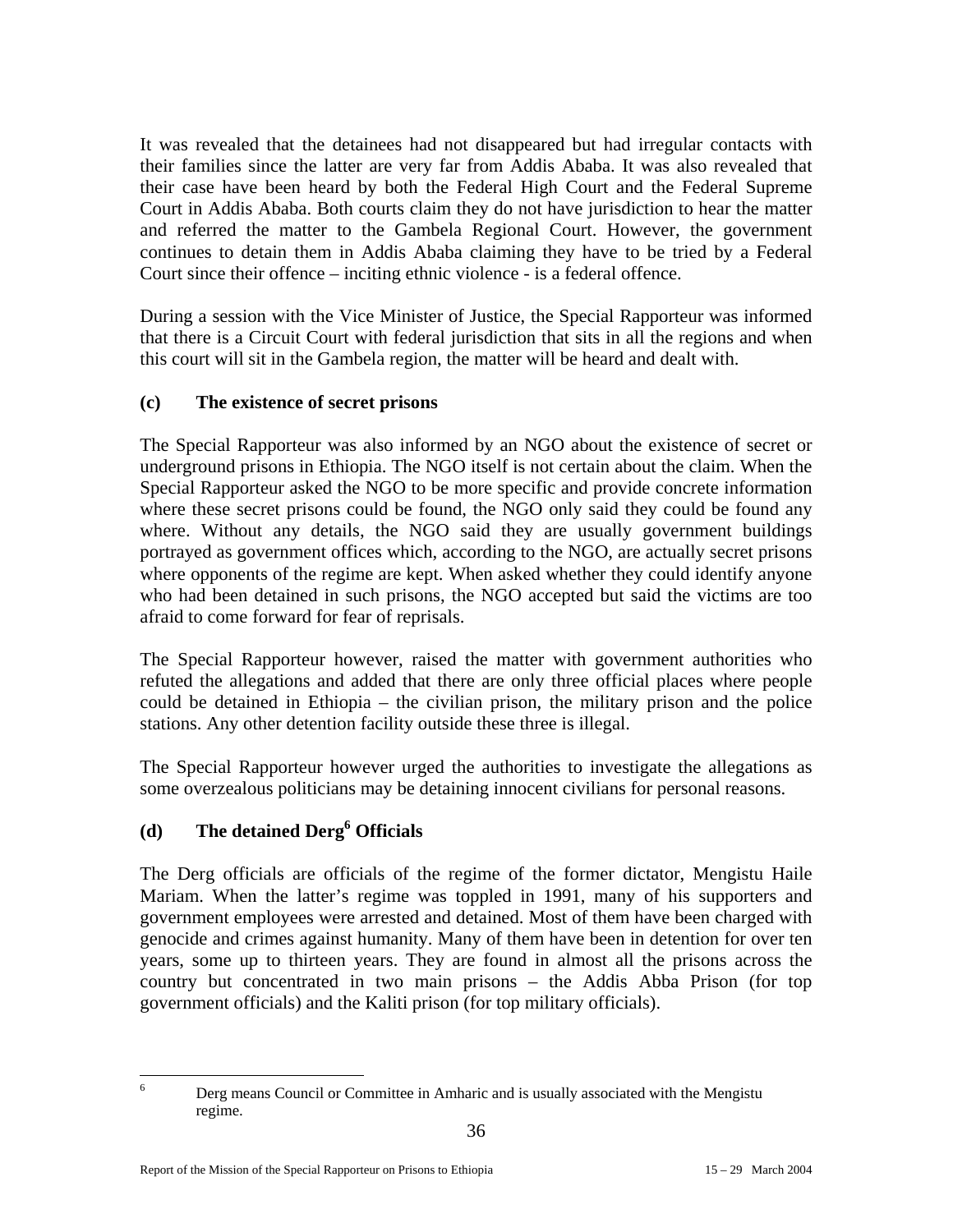It was revealed that the detainees had not disappeared but had irregular contacts with their families since the latter are very far from Addis Ababa. It was also revealed that their case have been heard by both the Federal High Court and the Federal Supreme Court in Addis Ababa. Both courts claim they do not have jurisdiction to hear the matter and referred the matter to the Gambela Regional Court. However, the government continues to detain them in Addis Ababa claiming they have to be tried by a Federal Court since their offence – inciting ethnic violence - is a federal offence.

During a session with the Vice Minister of Justice, the Special Rapporteur was informed that there is a Circuit Court with federal jurisdiction that sits in all the regions and when this court will sit in the Gambela region, the matter will be heard and dealt with.

### (c) The existence of secret prisons

The Special Rapporteur was also informed by an NGO about the existence of secret or underground prisons in Ethiopia. The NGO itself is not certain about the claim. When the Special Rapporteur asked the NGO to be more specific and provide concrete information where these secret prisons could be found, the NGO only said they could be found any where. Without any details, the NGO said they are usually government buildings portrayed as government offices which, according to the NGO, are actually secret prisons where opponents of the regime are kept. When asked whether they could identify anyone who had been detained in such prisons, the NGO accepted but said the victims are too afraid to come forward for fear of reprisals.

The Special Rapporteur however, raised the matter with government authorities who refuted the allegations and added that there are only three official places where people could be detained in Ethiopia – the civilian prison, the military prison and the police stations. Any other detention facility outside these three is illegal.

The Special Rapporteur however urged the authorities to investigate the allegations as some overzealous politicians may be detaining innocent civilians for personal reasons.

### (d) The detained Derg[6] Officials

The Derg officials are officials of the regime of the former dictator, Mengistu Haile Mariam. When the latter's regime was toppled in 1991, many of his supporters and government employees were arrested and detained. Most of them have been charged with genocide and crimes against humanity. Many of them have been in detention for over ten years, some up to thirteen years. They are found in almost all the prisons across the country but concentrated in two main prisons – the Addis Abba Prison (for top government officials) and the Kaliti prison (for top military officials).

---

[6] Derg means Council or Committee in Amharic and is usually associated with the Mengistu regime.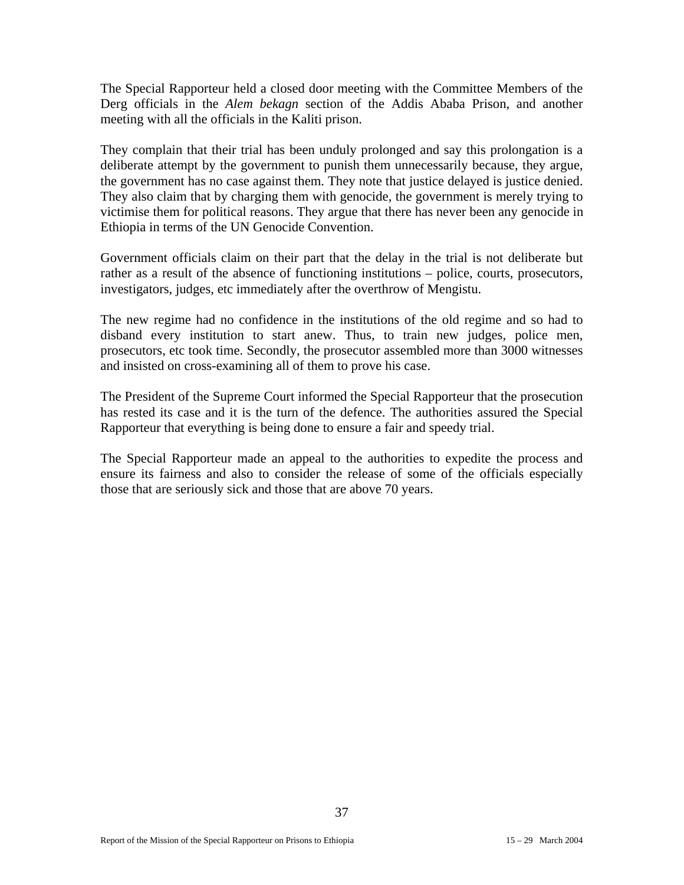The Special Rapporteur held a closed door meeting with the Committee Members of the Derg officials in the *Alem bekagn* section of the Addis Ababa Prison, and another meeting with all the officials in the Kaliti prison.

They complain that their trial has been unduly prolonged and say this prolongation is a deliberate attempt by the government to punish them unnecessarily because, they argue, the government has no case against them. They note that justice delayed is justice denied. They also claim that by charging them with genocide, the government is merely trying to victimise them for political reasons. They argue that there has never been any genocide in Ethiopia in terms of the UN Genocide Convention.

Government officials claim on their part that the delay in the trial is not deliberate but rather as a result of the absence of functioning institutions – police, courts, prosecutors, investigators, judges, etc immediately after the overthrow of Mengistu.

The new regime had no confidence in the institutions of the old regime and so had to disband every institution to start anew. Thus, to train new judges, police men, prosecutors, etc took time. Secondly, the prosecutor assembled more than 3000 witnesses and insisted on cross-examining all of them to prove his case.

The President of the Supreme Court informed the Special Rapporteur that the prosecution has rested its case and it is the turn of the defence. The authorities assured the Special Rapporteur that everything is being done to ensure a fair and speedy trial.

The Special Rapporteur made an appeal to the authorities to expedite the process and ensure its fairness and also to consider the release of some of the officials especially those that are seriously sick and those that are above 70 years.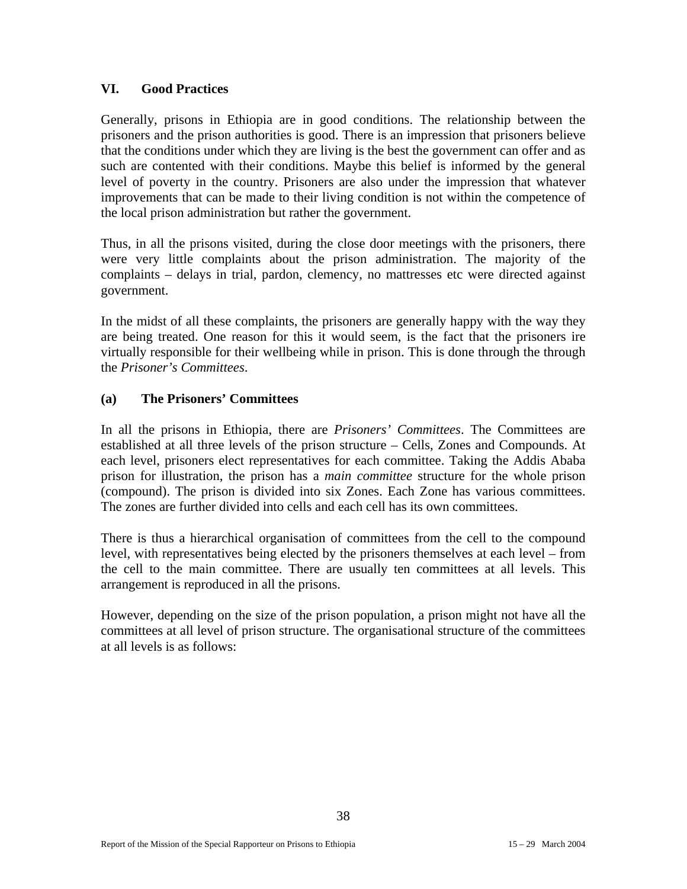## VI. Good Practices

Generally, prisons in Ethiopia are in good conditions. The relationship between the prisoners and the prison authorities is good. There is an impression that prisoners believe that the conditions under which they are living is the best the government can offer and as such are contented with their conditions. Maybe this belief is informed by the general level of poverty in the country. Prisoners are also under the impression that whatever improvements that can be made to their living condition is not within the competence of the local prison administration but rather the government.

Thus, in all the prisons visited, during the close door meetings with the prisoners, there were very little complaints about the prison administration. The majority of the complaints – delays in trial, pardon, clemency, no mattresses etc were directed against government.

In the midst of all these complaints, the prisoners are generally happy with the way they are being treated. One reason for this it would seem, is the fact that the prisoners ire virtually responsible for their wellbeing while in prison. This is done through the through the *Prisoner's Committees*.

### (a) The Prisoners' Committees

In all the prisons in Ethiopia, there are *Prisoners' Committees*. The Committees are established at all three levels of the prison structure – Cells, Zones and Compounds. At each level, prisoners elect representatives for each committee. Taking the Addis Ababa prison for illustration, the prison has a *main committee* structure for the whole prison (compound). The prison is divided into six Zones. Each Zone has various committees. The zones are further divided into cells and each cell has its own committees.

There is thus a hierarchical organisation of committees from the cell to the compound level, with representatives being elected by the prisoners themselves at each level – from the cell to the main committee. There are usually ten committees at all levels. This arrangement is reproduced in all the prisons.

However, depending on the size of the prison population, a prison might not have all the committees at all level of prison structure. The organisational structure of the committees at all levels is as follows: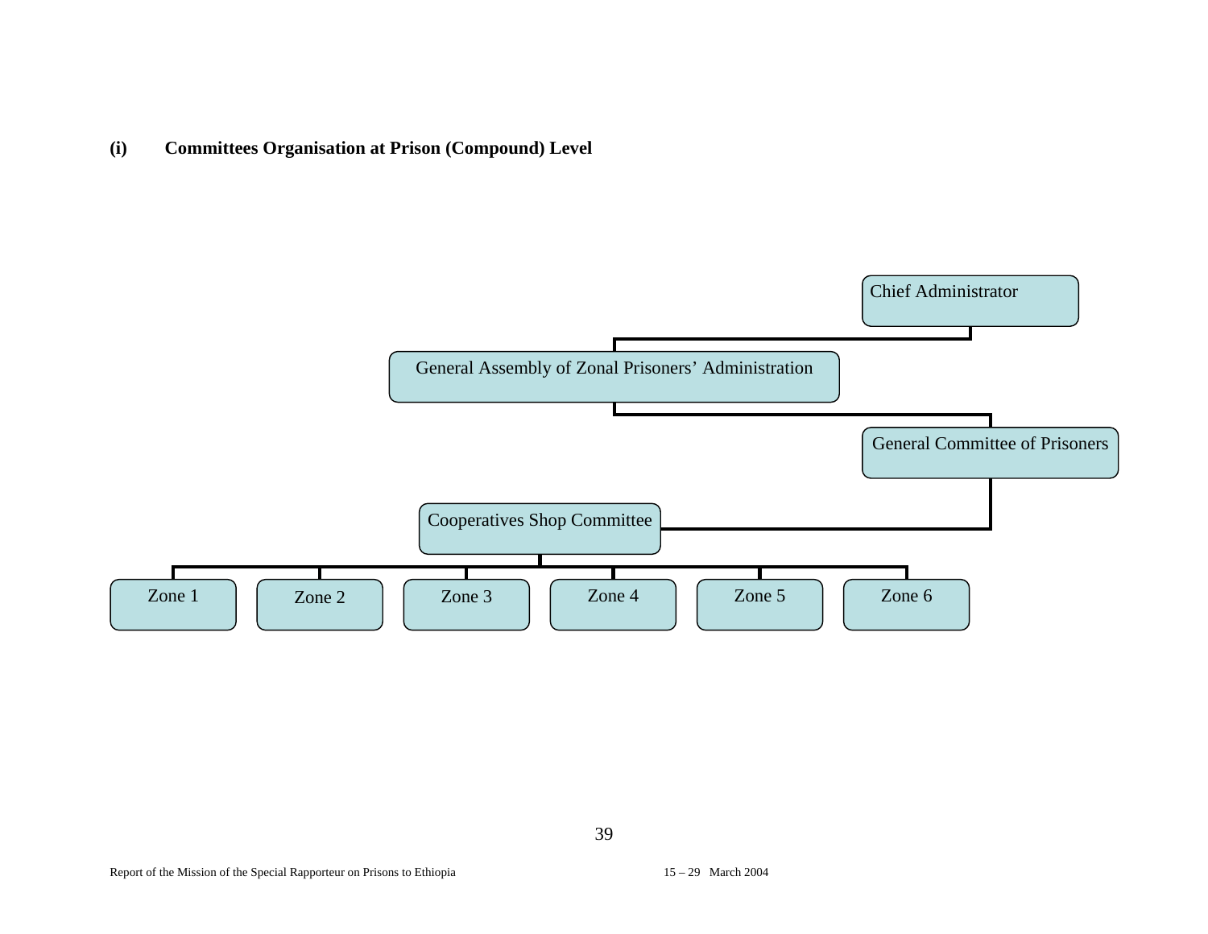**(i) Committees Organisation at Prison (Compound) Level**

- Chief Administrator
  - General Assembly of Zonal Prisoners' Administration
    - General Committee of Prisoners
      - Cooperatives Shop Committee
        - Zone 1
        - Zone 2
        - Zone 3
        - Zone 4
        - Zone 5
        - Zone 6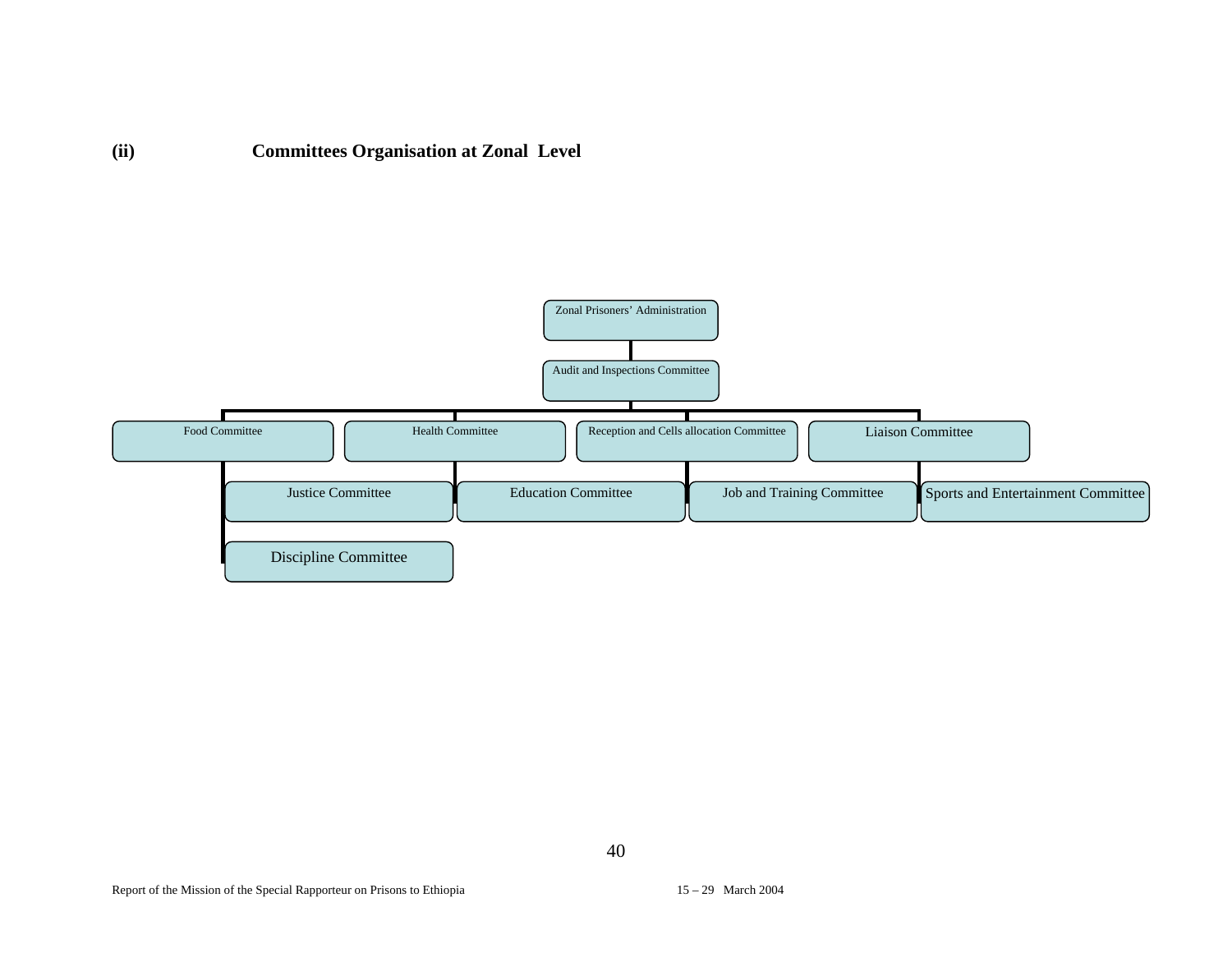## (ii) Committees Organisation at Zonal Level

- Zonal Prisoners' Administration
  - Audit and Inspections Committee
    - Food Committee
      - Justice Committee
      - Discipline Committee
    - Health Committee
      - Education Committee
    - Reception and Cells allocation Committee
      - Job and Training Committee
    - Liaison Committee
      - Sports and Entertainment Committee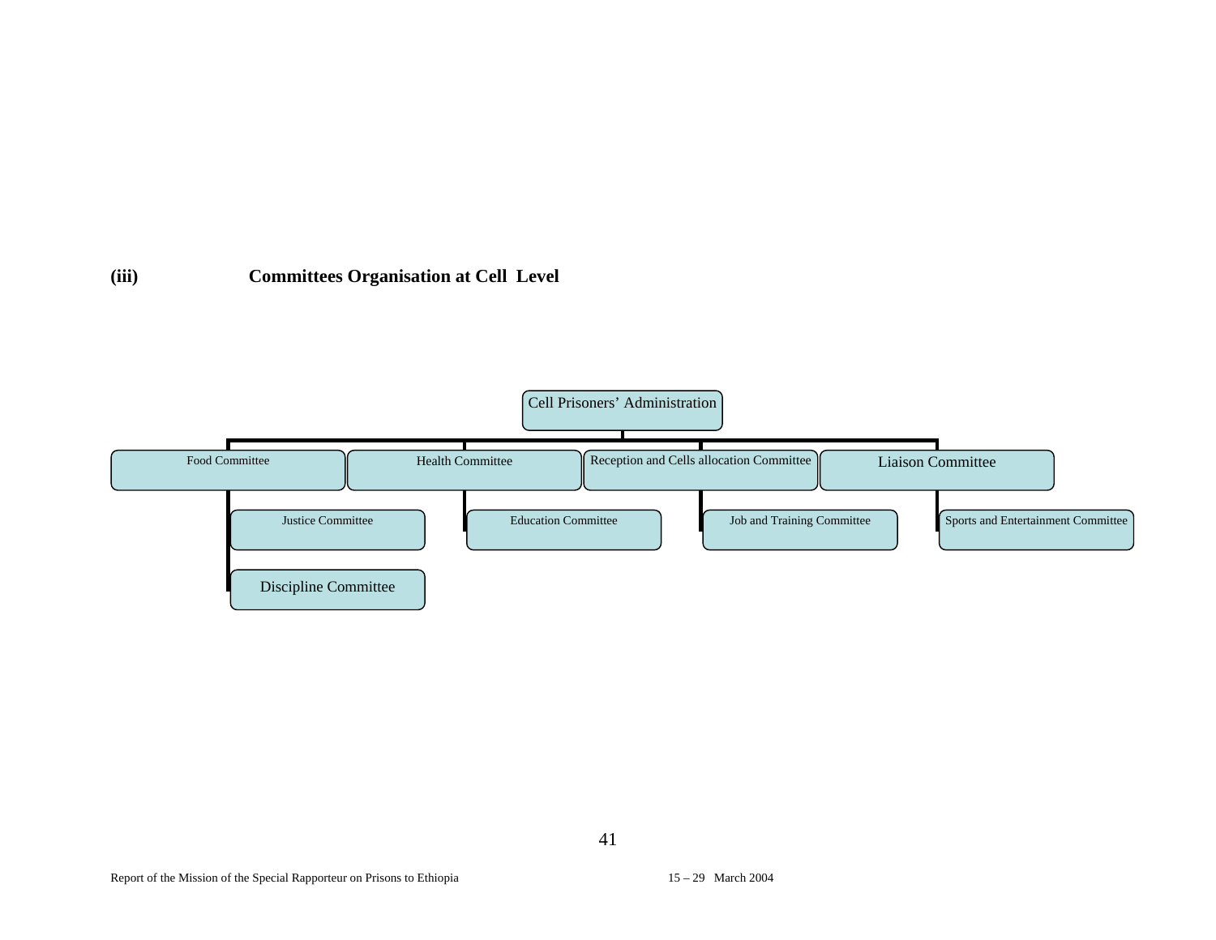### (iii) Committees Organisation at Cell Level

- Cell Prisoners' Administration
  - Food Committee
    - Justice Committee
    - Discipline Committee
  - Health Committee
    - Education Committee
  - Reception and Cells allocation Committee
    - Job and Training Committee
  - Liaison Committee
    - Sports and Entertainment Committee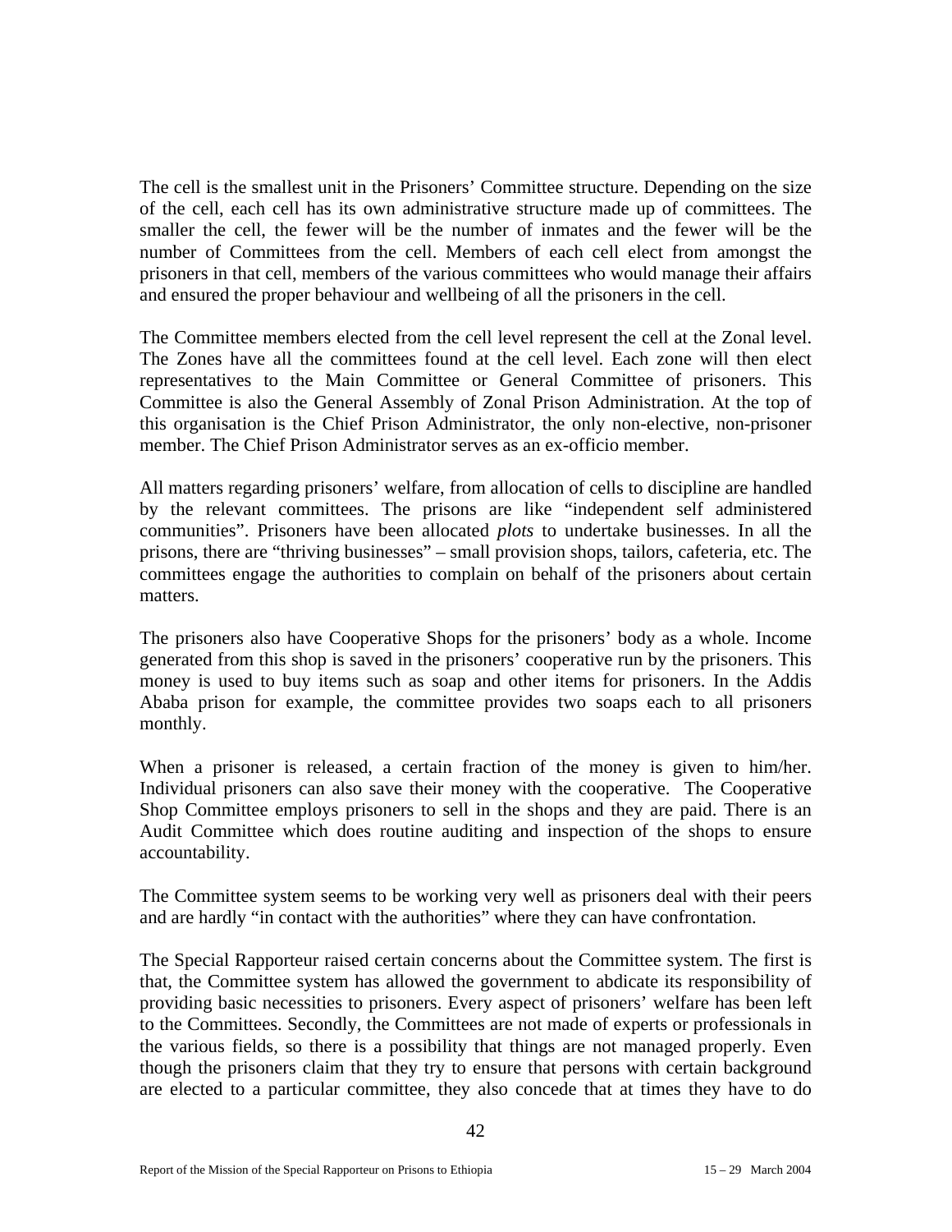The cell is the smallest unit in the Prisoners' Committee structure. Depending on the size of the cell, each cell has its own administrative structure made up of committees. The smaller the cell, the fewer will be the number of inmates and the fewer will be the number of Committees from the cell. Members of each cell elect from amongst the prisoners in that cell, members of the various committees who would manage their affairs and ensured the proper behaviour and wellbeing of all the prisoners in the cell.

The Committee members elected from the cell level represent the cell at the Zonal level. The Zones have all the committees found at the cell level. Each zone will then elect representatives to the Main Committee or General Committee of prisoners. This Committee is also the General Assembly of Zonal Prison Administration. At the top of this organisation is the Chief Prison Administrator, the only non-elective, non-prisoner member. The Chief Prison Administrator serves as an ex-officio member.

All matters regarding prisoners' welfare, from allocation of cells to discipline are handled by the relevant committees. The prisons are like "independent self administered communities". Prisoners have been allocated *plots* to undertake businesses. In all the prisons, there are "thriving businesses" – small provision shops, tailors, cafeteria, etc. The committees engage the authorities to complain on behalf of the prisoners about certain matters.

The prisoners also have Cooperative Shops for the prisoners' body as a whole. Income generated from this shop is saved in the prisoners' cooperative run by the prisoners. This money is used to buy items such as soap and other items for prisoners. In the Addis Ababa prison for example, the committee provides two soaps each to all prisoners monthly.

When a prisoner is released, a certain fraction of the money is given to him/her. Individual prisoners can also save their money with the cooperative. The Cooperative Shop Committee employs prisoners to sell in the shops and they are paid. There is an Audit Committee which does routine auditing and inspection of the shops to ensure accountability.

The Committee system seems to be working very well as prisoners deal with their peers and are hardly "in contact with the authorities" where they can have confrontation.

The Special Rapporteur raised certain concerns about the Committee system. The first is that, the Committee system has allowed the government to abdicate its responsibility of providing basic necessities to prisoners. Every aspect of prisoners' welfare has been left to the Committees. Secondly, the Committees are not made of experts or professionals in the various fields, so there is a possibility that things are not managed properly. Even though the prisoners claim that they try to ensure that persons with certain background are elected to a particular committee, they also concede that at times they have to do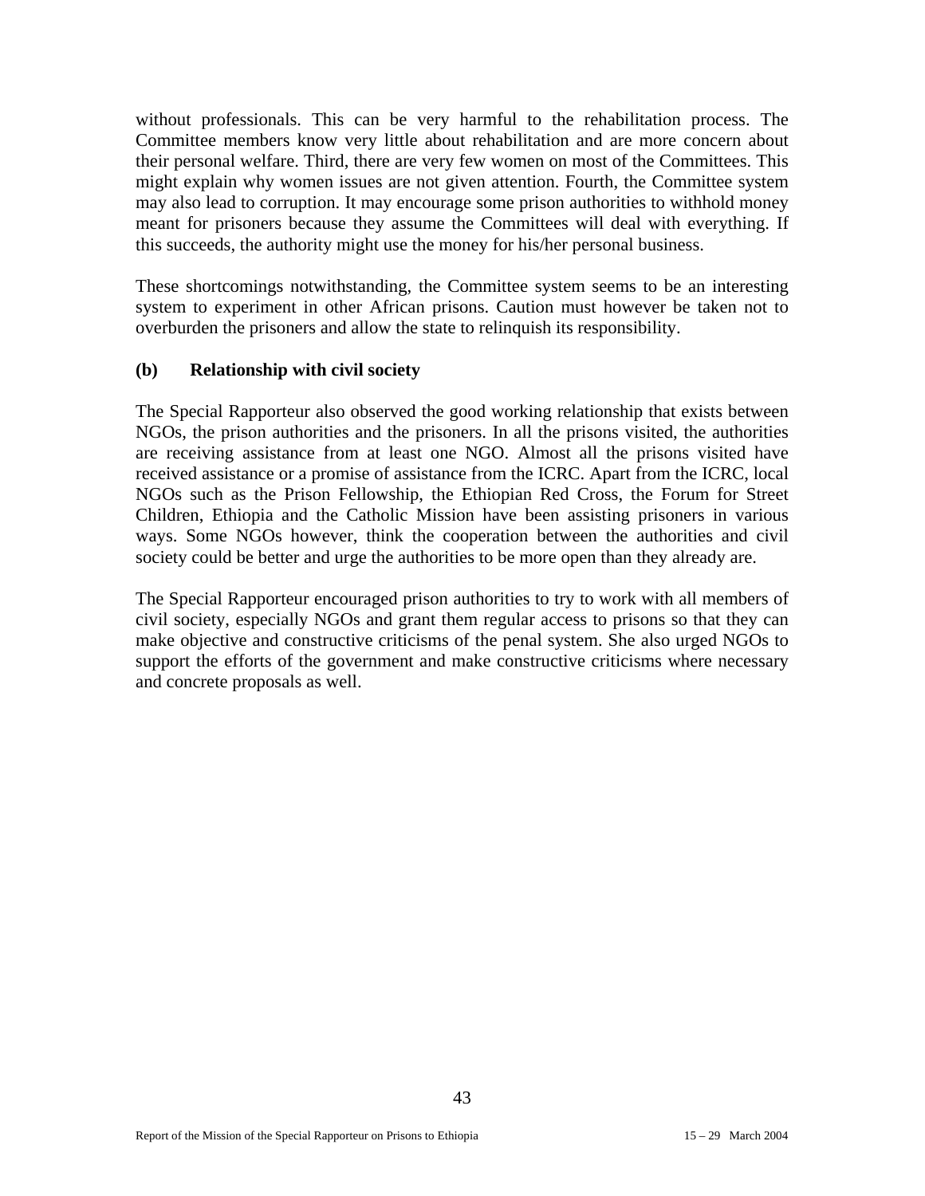without professionals. This can be very harmful to the rehabilitation process. The Committee members know very little about rehabilitation and are more concern about their personal welfare. Third, there are very few women on most of the Committees. This might explain why women issues are not given attention. Fourth, the Committee system may also lead to corruption. It may encourage some prison authorities to withhold money meant for prisoners because they assume the Committees will deal with everything. If this succeeds, the authority might use the money for his/her personal business.

These shortcomings notwithstanding, the Committee system seems to be an interesting system to experiment in other African prisons. Caution must however be taken not to overburden the prisoners and allow the state to relinquish its responsibility.

**(b) Relationship with civil society**

The Special Rapporteur also observed the good working relationship that exists between NGOs, the prison authorities and the prisoners. In all the prisons visited, the authorities are receiving assistance from at least one NGO. Almost all the prisons visited have received assistance or a promise of assistance from the ICRC. Apart from the ICRC, local NGOs such as the Prison Fellowship, the Ethiopian Red Cross, the Forum for Street Children, Ethiopia and the Catholic Mission have been assisting prisoners in various ways. Some NGOs however, think the cooperation between the authorities and civil society could be better and urge the authorities to be more open than they already are.

The Special Rapporteur encouraged prison authorities to try to work with all members of civil society, especially NGOs and grant them regular access to prisons so that they can make objective and constructive criticisms of the penal system. She also urged NGOs to support the efforts of the government and make constructive criticisms where necessary and concrete proposals as well.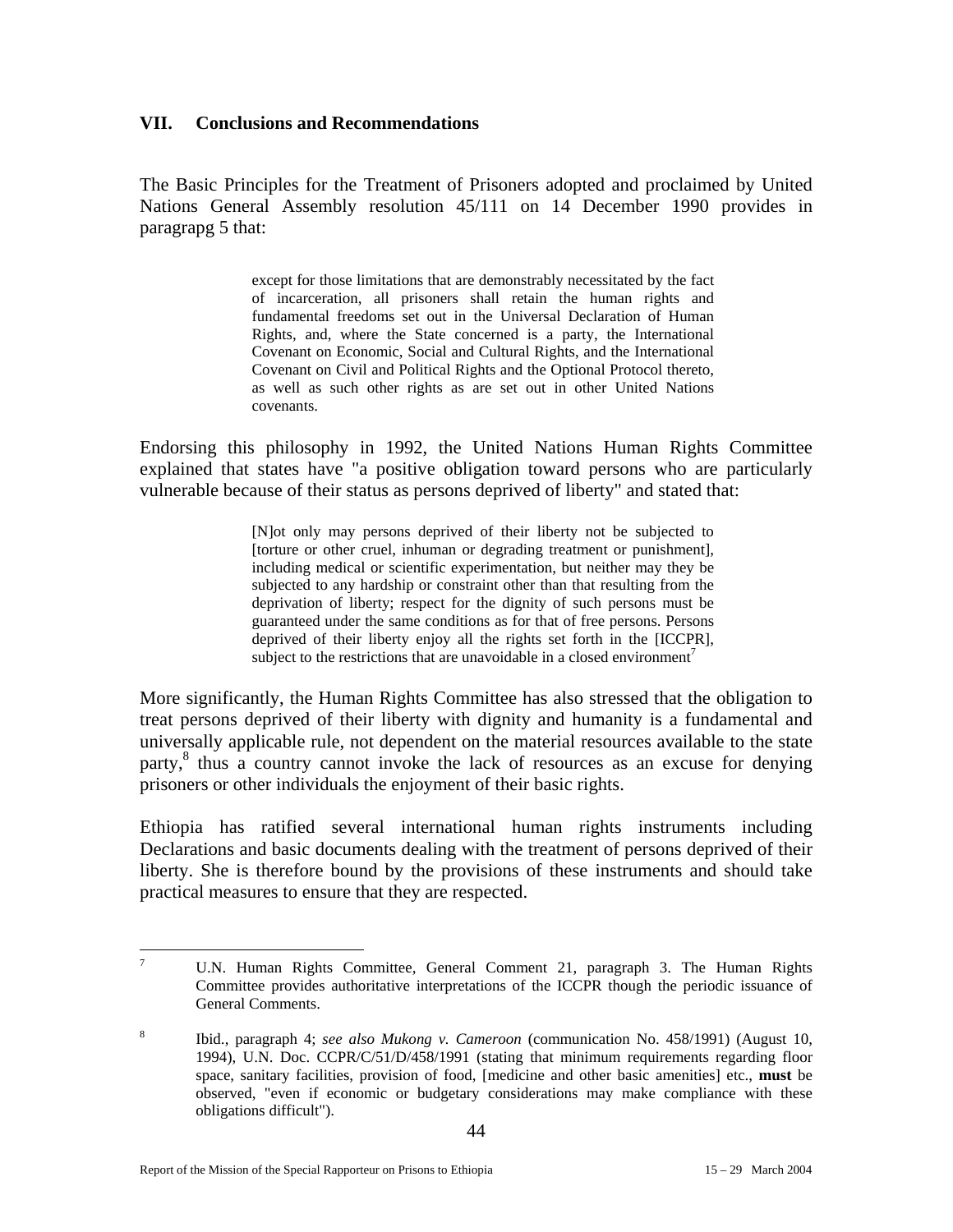## VII. Conclusions and Recommendations

The Basic Principles for the Treatment of Prisoners adopted and proclaimed by United Nations General Assembly resolution 45/111 on 14 December 1990 provides in paragrapg 5 that:

> except for those limitations that are demonstrably necessitated by the fact of incarceration, all prisoners shall retain the human rights and fundamental freedoms set out in the Universal Declaration of Human Rights, and, where the State concerned is a party, the International Covenant on Economic, Social and Cultural Rights, and the International Covenant on Civil and Political Rights and the Optional Protocol thereto, as well as such other rights as are set out in other United Nations covenants.

Endorsing this philosophy in 1992, the United Nations Human Rights Committee explained that states have "a positive obligation toward persons who are particularly vulnerable because of their status as persons deprived of liberty" and stated that:

> [N]ot only may persons deprived of their liberty not be subjected to [torture or other cruel, inhuman or degrading treatment or punishment], including medical or scientific experimentation, but neither may they be subjected to any hardship or constraint other than that resulting from the deprivation of liberty; respect for the dignity of such persons must be guaranteed under the same conditions as for that of free persons. Persons deprived of their liberty enjoy all the rights set forth in the [ICCPR], subject to the restrictions that are unavoidable in a closed environment[7]

More significantly, the Human Rights Committee has also stressed that the obligation to treat persons deprived of their liberty with dignity and humanity is a fundamental and universally applicable rule, not dependent on the material resources available to the state party,[8] thus a country cannot invoke the lack of resources as an excuse for denying prisoners or other individuals the enjoyment of their basic rights.

Ethiopia has ratified several international human rights instruments including Declarations and basic documents dealing with the treatment of persons deprived of their liberty. She is therefore bound by the provisions of these instruments and should take practical measures to ensure that they are respected.

---

[7] U.N. Human Rights Committee, General Comment 21, paragraph 3. The Human Rights Committee provides authoritative interpretations of the ICCPR though the periodic issuance of General Comments.

[8] Ibid., paragraph 4; *see also Mukong v. Cameroon* (communication No. 458/1991) (August 10, 1994), U.N. Doc. CCPR/C/51/D/458/1991 (stating that minimum requirements regarding floor space, sanitary facilities, provision of food, [medicine and other basic amenities] etc., **must** be observed, "even if economic or budgetary considerations may make compliance with these obligations difficult").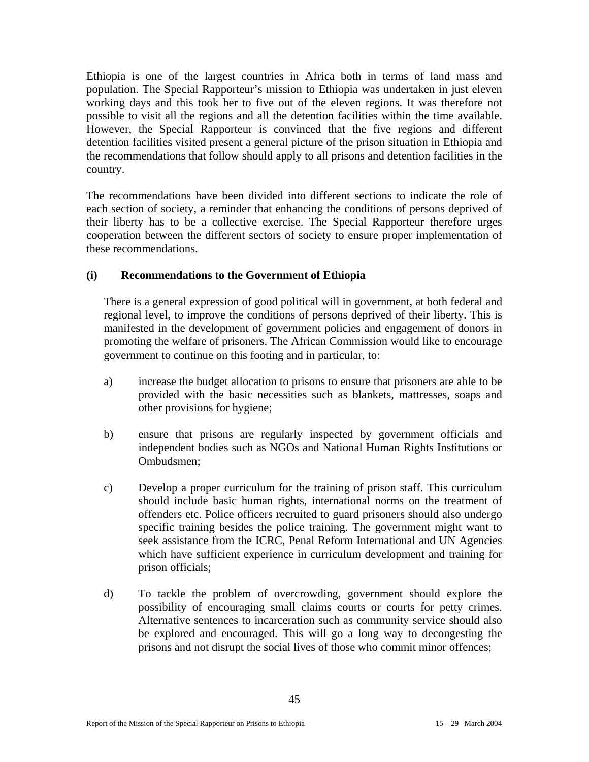Ethiopia is one of the largest countries in Africa both in terms of land mass and population. The Special Rapporteur's mission to Ethiopia was undertaken in just eleven working days and this took her to five out of the eleven regions. It was therefore not possible to visit all the regions and all the detention facilities within the time available. However, the Special Rapporteur is convinced that the five regions and different detention facilities visited present a general picture of the prison situation in Ethiopia and the recommendations that follow should apply to all prisons and detention facilities in the country.

The recommendations have been divided into different sections to indicate the role of each section of society, a reminder that enhancing the conditions of persons deprived of their liberty has to be a collective exercise. The Special Rapporteur therefore urges cooperation between the different sectors of society to ensure proper implementation of these recommendations.

**(i) Recommendations to the Government of Ethiopia**

There is a general expression of good political will in government, at both federal and regional level, to improve the conditions of persons deprived of their liberty. This is manifested in the development of government policies and engagement of donors in promoting the welfare of prisoners. The African Commission would like to encourage government to continue on this footing and in particular, to:

a) increase the budget allocation to prisons to ensure that prisoners are able to be provided with the basic necessities such as blankets, mattresses, soaps and other provisions for hygiene;

b) ensure that prisons are regularly inspected by government officials and independent bodies such as NGOs and National Human Rights Institutions or Ombudsmen;

c) Develop a proper curriculum for the training of prison staff. This curriculum should include basic human rights, international norms on the treatment of offenders etc. Police officers recruited to guard prisoners should also undergo specific training besides the police training. The government might want to seek assistance from the ICRC, Penal Reform International and UN Agencies which have sufficient experience in curriculum development and training for prison officials;

d) To tackle the problem of overcrowding, government should explore the possibility of encouraging small claims courts or courts for petty crimes. Alternative sentences to incarceration such as community service should also be explored and encouraged. This will go a long way to decongesting the prisons and not disrupt the social lives of those who commit minor offences;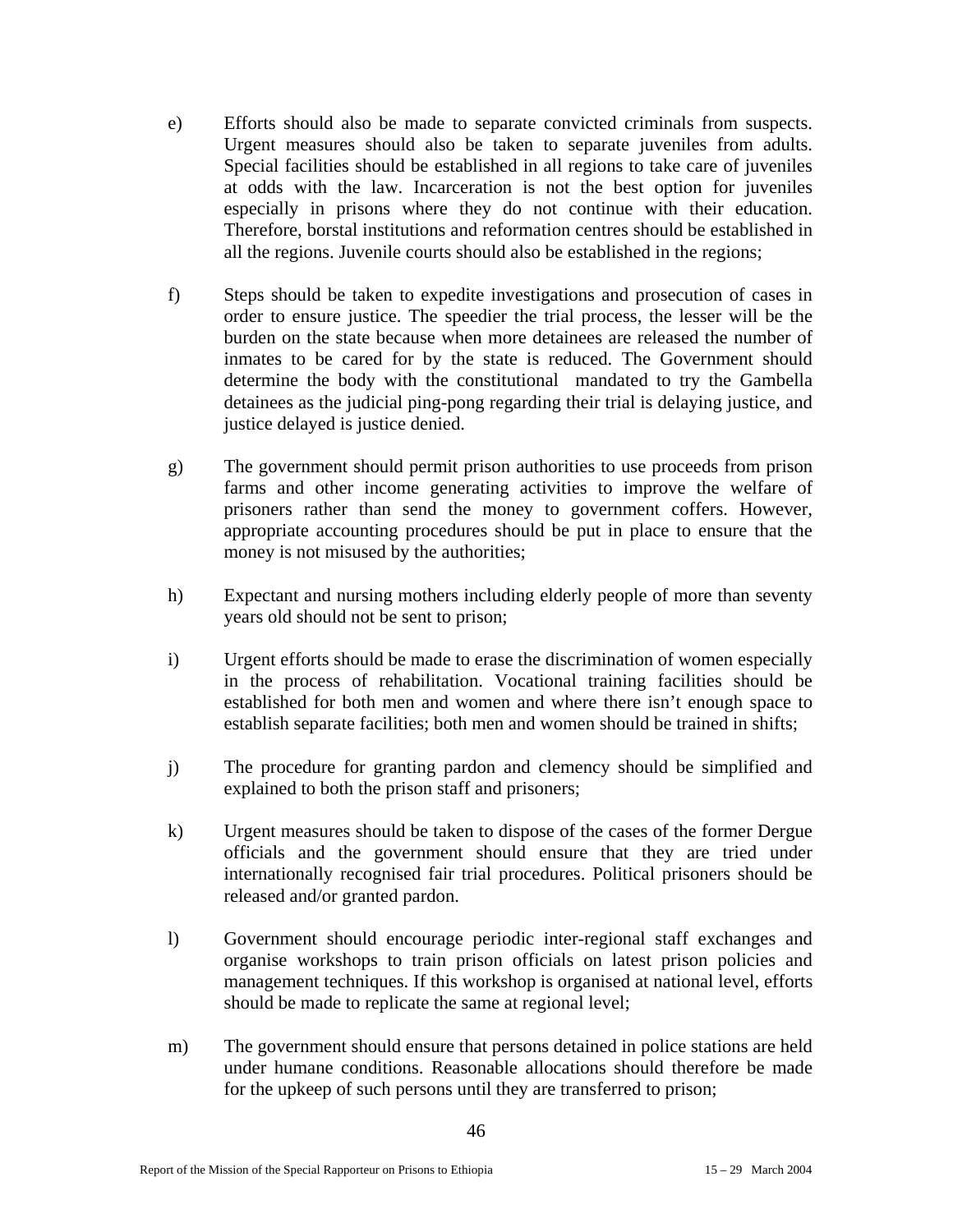e) Efforts should also be made to separate convicted criminals from suspects. Urgent measures should also be taken to separate juveniles from adults. Special facilities should be established in all regions to take care of juveniles at odds with the law. Incarceration is not the best option for juveniles especially in prisons where they do not continue with their education. Therefore, borstal institutions and reformation centres should be established in all the regions. Juvenile courts should also be established in the regions;

f) Steps should be taken to expedite investigations and prosecution of cases in order to ensure justice. The speedier the trial process, the lesser will be the burden on the state because when more detainees are released the number of inmates to be cared for by the state is reduced. The Government should determine the body with the constitutional mandated to try the Gambella detainees as the judicial ping-pong regarding their trial is delaying justice, and justice delayed is justice denied.

g) The government should permit prison authorities to use proceeds from prison farms and other income generating activities to improve the welfare of prisoners rather than send the money to government coffers. However, appropriate accounting procedures should be put in place to ensure that the money is not misused by the authorities;

h) Expectant and nursing mothers including elderly people of more than seventy years old should not be sent to prison;

i) Urgent efforts should be made to erase the discrimination of women especially in the process of rehabilitation. Vocational training facilities should be established for both men and women and where there isn't enough space to establish separate facilities; both men and women should be trained in shifts;

j) The procedure for granting pardon and clemency should be simplified and explained to both the prison staff and prisoners;

k) Urgent measures should be taken to dispose of the cases of the former Dergue officials and the government should ensure that they are tried under internationally recognised fair trial procedures. Political prisoners should be released and/or granted pardon.

l) Government should encourage periodic inter-regional staff exchanges and organise workshops to train prison officials on latest prison policies and management techniques. If this workshop is organised at national level, efforts should be made to replicate the same at regional level;

m) The government should ensure that persons detained in police stations are held under humane conditions. Reasonable allocations should therefore be made for the upkeep of such persons until they are transferred to prison;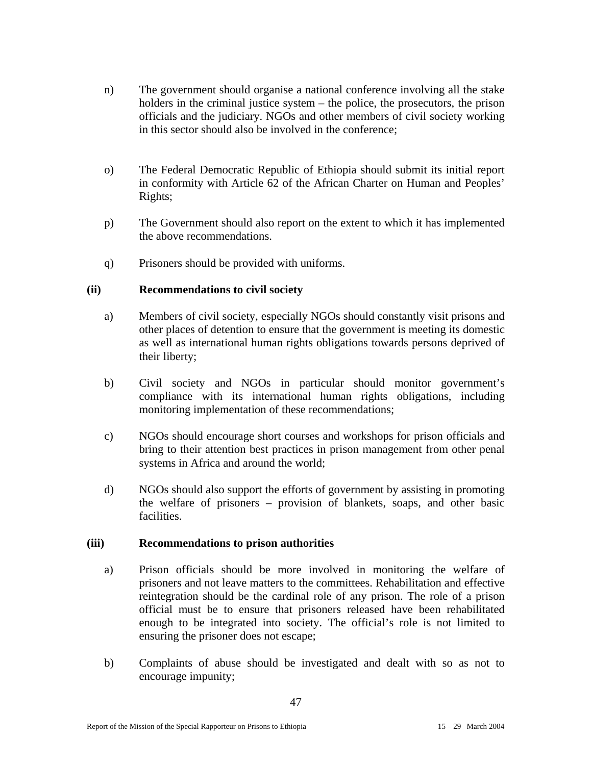n) The government should organise a national conference involving all the stake holders in the criminal justice system – the police, the prosecutors, the prison officials and the judiciary. NGOs and other members of civil society working in this sector should also be involved in the conference;

o) The Federal Democratic Republic of Ethiopia should submit its initial report in conformity with Article 62 of the African Charter on Human and Peoples' Rights;

p) The Government should also report on the extent to which it has implemented the above recommendations.

q) Prisoners should be provided with uniforms.

**(ii) Recommendations to civil society**

a) Members of civil society, especially NGOs should constantly visit prisons and other places of detention to ensure that the government is meeting its domestic as well as international human rights obligations towards persons deprived of their liberty;

b) Civil society and NGOs in particular should monitor government's compliance with its international human rights obligations, including monitoring implementation of these recommendations;

c) NGOs should encourage short courses and workshops for prison officials and bring to their attention best practices in prison management from other penal systems in Africa and around the world;

d) NGOs should also support the efforts of government by assisting in promoting the welfare of prisoners – provision of blankets, soaps, and other basic facilities.

**(iii) Recommendations to prison authorities**

a) Prison officials should be more involved in monitoring the welfare of prisoners and not leave matters to the committees. Rehabilitation and effective reintegration should be the cardinal role of any prison. The role of a prison official must be to ensure that prisoners released have been rehabilitated enough to be integrated into society. The official's role is not limited to ensuring the prisoner does not escape;

b) Complaints of abuse should be investigated and dealt with so as not to encourage impunity;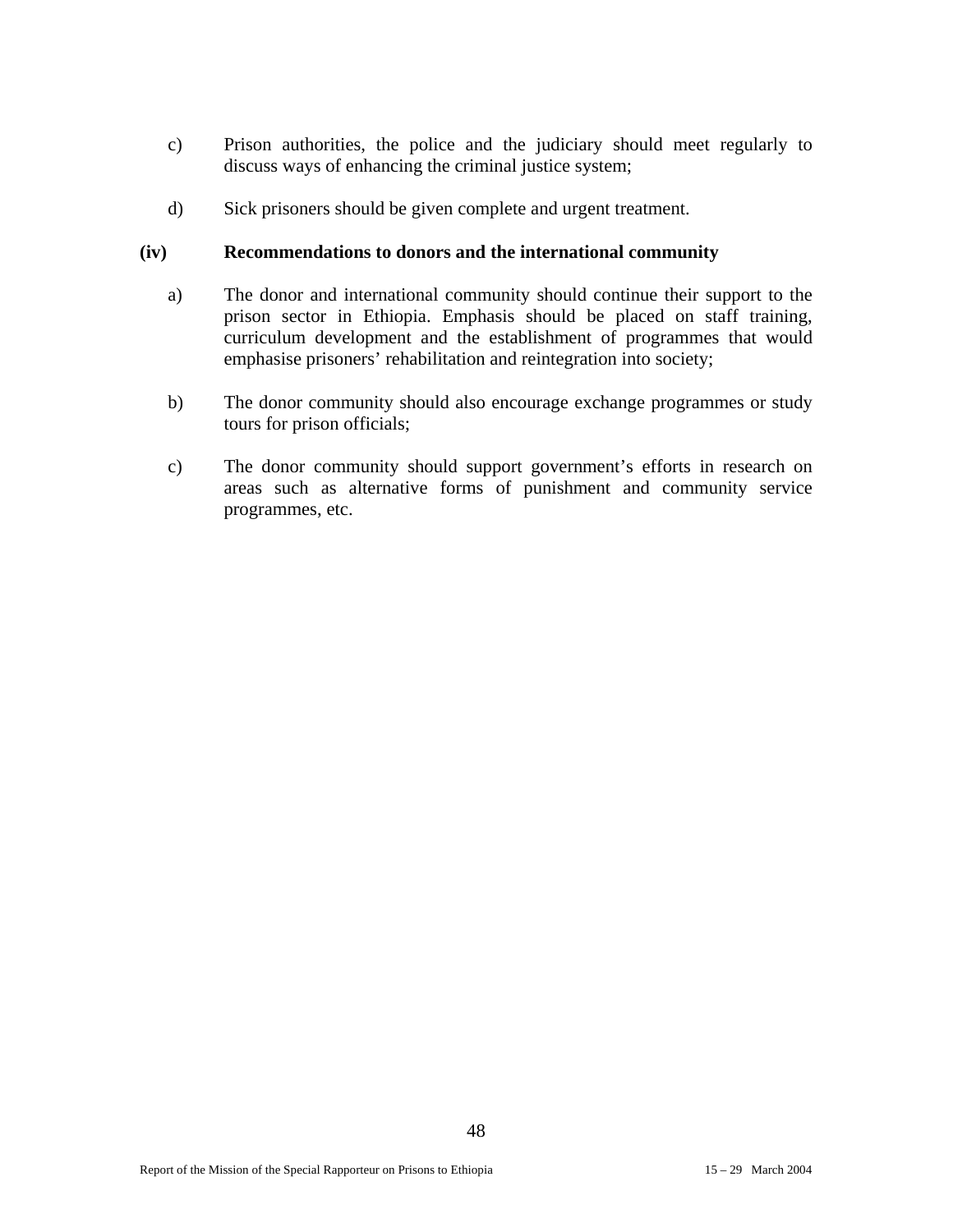c) Prison authorities, the police and the judiciary should meet regularly to discuss ways of enhancing the criminal justice system;

d) Sick prisoners should be given complete and urgent treatment.

**(iv) Recommendations to donors and the international community**

a) The donor and international community should continue their support to the prison sector in Ethiopia. Emphasis should be placed on staff training, curriculum development and the establishment of programmes that would emphasise prisoners' rehabilitation and reintegration into society;

b) The donor community should also encourage exchange programmes or study tours for prison officials;

c) The donor community should support government's efforts in research on areas such as alternative forms of punishment and community service programmes, etc.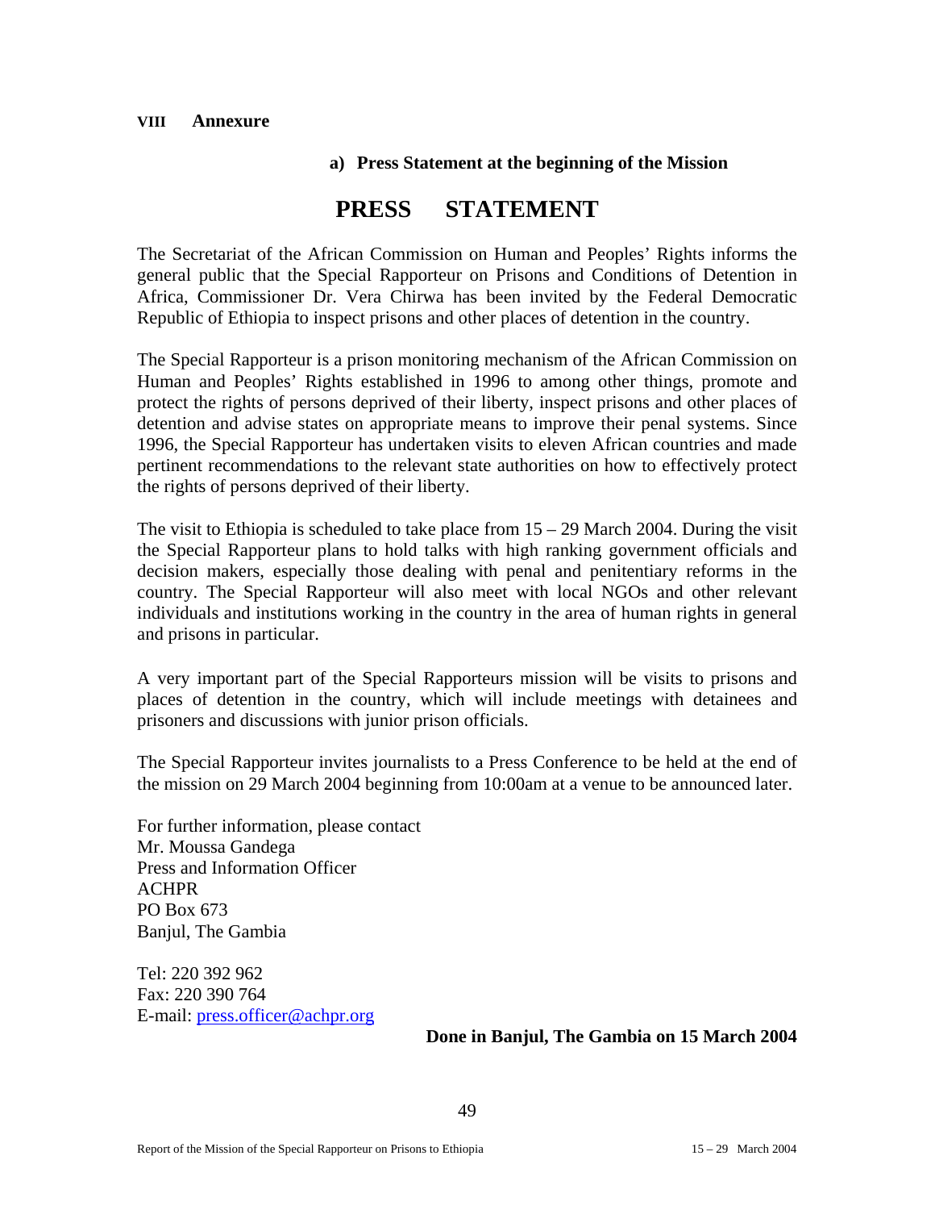## VIII Annexure

### a) Press Statement at the beginning of the Mission

# PRESS STATEMENT

The Secretariat of the African Commission on Human and Peoples' Rights informs the general public that the Special Rapporteur on Prisons and Conditions of Detention in Africa, Commissioner Dr. Vera Chirwa has been invited by the Federal Democratic Republic of Ethiopia to inspect prisons and other places of detention in the country.

The Special Rapporteur is a prison monitoring mechanism of the African Commission on Human and Peoples' Rights established in 1996 to among other things, promote and protect the rights of persons deprived of their liberty, inspect prisons and other places of detention and advise states on appropriate means to improve their penal systems. Since 1996, the Special Rapporteur has undertaken visits to eleven African countries and made pertinent recommendations to the relevant state authorities on how to effectively protect the rights of persons deprived of their liberty.

The visit to Ethiopia is scheduled to take place from 15 – 29 March 2004. During the visit the Special Rapporteur plans to hold talks with high ranking government officials and decision makers, especially those dealing with penal and penitentiary reforms in the country. The Special Rapporteur will also meet with local NGOs and other relevant individuals and institutions working in the country in the area of human rights in general and prisons in particular.

A very important part of the Special Rapporteurs mission will be visits to prisons and places of detention in the country, which will include meetings with detainees and prisoners and discussions with junior prison officials.

The Special Rapporteur invites journalists to a Press Conference to be held at the end of the mission on 29 March 2004 beginning from 10:00am at a venue to be announced later.

For further information, please contact
Mr. Moussa Gandega
Press and Information Officer
ACHPR
PO Box 673
Banjul, The Gambia

Tel: 220 392 962
Fax: 220 390 764
E-mail: press.officer@achpr.org

**Done in Banjul, The Gambia on 15 March 2004**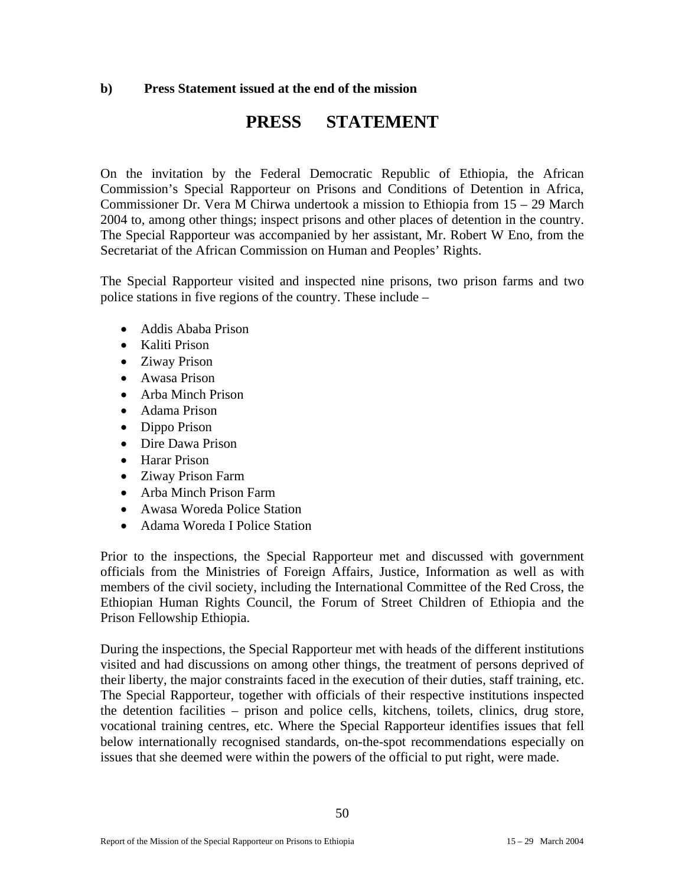**b) Press Statement issued at the end of the mission**

# PRESS STATEMENT

On the invitation by the Federal Democratic Republic of Ethiopia, the African Commission's Special Rapporteur on Prisons and Conditions of Detention in Africa, Commissioner Dr. Vera M Chirwa undertook a mission to Ethiopia from 15 – 29 March 2004 to, among other things; inspect prisons and other places of detention in the country. The Special Rapporteur was accompanied by her assistant, Mr. Robert W Eno, from the Secretariat of the African Commission on Human and Peoples' Rights.

The Special Rapporteur visited and inspected nine prisons, two prison farms and two police stations in five regions of the country. These include –

- Addis Ababa Prison
- Kaliti Prison
- Ziway Prison
- Awasa Prison
- Arba Minch Prison
- Adama Prison
- Dippo Prison
- Dire Dawa Prison
- Harar Prison
- Ziway Prison Farm
- Arba Minch Prison Farm
- Awasa Woreda Police Station
- Adama Woreda I Police Station

Prior to the inspections, the Special Rapporteur met and discussed with government officials from the Ministries of Foreign Affairs, Justice, Information as well as with members of the civil society, including the International Committee of the Red Cross, the Ethiopian Human Rights Council, the Forum of Street Children of Ethiopia and the Prison Fellowship Ethiopia.

During the inspections, the Special Rapporteur met with heads of the different institutions visited and had discussions on among other things, the treatment of persons deprived of their liberty, the major constraints faced in the execution of their duties, staff training, etc. The Special Rapporteur, together with officials of their respective institutions inspected the detention facilities – prison and police cells, kitchens, toilets, clinics, drug store, vocational training centres, etc. Where the Special Rapporteur identifies issues that fell below internationally recognised standards, on-the-spot recommendations especially on issues that she deemed were within the powers of the official to put right, were made.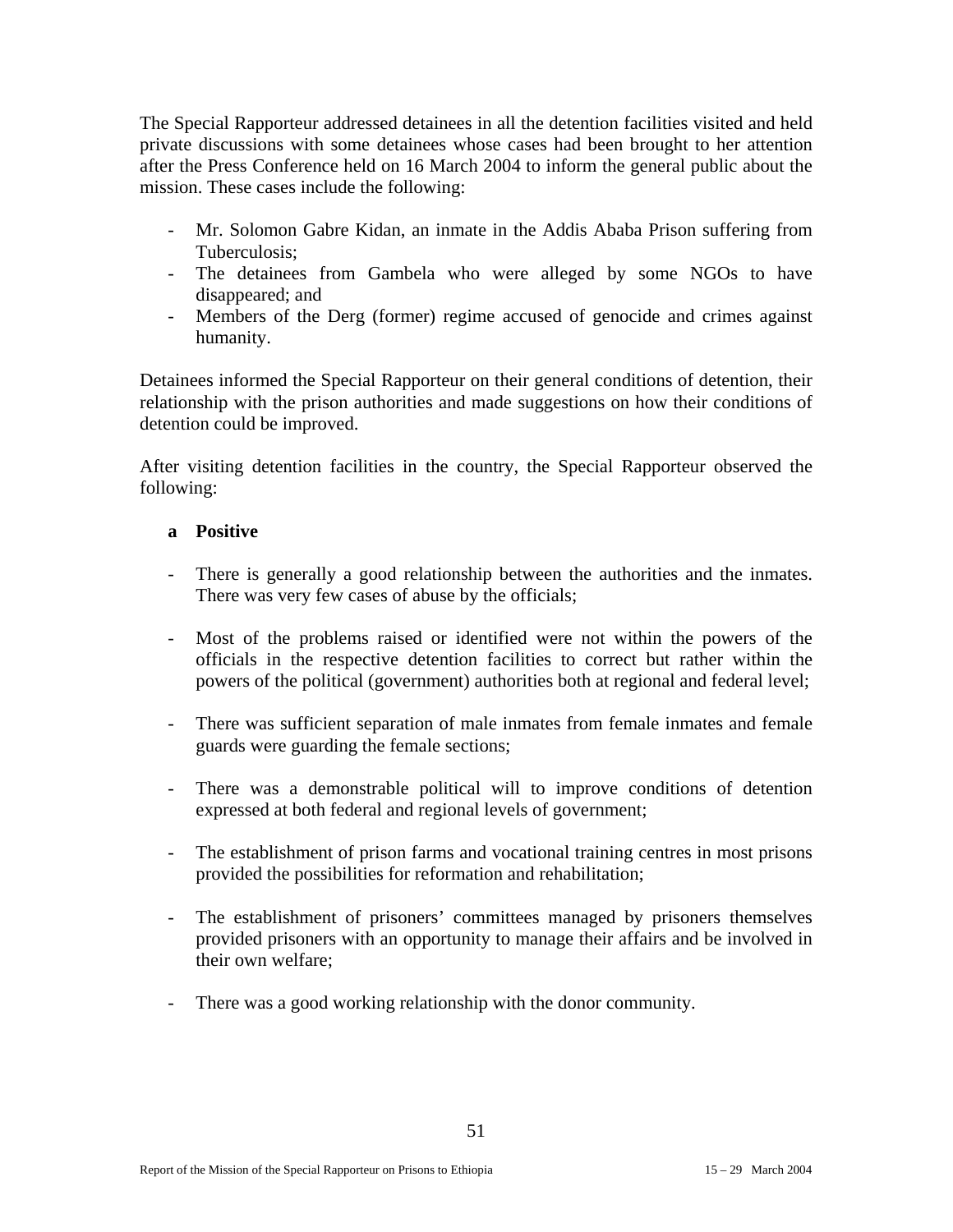The Special Rapporteur addressed detainees in all the detention facilities visited and held private discussions with some detainees whose cases had been brought to her attention after the Press Conference held on 16 March 2004 to inform the general public about the mission. These cases include the following:

- Mr. Solomon Gabre Kidan, an inmate in the Addis Ababa Prison suffering from Tuberculosis;
- The detainees from Gambela who were alleged by some NGOs to have disappeared; and
- Members of the Derg (former) regime accused of genocide and crimes against humanity.

Detainees informed the Special Rapporteur on their general conditions of detention, their relationship with the prison authorities and made suggestions on how their conditions of detention could be improved.

After visiting detention facilities in the country, the Special Rapporteur observed the following:

**a Positive**

- There is generally a good relationship between the authorities and the inmates. There was very few cases of abuse by the officials;

- Most of the problems raised or identified were not within the powers of the officials in the respective detention facilities to correct but rather within the powers of the political (government) authorities both at regional and federal level;

- There was sufficient separation of male inmates from female inmates and female guards were guarding the female sections;

- There was a demonstrable political will to improve conditions of detention expressed at both federal and regional levels of government;

- The establishment of prison farms and vocational training centres in most prisons provided the possibilities for reformation and rehabilitation;

- The establishment of prisoners' committees managed by prisoners themselves provided prisoners with an opportunity to manage their affairs and be involved in their own welfare;

- There was a good working relationship with the donor community.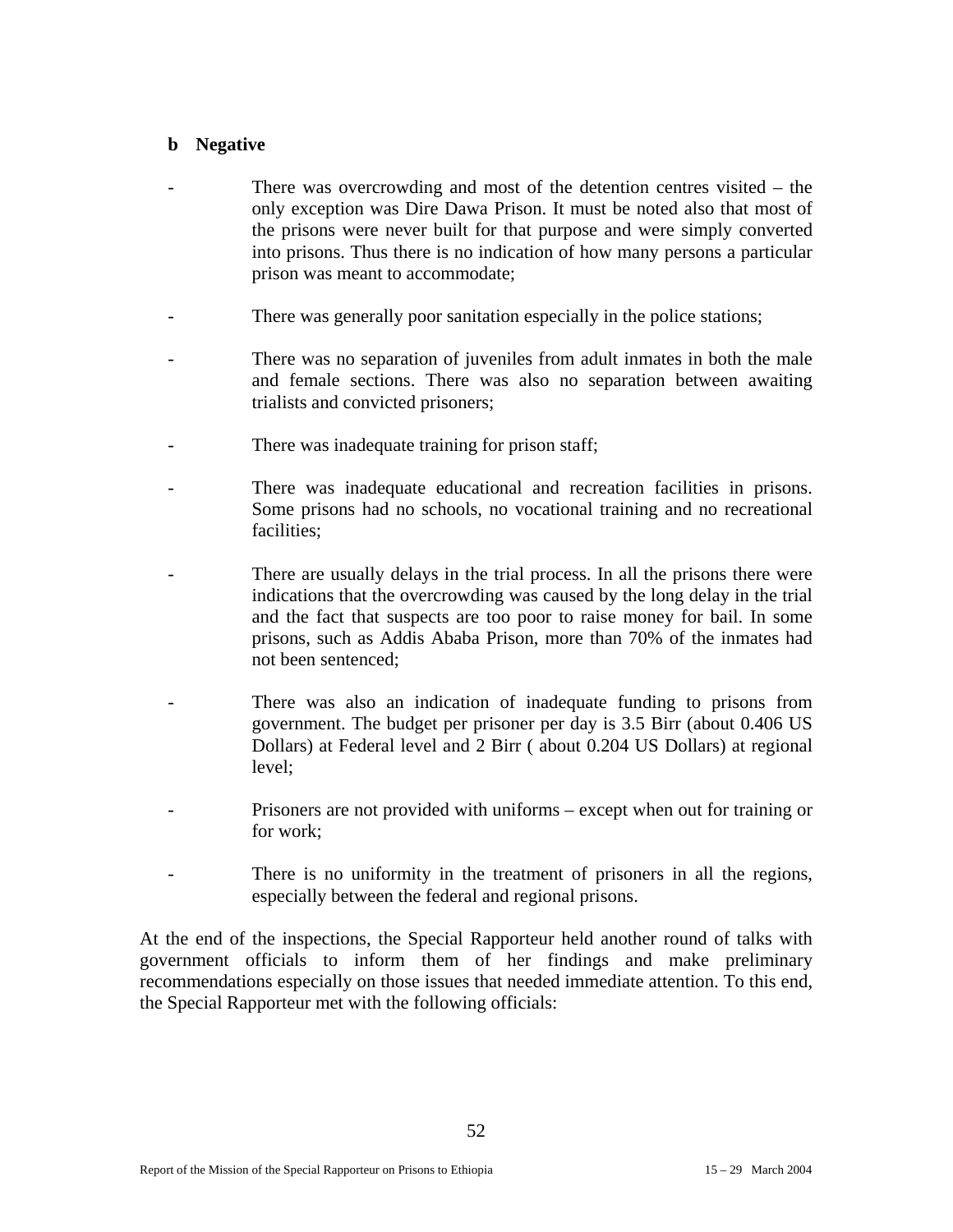**b Negative**

- There was overcrowding and most of the detention centres visited – the only exception was Dire Dawa Prison. It must be noted also that most of the prisons were never built for that purpose and were simply converted into prisons. Thus there is no indication of how many persons a particular prison was meant to accommodate;

- There was generally poor sanitation especially in the police stations;

- There was no separation of juveniles from adult inmates in both the male and female sections. There was also no separation between awaiting trialists and convicted prisoners;

- There was inadequate training for prison staff;

- There was inadequate educational and recreation facilities in prisons. Some prisons had no schools, no vocational training and no recreational facilities;

- There are usually delays in the trial process. In all the prisons there were indications that the overcrowding was caused by the long delay in the trial and the fact that suspects are too poor to raise money for bail. In some prisons, such as Addis Ababa Prison, more than 70% of the inmates had not been sentenced;

- There was also an indication of inadequate funding to prisons from government. The budget per prisoner per day is 3.5 Birr (about 0.406 US Dollars) at Federal level and 2 Birr ( about 0.204 US Dollars) at regional level;

- Prisoners are not provided with uniforms – except when out for training or for work;

- There is no uniformity in the treatment of prisoners in all the regions, especially between the federal and regional prisons.

At the end of the inspections, the Special Rapporteur held another round of talks with government officials to inform them of her findings and make preliminary recommendations especially on those issues that needed immediate attention. To this end, the Special Rapporteur met with the following officials: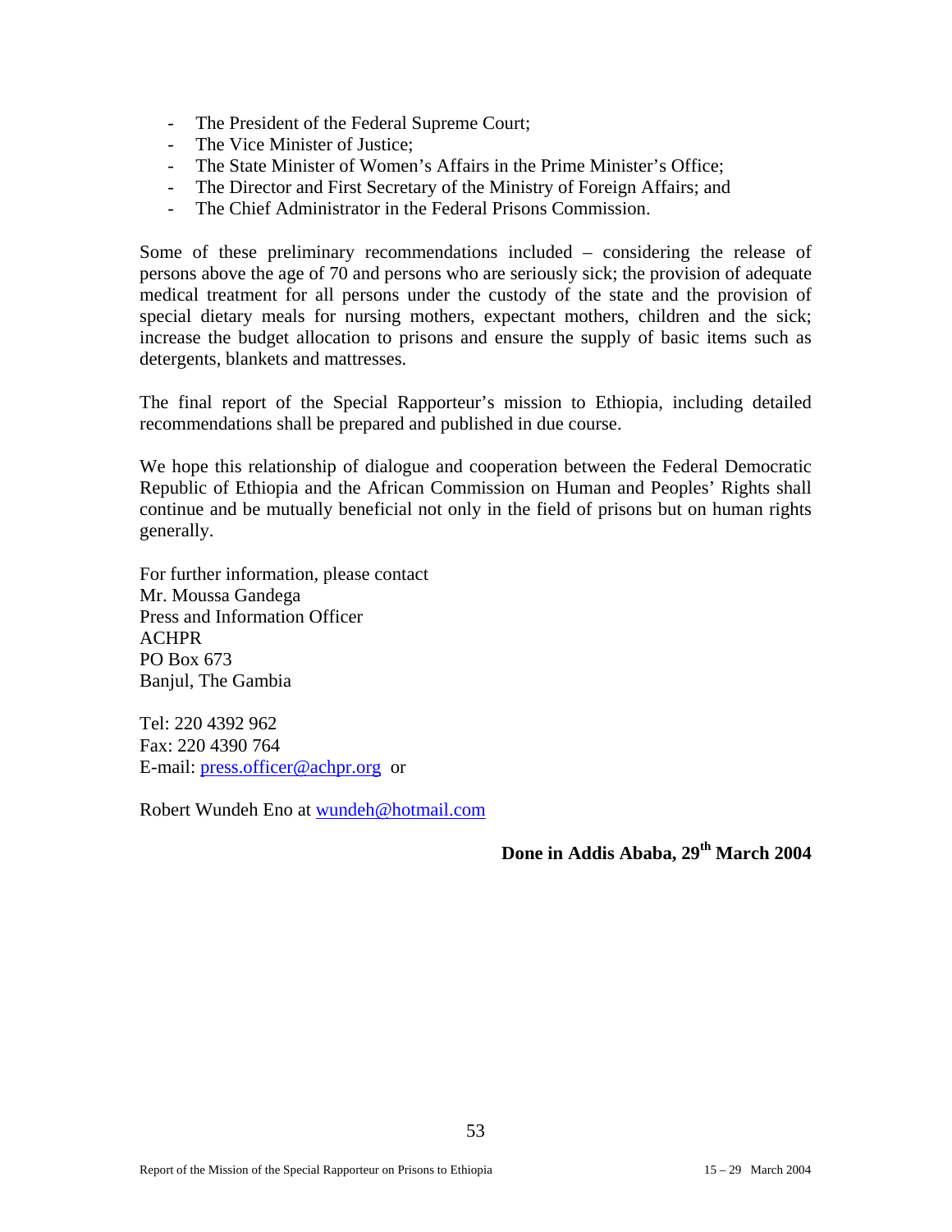- The President of the Federal Supreme Court;
- The Vice Minister of Justice;
- The State Minister of Women's Affairs in the Prime Minister's Office;
- The Director and First Secretary of the Ministry of Foreign Affairs; and
- The Chief Administrator in the Federal Prisons Commission.

Some of these preliminary recommendations included – considering the release of persons above the age of 70 and persons who are seriously sick; the provision of adequate medical treatment for all persons under the custody of the state and the provision of special dietary meals for nursing mothers, expectant mothers, children and the sick; increase the budget allocation to prisons and ensure the supply of basic items such as detergents, blankets and mattresses.

The final report of the Special Rapporteur's mission to Ethiopia, including detailed recommendations shall be prepared and published in due course.

We hope this relationship of dialogue and cooperation between the Federal Democratic Republic of Ethiopia and the African Commission on Human and Peoples' Rights shall continue and be mutually beneficial not only in the field of prisons but on human rights generally.

For further information, please contact
Mr. Moussa Gandega
Press and Information Officer
ACHPR
PO Box 673
Banjul, The Gambia

Tel: 220 4392 962
Fax: 220 4390 764
E-mail: press.officer@achpr.org or

Robert Wundeh Eno at wundeh@hotmail.com

**Done in Addis Ababa, 29th March 2004**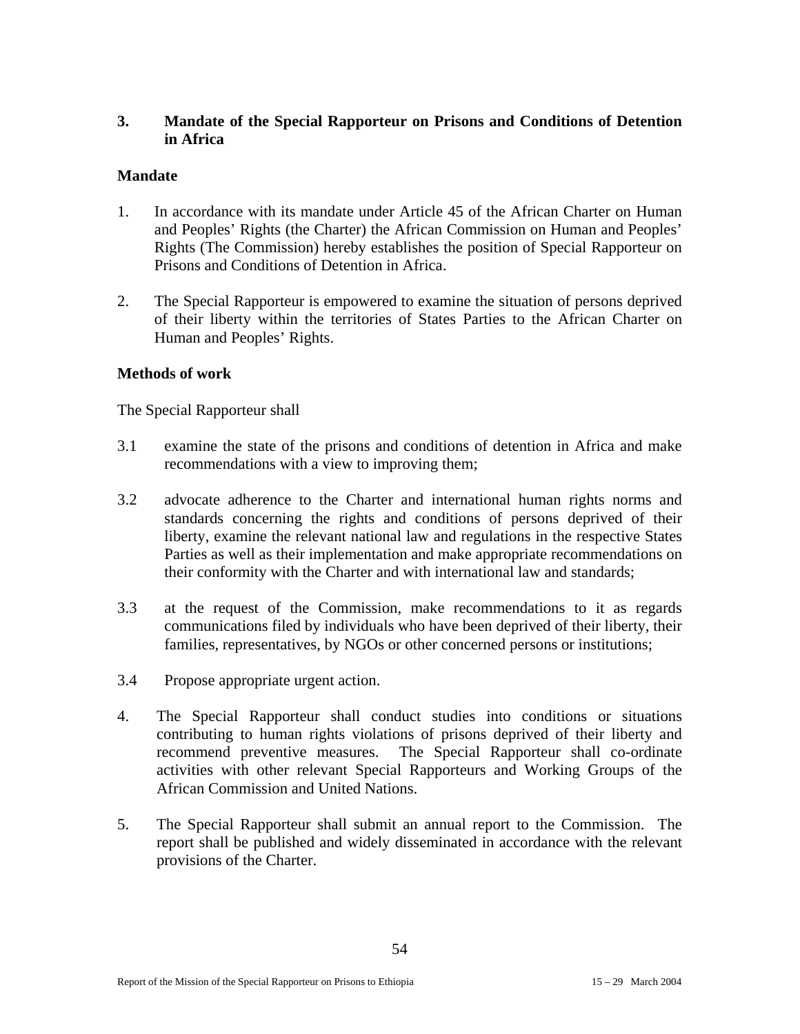## 3. Mandate of the Special Rapporteur on Prisons and Conditions of Detention in Africa

### Mandate

1. In accordance with its mandate under Article 45 of the African Charter on Human and Peoples' Rights (the Charter) the African Commission on Human and Peoples' Rights (The Commission) hereby establishes the position of Special Rapporteur on Prisons and Conditions of Detention in Africa.

2. The Special Rapporteur is empowered to examine the situation of persons deprived of their liberty within the territories of States Parties to the African Charter on Human and Peoples' Rights.

### Methods of work

The Special Rapporteur shall

3.1 examine the state of the prisons and conditions of detention in Africa and make recommendations with a view to improving them;

3.2 advocate adherence to the Charter and international human rights norms and standards concerning the rights and conditions of persons deprived of their liberty, examine the relevant national law and regulations in the respective States Parties as well as their implementation and make appropriate recommendations on their conformity with the Charter and with international law and standards;

3.3 at the request of the Commission, make recommendations to it as regards communications filed by individuals who have been deprived of their liberty, their families, representatives, by NGOs or other concerned persons or institutions;

3.4 Propose appropriate urgent action.

4. The Special Rapporteur shall conduct studies into conditions or situations contributing to human rights violations of prisons deprived of their liberty and recommend preventive measures. The Special Rapporteur shall co-ordinate activities with other relevant Special Rapporteurs and Working Groups of the African Commission and United Nations.

5. The Special Rapporteur shall submit an annual report to the Commission. The report shall be published and widely disseminated in accordance with the relevant provisions of the Charter.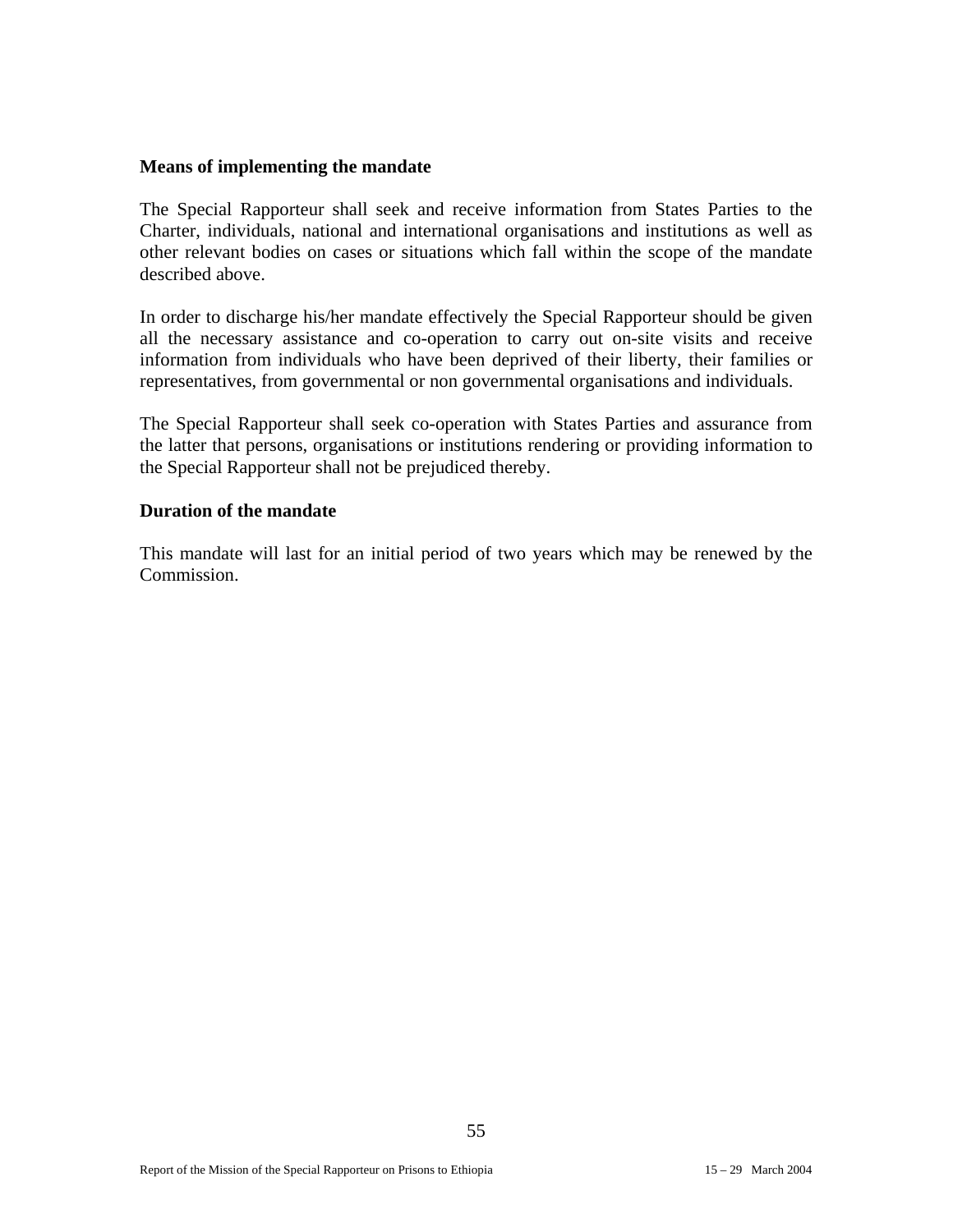**Means of implementing the mandate**

The Special Rapporteur shall seek and receive information from States Parties to the Charter, individuals, national and international organisations and institutions as well as other relevant bodies on cases or situations which fall within the scope of the mandate described above.

In order to discharge his/her mandate effectively the Special Rapporteur should be given all the necessary assistance and co-operation to carry out on-site visits and receive information from individuals who have been deprived of their liberty, their families or representatives, from governmental or non governmental organisations and individuals.

The Special Rapporteur shall seek co-operation with States Parties and assurance from the latter that persons, organisations or institutions rendering or providing information to the Special Rapporteur shall not be prejudiced thereby.

**Duration of the mandate**

This mandate will last for an initial period of two years which may be renewed by the Commission.